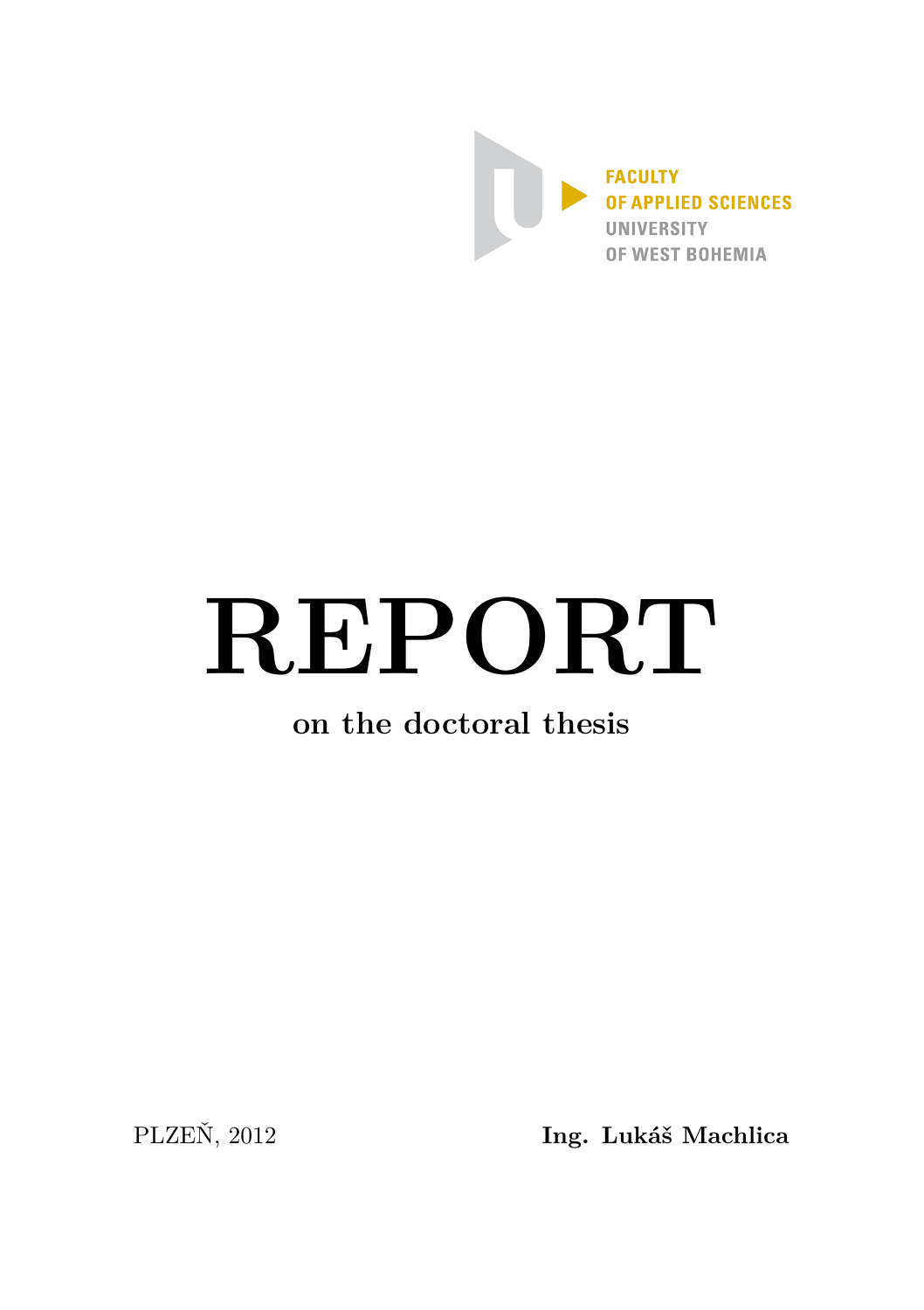FACULTY
OF APPLIED SCIENCES
UNIVERSITY
OF WEST BOHEMIA

# REPORT

## on the doctoral thesis

PLZEŇ, 2012

**Ing. Lukáš Machlica**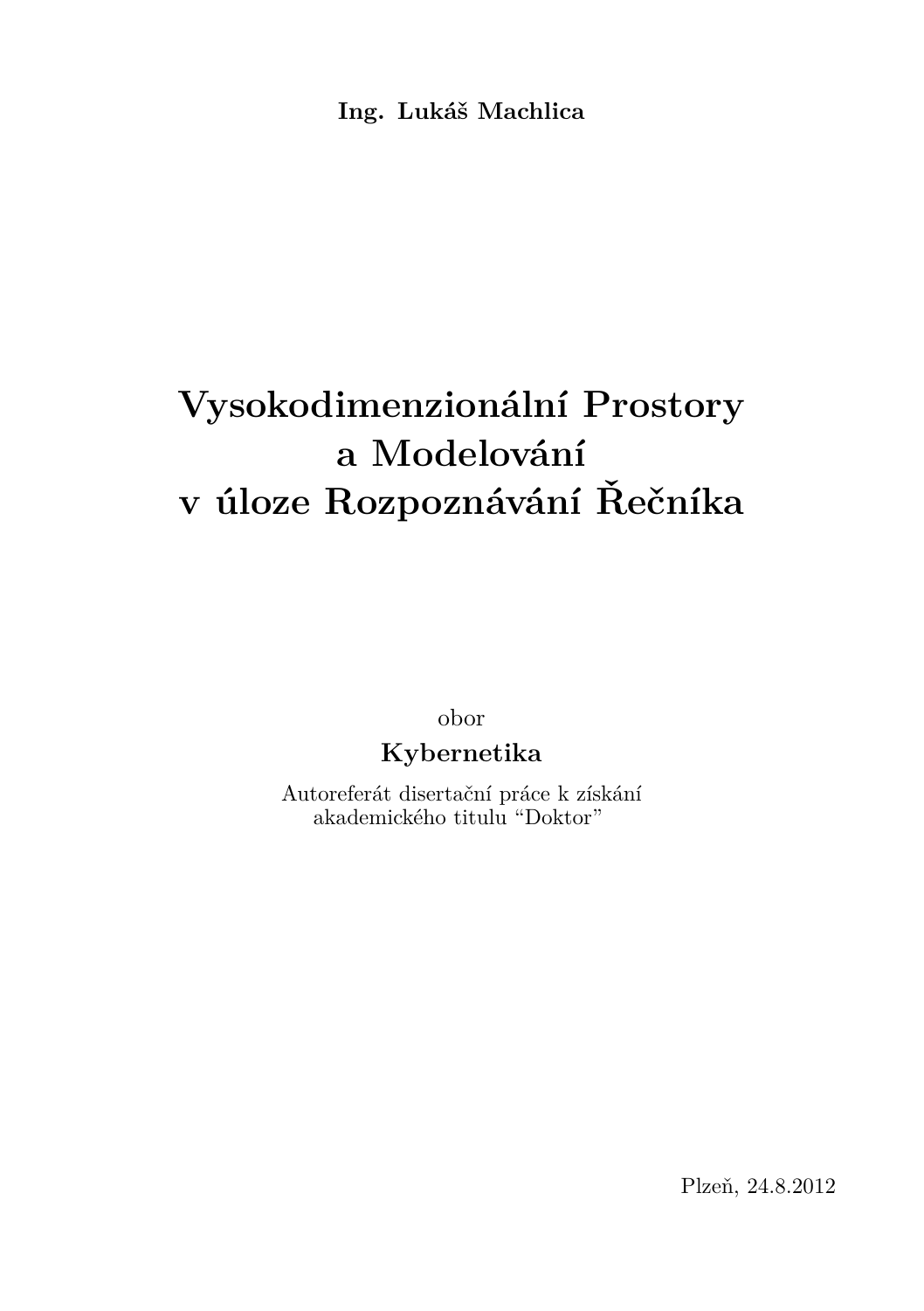**Ing. Lukáš Machlica**

# Vysokodimenzionální Prostory a Modelování v úloze Rozpoznávání Řečníka

obor

**Kybernetika**

Autoreferát disertační práce k získání akademického titulu "Doktor"

Plzeň, 24.8.2012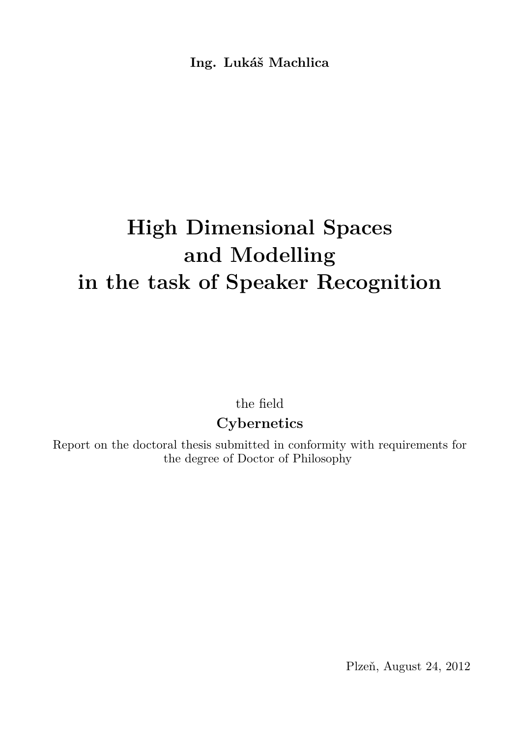**Ing. Lukáš Machlica**

# High Dimensional Spaces and Modelling in the task of Speaker Recognition

the field

**Cybernetics**

Report on the doctoral thesis submitted in conformity with requirements for the degree of Doctor of Philosophy

Plzeň, August 24, 2012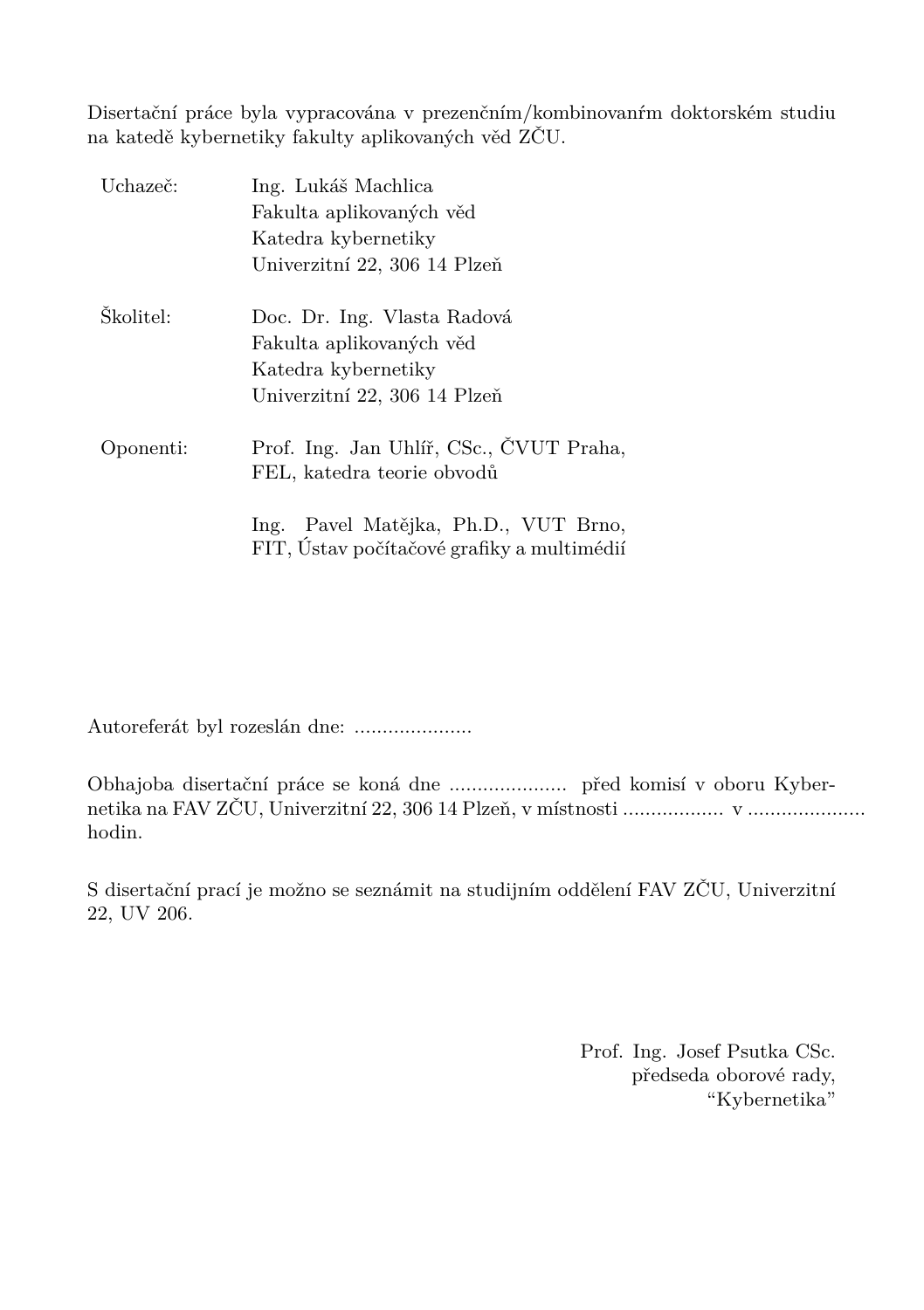Disertační práce byla vypracována v prezenčním/kombinovanŕm doktorském studiu na katedě kybernetiky fakulty aplikovaných věd ZČU.

| | |
|---|---|
| Uchazeč: | Ing. Lukáš Machlica<br>Fakulta aplikovaných věd<br>Katedra kybernetiky<br>Univerzitní 22, 306 14 Plzeň |
| Školitel: | Doc. Dr. Ing. Vlasta Radová<br>Fakulta aplikovaných věd<br>Katedra kybernetiky<br>Univerzitní 22, 306 14 Plzeň |
| Oponenti: | Prof. Ing. Jan Uhlíř, CSc., ČVUT Praha, FEL, katedra teorie obvodů<br><br>Ing. Pavel Matějka, Ph.D., VUT Brno, FIT, Ústav počítačové grafiky a multimédií |

Autoreferát byl rozeslán dne: .....................

Obhajoba disertační práce se koná dne ..................... před komisí v oboru Kybernetika na FAV ZČU, Univerzitní 22, 306 14 Plzeň, v místnosti .................. v ..................... hodin.

S disertační prací je možno se seznámit na studijním oddělení FAV ZČU, Univerzitní 22, UV 206.

Prof. Ing. Josef Psutka CSc.
předseda oborové rady,
"Kybernetika"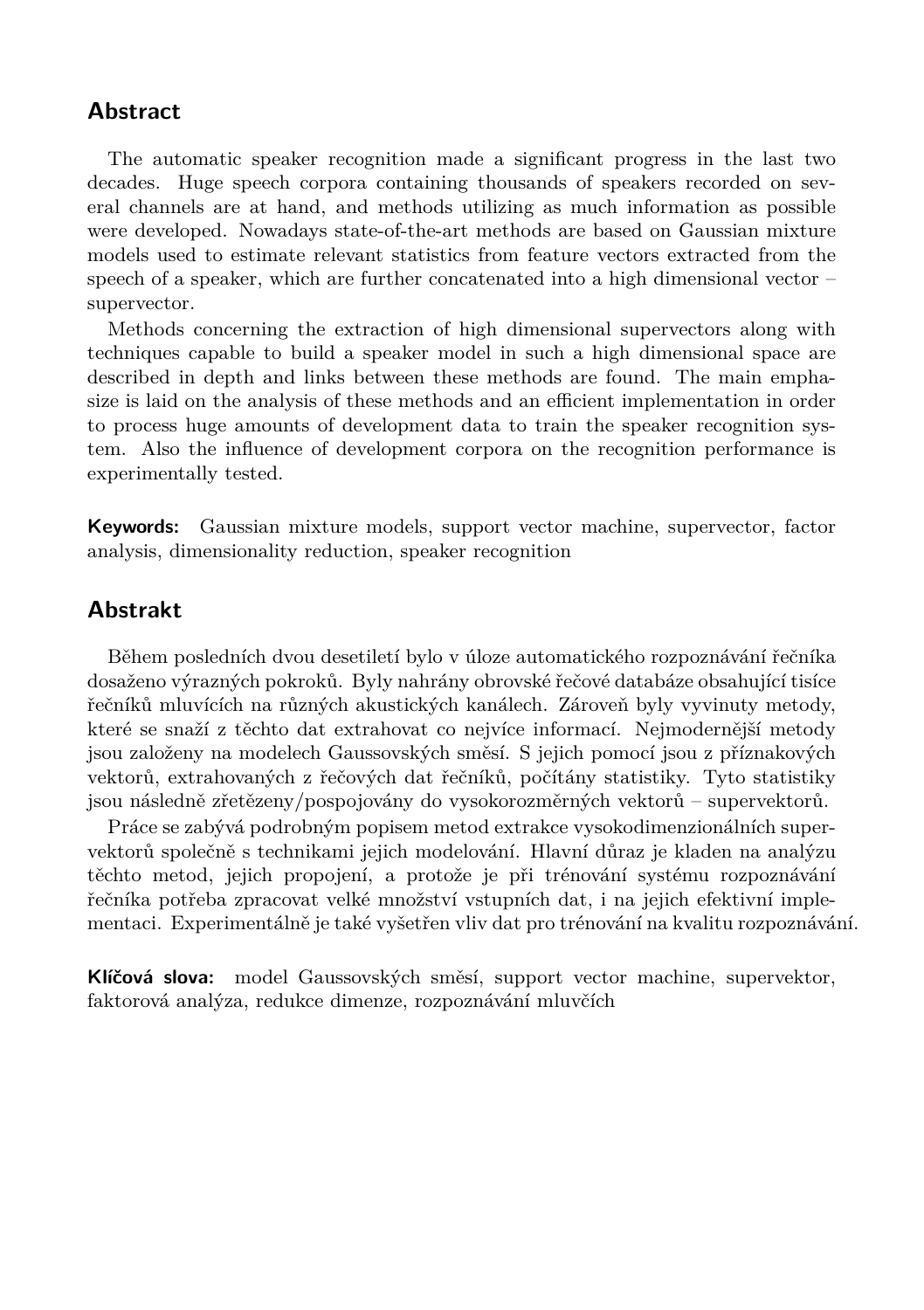## Abstract

The automatic speaker recognition made a significant progress in the last two decades. Huge speech corpora containing thousands of speakers recorded on several channels are at hand, and methods utilizing as much information as possible were developed. Nowadays state-of-the-art methods are based on Gaussian mixture models used to estimate relevant statistics from feature vectors extracted from the speech of a speaker, which are further concatenated into a high dimensional vector – supervector.

Methods concerning the extraction of high dimensional supervectors along with techniques capable to build a speaker model in such a high dimensional space are described in depth and links between these methods are found. The main emphasize is laid on the analysis of these methods and an efficient implementation in order to process huge amounts of development data to train the speaker recognition system. Also the influence of development corpora on the recognition performance is experimentally tested.

**Keywords:** Gaussian mixture models, support vector machine, supervector, factor analysis, dimensionality reduction, speaker recognition

## Abstrakt

Během posledních dvou desetiletí bylo v úloze automatického rozpoznávání řečníka dosaženo výrazných pokroků. Byly nahrány obrovské řečové databáze obsahující tisíce řečníků mluvících na různých akustických kanálech. Zároveň byly vyvinuty metody, které se snaží z těchto dat extrahovat co nejvíce informací. Nejmodernější metody jsou založeny na modelech Gaussovských směsí. S jejich pomocí jsou z příznakových vektorů, extrahovaných z řečových dat řečníků, počítány statistiky. Tyto statistiky jsou následně zřetězeny/pospojovány do vysokorozměrných vektorů – supervektorů.

Práce se zabývá podrobným popisem metod extrakce vysokodimenzionálních supervektorů společně s technikami jejich modelování. Hlavní důraz je kladen na analýzu těchto metod, jejich propojení, a protože je při trénování systému rozpoznávání řečníka potřeba zpracovat velké množství vstupních dat, i na jejich efektivní implementaci. Experimentálně je také vyšetřen vliv dat pro trénování na kvalitu rozpoznávání.

**Klíčová slova:** model Gaussovských směsí, support vector machine, supervektor, faktorová analýza, redukce dimenze, rozpoznávání mluvčích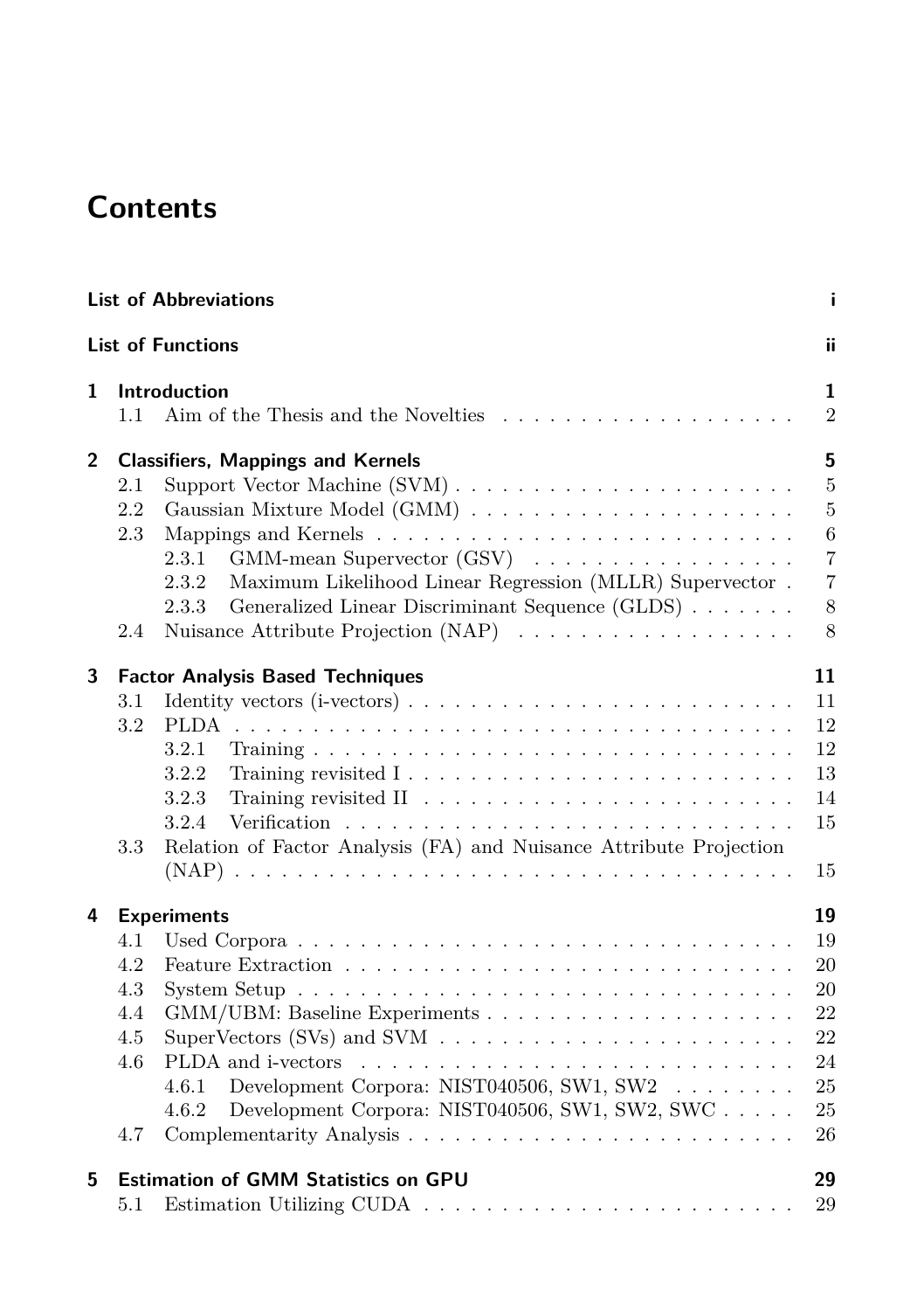# Contents

**List of Abbreviations** — i

**List of Functions** — ii

**1 Introduction** — 1
- 1.1 Aim of the Thesis and the Novelties — 2

**2 Classifiers, Mappings and Kernels** — 5
- 2.1 Support Vector Machine (SVM) — 5
- 2.2 Gaussian Mixture Model (GMM) — 5
- 2.3 Mappings and Kernels — 6
  - 2.3.1 GMM-mean Supervector (GSV) — 7
  - 2.3.2 Maximum Likelihood Linear Regression (MLLR) Supervector — 7
  - 2.3.3 Generalized Linear Discriminant Sequence (GLDS) — 8
- 2.4 Nuisance Attribute Projection (NAP) — 8

**3 Factor Analysis Based Techniques** — 11
- 3.1 Identity vectors (i-vectors) — 11
- 3.2 PLDA — 12
  - 3.2.1 Training — 12
  - 3.2.2 Training revisited I — 13
  - 3.2.3 Training revisited II — 14
  - 3.2.4 Verification — 15
- 3.3 Relation of Factor Analysis (FA) and Nuisance Attribute Projection (NAP) — 15

**4 Experiments** — 19
- 4.1 Used Corpora — 19
- 4.2 Feature Extraction — 20
- 4.3 System Setup — 20
- 4.4 GMM/UBM: Baseline Experiments — 22
- 4.5 SuperVectors (SVs) and SVM — 22
- 4.6 PLDA and i-vectors — 24
  - 4.6.1 Development Corpora: NIST040506, SW1, SW2 — 25
  - 4.6.2 Development Corpora: NIST040506, SW1, SW2, SWC — 25
- 4.7 Complementarity Analysis — 26

**5 Estimation of GMM Statistics on GPU** — 29
- 5.1 Estimation Utilizing CUDA — 29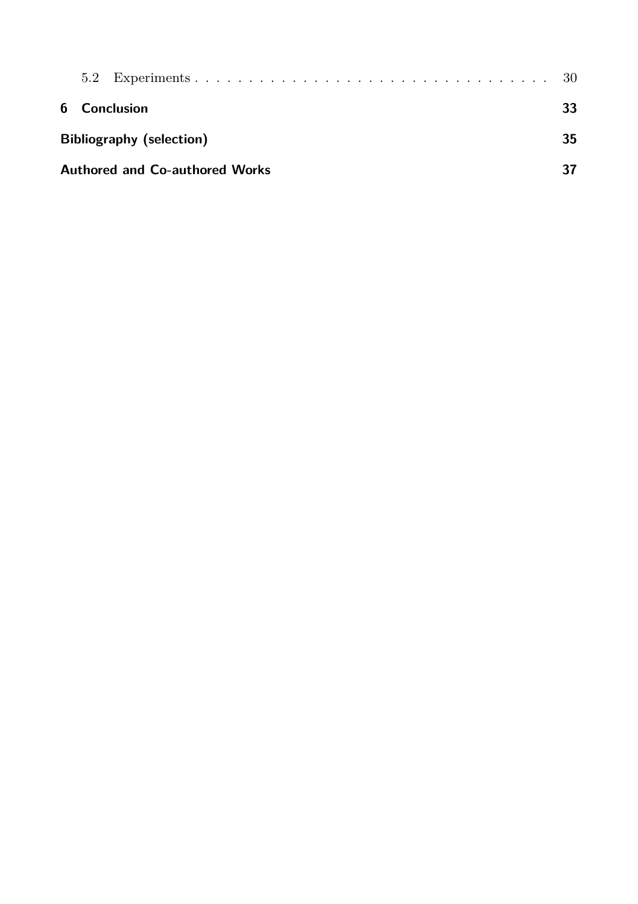5.2 Experiments . . . . . . . . . . . . . . . . . . . . . . . . . . . . . . . . 30

**6 Conclusion** **33**

**Bibliography (selection)** **35**

**Authored and Co-authored Works** **37**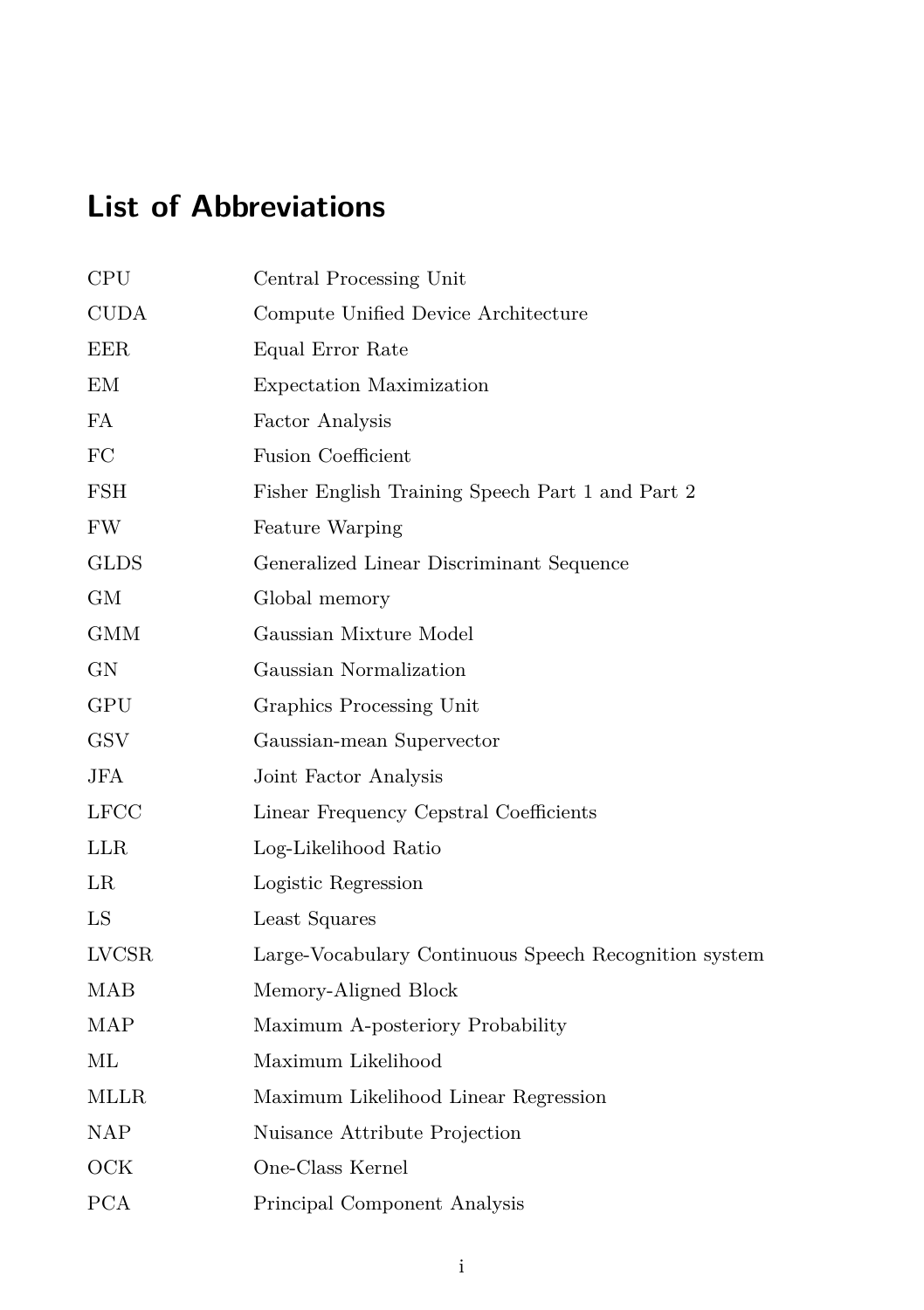# List of Abbreviations

| | |
|---|---|
| CPU | Central Processing Unit |
| CUDA | Compute Unified Device Architecture |
| EER | Equal Error Rate |
| EM | Expectation Maximization |
| FA | Factor Analysis |
| FC | Fusion Coefficient |
| FSH | Fisher English Training Speech Part 1 and Part 2 |
| FW | Feature Warping |
| GLDS | Generalized Linear Discriminant Sequence |
| GM | Global memory |
| GMM | Gaussian Mixture Model |
| GN | Gaussian Normalization |
| GPU | Graphics Processing Unit |
| GSV | Gaussian-mean Supervector |
| JFA | Joint Factor Analysis |
| LFCC | Linear Frequency Cepstral Coefficients |
| LLR | Log-Likelihood Ratio |
| LR | Logistic Regression |
| LS | Least Squares |
| LVCSR | Large-Vocabulary Continuous Speech Recognition system |
| MAB | Memory-Aligned Block |
| MAP | Maximum A-posteriory Probability |
| ML | Maximum Likelihood |
| MLLR | Maximum Likelihood Linear Regression |
| NAP | Nuisance Attribute Projection |
| OCK | One-Class Kernel |
| PCA | Principal Component Analysis |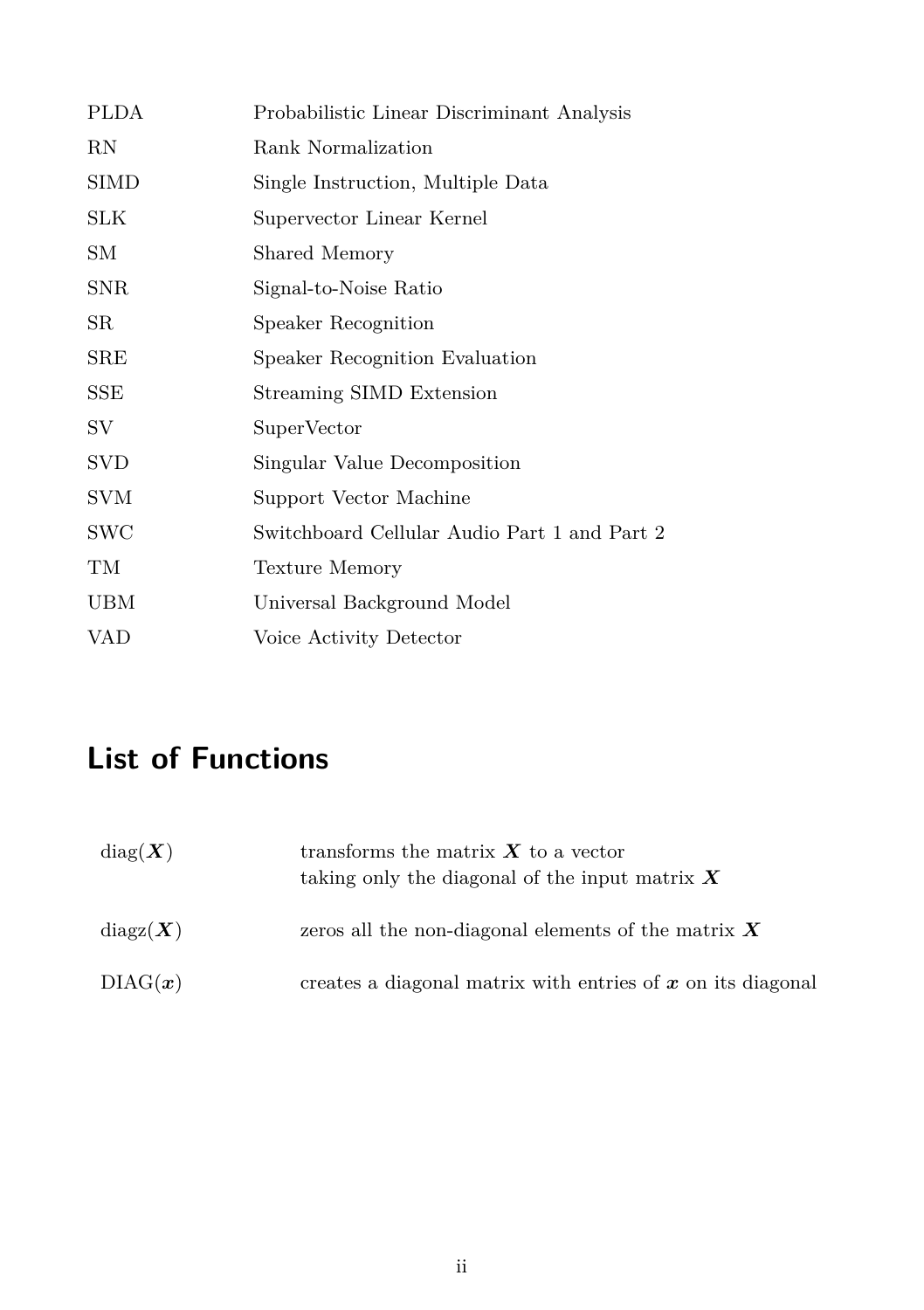| | |
|---|---|
| PLDA | Probabilistic Linear Discriminant Analysis |
| RN | Rank Normalization |
| SIMD | Single Instruction, Multiple Data |
| SLK | Supervector Linear Kernel |
| SM | Shared Memory |
| SNR | Signal-to-Noise Ratio |
| SR | Speaker Recognition |
| SRE | Speaker Recognition Evaluation |
| SSE | Streaming SIMD Extension |
| SV | SuperVector |
| SVD | Singular Value Decomposition |
| SVM | Support Vector Machine |
| SWC | Switchboard Cellular Audio Part 1 and Part 2 |
| TM | Texture Memory |
| UBM | Universal Background Model |
| VAD | Voice Activity Detector |

# List of Functions

| | |
|---|---|
| $\mathrm{diag}(\boldsymbol{X})$ | transforms the matrix $\boldsymbol{X}$ to a vector taking only the diagonal of the input matrix $\boldsymbol{X}$ |
| $\mathrm{diagz}(\boldsymbol{X})$ | zeros all the non-diagonal elements of the matrix $\boldsymbol{X}$ |
| $\mathrm{DIAG}(\boldsymbol{x})$ | creates a diagonal matrix with entries of $\boldsymbol{x}$ on its diagonal |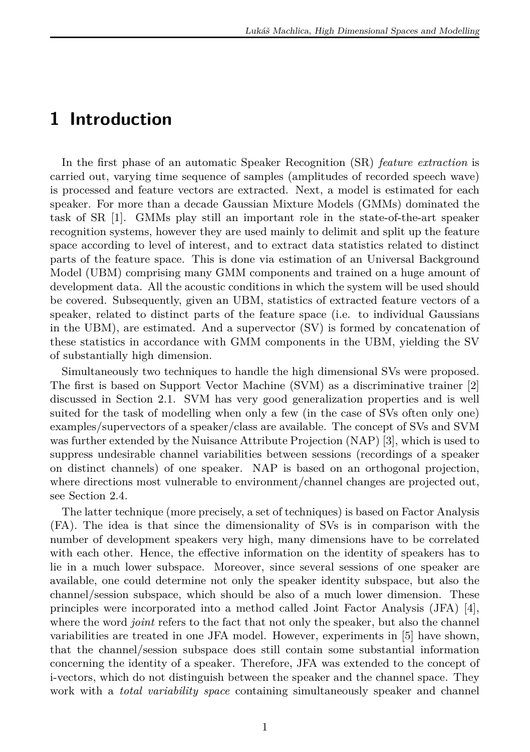# 1 Introduction

In the first phase of an automatic Speaker Recognition (SR) *feature extraction* is carried out, varying time sequence of samples (amplitudes of recorded speech wave) is processed and feature vectors are extracted. Next, a model is estimated for each speaker. For more than a decade Gaussian Mixture Models (GMMs) dominated the task of SR [1]. GMMs play still an important role in the state-of-the-art speaker recognition systems, however they are used mainly to delimit and split up the feature space according to level of interest, and to extract data statistics related to distinct parts of the feature space. This is done via estimation of an Universal Background Model (UBM) comprising many GMM components and trained on a huge amount of development data. All the acoustic conditions in which the system will be used should be covered. Subsequently, given an UBM, statistics of extracted feature vectors of a speaker, related to distinct parts of the feature space (i.e. to individual Gaussians in the UBM), are estimated. And a supervector (SV) is formed by concatenation of these statistics in accordance with GMM components in the UBM, yielding the SV of substantially high dimension.

Simultaneously two techniques to handle the high dimensional SVs were proposed. The first is based on Support Vector Machine (SVM) as a discriminative trainer [2] discussed in Section 2.1. SVM has very good generalization properties and is well suited for the task of modelling when only a few (in the case of SVs often only one) examples/supervectors of a speaker/class are available. The concept of SVs and SVM was further extended by the Nuisance Attribute Projection (NAP) [3], which is used to suppress undesirable channel variabilities between sessions (recordings of a speaker on distinct channels) of one speaker. NAP is based on an orthogonal projection, where directions most vulnerable to environment/channel changes are projected out, see Section 2.4.

The latter technique (more precisely, a set of techniques) is based on Factor Analysis (FA). The idea is that since the dimensionality of SVs is in comparison with the number of development speakers very high, many dimensions have to be correlated with each other. Hence, the effective information on the identity of speakers has to lie in a much lower subspace. Moreover, since several sessions of one speaker are available, one could determine not only the speaker identity subspace, but also the channel/session subspace, which should be also of a much lower dimension. These principles were incorporated into a method called Joint Factor Analysis (JFA) [4], where the word *joint* refers to the fact that not only the speaker, but also the channel variabilities are treated in one JFA model. However, experiments in [5] have shown, that the channel/session subspace does still contain some substantial information concerning the identity of a speaker. Therefore, JFA was extended to the concept of i-vectors, which do not distinguish between the speaker and the channel space. They work with a *total variability space* containing simultaneously speaker and channel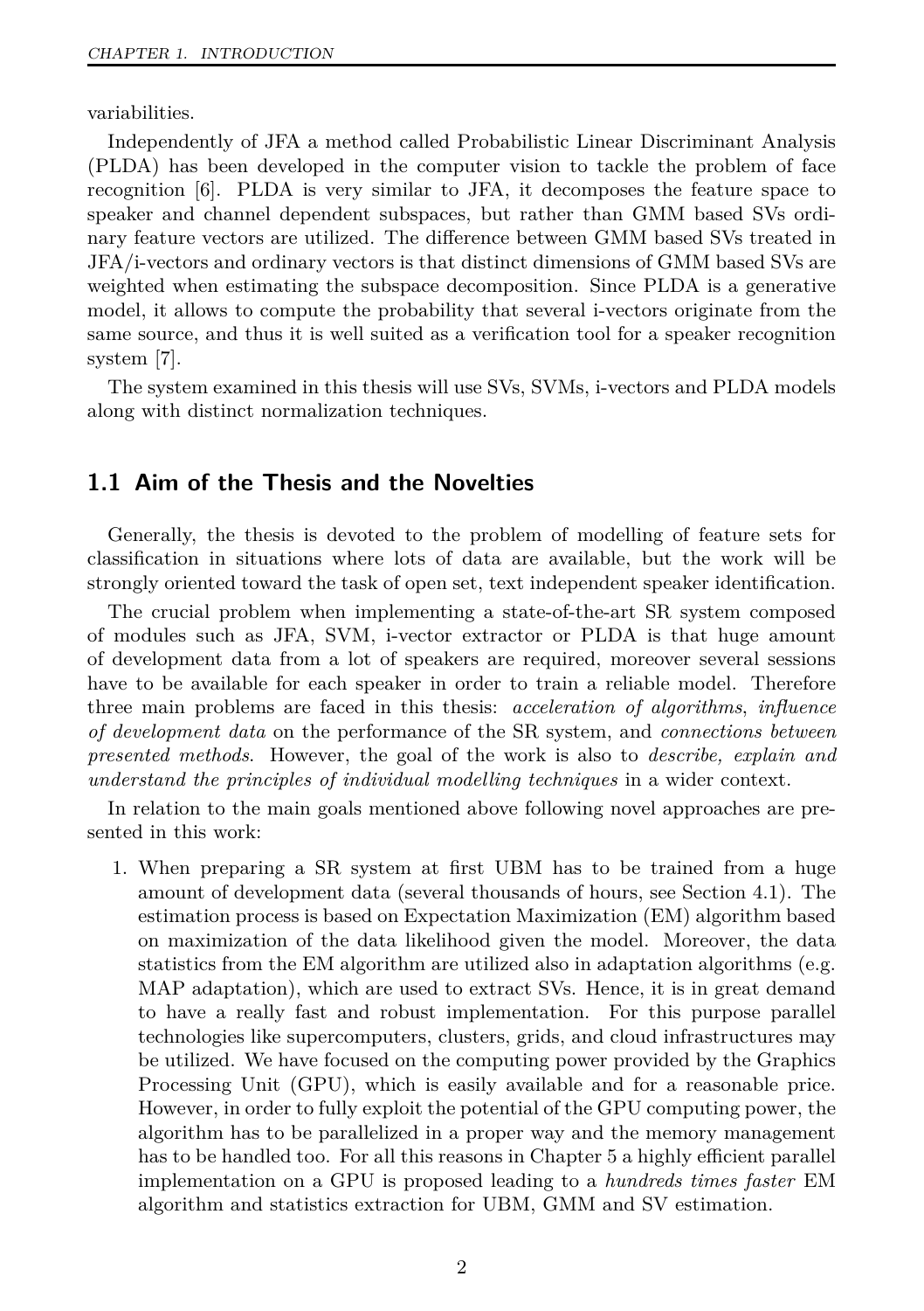variabilities.

Independently of JFA a method called Probabilistic Linear Discriminant Analysis (PLDA) has been developed in the computer vision to tackle the problem of face recognition [6]. PLDA is very similar to JFA, it decomposes the feature space to speaker and channel dependent subspaces, but rather than GMM based SVs ordinary feature vectors are utilized. The difference between GMM based SVs treated in JFA/i-vectors and ordinary vectors is that distinct dimensions of GMM based SVs are weighted when estimating the subspace decomposition. Since PLDA is a generative model, it allows to compute the probability that several i-vectors originate from the same source, and thus it is well suited as a verification tool for a speaker recognition system [7].

The system examined in this thesis will use SVs, SVMs, i-vectors and PLDA models along with distinct normalization techniques.

## 1.1 Aim of the Thesis and the Novelties

Generally, the thesis is devoted to the problem of modelling of feature sets for classification in situations where lots of data are available, but the work will be strongly oriented toward the task of open set, text independent speaker identification.

The crucial problem when implementing a state-of-the-art SR system composed of modules such as JFA, SVM, i-vector extractor or PLDA is that huge amount of development data from a lot of speakers are required, moreover several sessions have to be available for each speaker in order to train a reliable model. Therefore three main problems are faced in this thesis: *acceleration of algorithms*, *influence of development data* on the performance of the SR system, and *connections between presented methods*. However, the goal of the work is also to *describe, explain and understand the principles of individual modelling techniques* in a wider context.

In relation to the main goals mentioned above following novel approaches are presented in this work:

1. When preparing a SR system at first UBM has to be trained from a huge amount of development data (several thousands of hours, see Section 4.1). The estimation process is based on Expectation Maximization (EM) algorithm based on maximization of the data likelihood given the model. Moreover, the data statistics from the EM algorithm are utilized also in adaptation algorithms (e.g. MAP adaptation), which are used to extract SVs. Hence, it is in great demand to have a really fast and robust implementation. For this purpose parallel technologies like supercomputers, clusters, grids, and cloud infrastructures may be utilized. We have focused on the computing power provided by the Graphics Processing Unit (GPU), which is easily available and for a reasonable price. However, in order to fully exploit the potential of the GPU computing power, the algorithm has to be parallelized in a proper way and the memory management has to be handled too. For all this reasons in Chapter 5 a highly efficient parallel implementation on a GPU is proposed leading to a *hundreds times faster* EM algorithm and statistics extraction for UBM, GMM and SV estimation.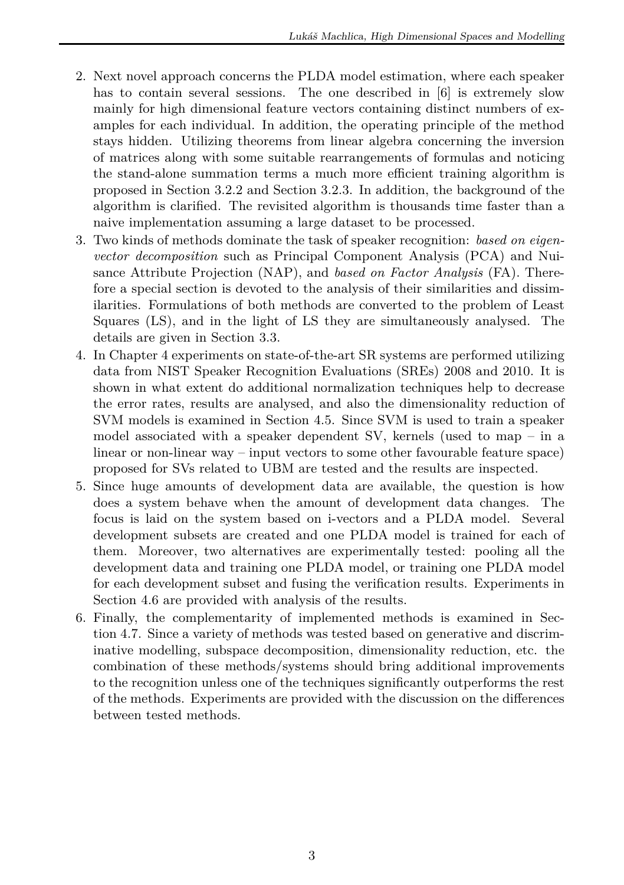2. Next novel approach concerns the PLDA model estimation, where each speaker has to contain several sessions. The one described in [6] is extremely slow mainly for high dimensional feature vectors containing distinct numbers of examples for each individual. In addition, the operating principle of the method stays hidden. Utilizing theorems from linear algebra concerning the inversion of matrices along with some suitable rearrangements of formulas and noticing the stand-alone summation terms a much more efficient training algorithm is proposed in Section 3.2.2 and Section 3.2.3. In addition, the background of the algorithm is clarified. The revisited algorithm is thousands time faster than a naive implementation assuming a large dataset to be processed.
3. Two kinds of methods dominate the task of speaker recognition: *based on eigenvector decomposition* such as Principal Component Analysis (PCA) and Nuisance Attribute Projection (NAP), and *based on Factor Analysis* (FA). Therefore a special section is devoted to the analysis of their similarities and dissimilarities. Formulations of both methods are converted to the problem of Least Squares (LS), and in the light of LS they are simultaneously analysed. The details are given in Section 3.3.
4. In Chapter 4 experiments on state-of-the-art SR systems are performed utilizing data from NIST Speaker Recognition Evaluations (SREs) 2008 and 2010. It is shown in what extent do additional normalization techniques help to decrease the error rates, results are analysed, and also the dimensionality reduction of SVM models is examined in Section 4.5. Since SVM is used to train a speaker model associated with a speaker dependent SV, kernels (used to map – in a linear or non-linear way – input vectors to some other favourable feature space) proposed for SVs related to UBM are tested and the results are inspected.
5. Since huge amounts of development data are available, the question is how does a system behave when the amount of development data changes. The focus is laid on the system based on i-vectors and a PLDA model. Several development subsets are created and one PLDA model is trained for each of them. Moreover, two alternatives are experimentally tested: pooling all the development data and training one PLDA model, or training one PLDA model for each development subset and fusing the verification results. Experiments in Section 4.6 are provided with analysis of the results.
6. Finally, the complementarity of implemented methods is examined in Section 4.7. Since a variety of methods was tested based on generative and discriminative modelling, subspace decomposition, dimensionality reduction, etc. the combination of these methods/systems should bring additional improvements to the recognition unless one of the techniques significantly outperforms the rest of the methods. Experiments are provided with the discussion on the differences between tested methods.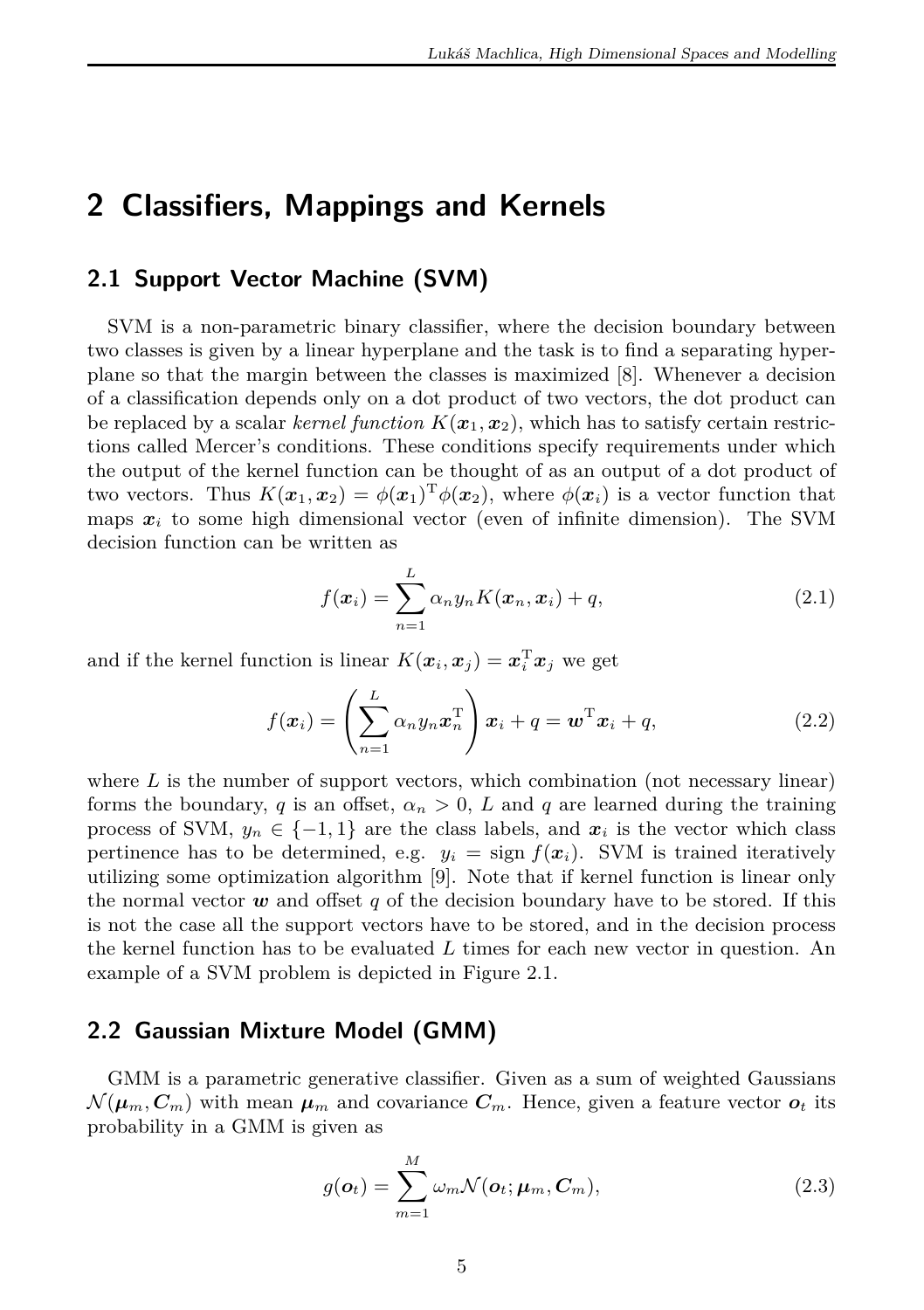# 2 Classifiers, Mappings and Kernels

## 2.1 Support Vector Machine (SVM)

SVM is a non-parametric binary classifier, where the decision boundary between two classes is given by a linear hyperplane and the task is to find a separating hyperplane so that the margin between the classes is maximized [8]. Whenever a decision of a classification depends only on a dot product of two vectors, the dot product can be replaced by a scalar *kernel function* $K(\boldsymbol{x}_1, \boldsymbol{x}_2)$, which has to satisfy certain restrictions called Mercer's conditions. These conditions specify requirements under which the output of the kernel function can be thought of as an output of a dot product of two vectors. Thus $K(\boldsymbol{x}_1, \boldsymbol{x}_2) = \phi(\boldsymbol{x}_1)^{\mathrm{T}}\phi(\boldsymbol{x}_2)$, where $\phi(\boldsymbol{x}_i)$ is a vector function that maps $\boldsymbol{x}_i$ to some high dimensional vector (even of infinite dimension). The SVM decision function can be written as

$$f(\boldsymbol{x}_i) = \sum_{n=1}^{L} \alpha_n y_n K(\boldsymbol{x}_n, \boldsymbol{x}_i) + q, \tag{2.1}$$

and if the kernel function is linear $K(\boldsymbol{x}_i, \boldsymbol{x}_j) = \boldsymbol{x}_i^{\mathrm{T}}\boldsymbol{x}_j$ we get

$$f(\boldsymbol{x}_i) = \left( \sum_{n=1}^{L} \alpha_n y_n \boldsymbol{x}_n^{\mathrm{T}} \right) \boldsymbol{x}_i + q = \boldsymbol{w}^{\mathrm{T}}\boldsymbol{x}_i + q, \tag{2.2}$$

where $L$ is the number of support vectors, which combination (not necessary linear) forms the boundary, $q$ is an offset, $\alpha_n > 0$, $L$ and $q$ are learned during the training process of SVM, $y_n \in \{-1, 1\}$ are the class labels, and $\boldsymbol{x}_i$ is the vector which class pertinence has to be determined, e.g. $y_i = \operatorname{sign} f(\boldsymbol{x}_i)$. SVM is trained iteratively utilizing some optimization algorithm [9]. Note that if kernel function is linear only the normal vector $\boldsymbol{w}$ and offset $q$ of the decision boundary have to be stored. If this is not the case all the support vectors have to be stored, and in the decision process the kernel function has to be evaluated $L$ times for each new vector in question. An example of a SVM problem is depicted in Figure 2.1.

## 2.2 Gaussian Mixture Model (GMM)

GMM is a parametric generative classifier. Given as a sum of weighted Gaussians $\mathcal{N}(\boldsymbol{\mu}_m, \boldsymbol{C}_m)$ with mean $\boldsymbol{\mu}_m$ and covariance $\boldsymbol{C}_m$. Hence, given a feature vector $\boldsymbol{o}_t$ its probability in a GMM is given as

$$g(\boldsymbol{o}_t) = \sum_{m=1}^{M} \omega_m \mathcal{N}(\boldsymbol{o}_t; \boldsymbol{\mu}_m, \boldsymbol{C}_m), \tag{2.3}$$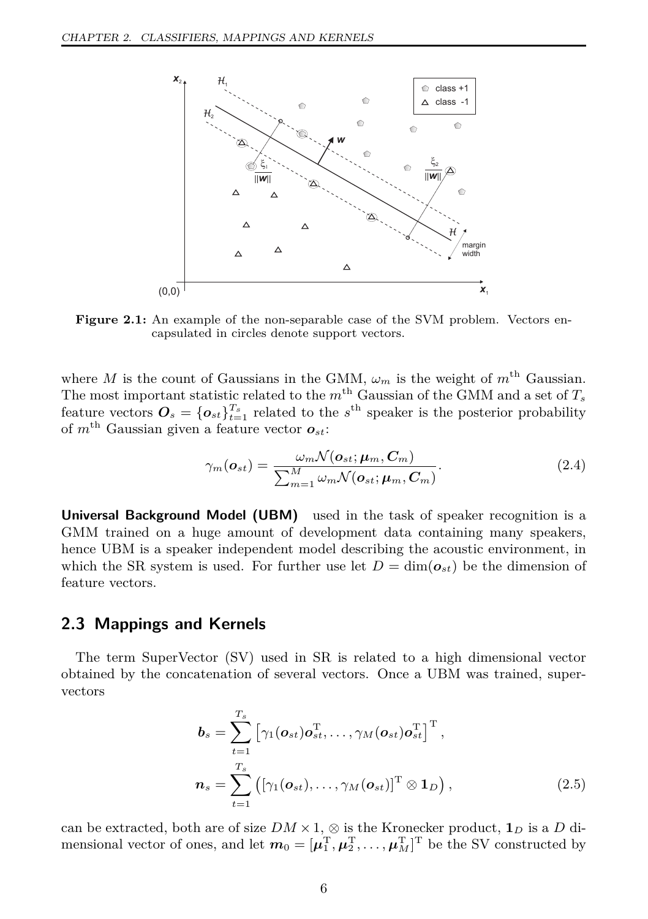**Figure 2.1:** An example of the non-separable case of the SVM problem. Vectors encapsulated in circles denote support vectors.

where $M$ is the count of Gaussians in the GMM, $\omega_m$ is the weight of $m^{\text{th}}$ Gaussian. The most important statistic related to the $m^{\text{th}}$ Gaussian of the GMM and a set of $T_s$ feature vectors $\boldsymbol{O}_s = \{\boldsymbol{o}_{st}\}_{t=1}^{T_s}$ related to the $s^{\text{th}}$ speaker is the posterior probability of $m^{\text{th}}$ Gaussian given a feature vector $\boldsymbol{o}_{st}$:

$$\gamma_m(\boldsymbol{o}_{st}) = \frac{\omega_m \mathcal{N}(\boldsymbol{o}_{st}; \boldsymbol{\mu}_m, \boldsymbol{C}_m)}{\sum_{m=1}^{M} \omega_m \mathcal{N}(\boldsymbol{o}_{st}; \boldsymbol{\mu}_m, \boldsymbol{C}_m)}. \tag{2.4}$$

**Universal Background Model (UBM)** used in the task of speaker recognition is a GMM trained on a huge amount of development data containing many speakers, hence UBM is a speaker independent model describing the acoustic environment, in which the SR system is used. For further use let $D = \dim(\boldsymbol{o}_{st})$ be the dimension of feature vectors.

## 2.3 Mappings and Kernels

The term SuperVector (SV) used in SR is related to a high dimensional vector obtained by the concatenation of several vectors. Once a UBM was trained, supervectors

$$\begin{aligned}
\boldsymbol{b}_s &= \sum_{t=1}^{T_s} \left[\gamma_1(\boldsymbol{o}_{st})\boldsymbol{o}_{st}^{\mathrm{T}}, \ldots, \gamma_M(\boldsymbol{o}_{st})\boldsymbol{o}_{st}^{\mathrm{T}}\right]^{\mathrm{T}}, \\
\boldsymbol{n}_s &= \sum_{t=1}^{T_s} \left( \left[\gamma_1(\boldsymbol{o}_{st}), \ldots, \gamma_M(\boldsymbol{o}_{st})\right]^{\mathrm{T}} \otimes \mathbf{1}_D \right),
\end{aligned} \tag{2.5}$$

can be extracted, both are of size $DM \times 1$, $\otimes$ is the Kronecker product, $\mathbf{1}_D$ is a $D$ dimensional vector of ones, and let $\boldsymbol{m}_0 = [\boldsymbol{\mu}_1^{\mathrm{T}}, \boldsymbol{\mu}_2^{\mathrm{T}}, \ldots, \boldsymbol{\mu}_M^{\mathrm{T}}]^{\mathrm{T}}$ be the SV constructed by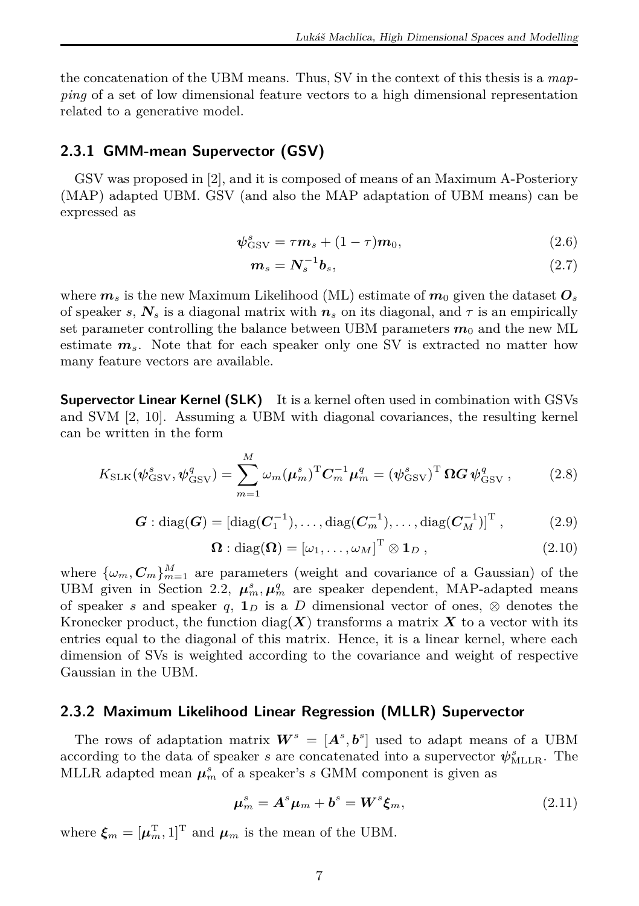the concatenation of the UBM means. Thus, SV in the context of this thesis is a *mapping* of a set of low dimensional feature vectors to a high dimensional representation related to a generative model.

### 2.3.1 GMM-mean Supervector (GSV)

GSV was proposed in [2], and it is composed of means of an Maximum A-Posteriory (MAP) adapted UBM. GSV (and also the MAP adaptation of UBM means) can be expressed as

$$\boldsymbol{\psi}^s_{\mathrm{GSV}} = \tau \boldsymbol{m}_s + (1-\tau)\boldsymbol{m}_0, \tag{2.6}$$

$$\boldsymbol{m}_s = \boldsymbol{N}_s^{-1}\boldsymbol{b}_s, \tag{2.7}$$

where $\boldsymbol{m}_s$ is the new Maximum Likelihood (ML) estimate of $\boldsymbol{m}_0$ given the dataset $\boldsymbol{O}_s$ of speaker $s$, $\boldsymbol{N}_s$ is a diagonal matrix with $\boldsymbol{n}_s$ on its diagonal, and $\tau$ is an empirically set parameter controlling the balance between UBM parameters $\boldsymbol{m}_0$ and the new ML estimate $\boldsymbol{m}_s$. Note that for each speaker only one SV is extracted no matter how many feature vectors are available.

**Supervector Linear Kernel (SLK)** It is a kernel often used in combination with GSVs and SVM [2, 10]. Assuming a UBM with diagonal covariances, the resulting kernel can be written in the form

$$K_{\mathrm{SLK}}(\boldsymbol{\psi}^s_{\mathrm{GSV}}, \boldsymbol{\psi}^q_{\mathrm{GSV}}) = \sum_{m=1}^{M} \omega_m (\boldsymbol{\mu}^s_m)^{\mathrm{T}} \boldsymbol{C}_m^{-1} \boldsymbol{\mu}^q_m = (\boldsymbol{\psi}^s_{\mathrm{GSV}})^{\mathrm{T}} \boldsymbol{\Omega} \boldsymbol{G}\, \boldsymbol{\psi}^q_{\mathrm{GSV}}\,, \tag{2.8}$$

$$\boldsymbol{G} : \mathrm{diag}(\boldsymbol{G}) = [\mathrm{diag}(\boldsymbol{C}_1^{-1}), \ldots, \mathrm{diag}(\boldsymbol{C}_m^{-1}), \ldots, \mathrm{diag}(\boldsymbol{C}_M^{-1})]^{\mathrm{T}}\,, \tag{2.9}$$

$$\boldsymbol{\Omega} : \mathrm{diag}(\boldsymbol{\Omega}) = [\omega_1, \ldots, \omega_M]^{\mathrm{T}} \otimes \boldsymbol{1}_D\,, \tag{2.10}$$

where $\{\omega_m, \boldsymbol{C}_m\}_{m=1}^M$ are parameters (weight and covariance of a Gaussian) of the UBM given in Section 2.2, $\boldsymbol{\mu}^s_m, \boldsymbol{\mu}^q_m$ are speaker dependent, MAP-adapted means of speaker $s$ and speaker $q$, $\boldsymbol{1}_D$ is a $D$ dimensional vector of ones, $\otimes$ denotes the Kronecker product, the function $\mathrm{diag}(\boldsymbol{X})$ transforms a matrix $\boldsymbol{X}$ to a vector with its entries equal to the diagonal of this matrix. Hence, it is a linear kernel, where each dimension of SVs is weighted according to the covariance and weight of respective Gaussian in the UBM.

### 2.3.2 Maximum Likelihood Linear Regression (MLLR) Supervector

The rows of adaptation matrix $\boldsymbol{W}^s = [\boldsymbol{A}^s, \boldsymbol{b}^s]$ used to adapt means of a UBM according to the data of speaker $s$ are concatenated into a supervector $\boldsymbol{\psi}^s_{\mathrm{MLLR}}$. The MLLR adapted mean $\boldsymbol{\mu}^s_m$ of a speaker's $s$ GMM component is given as

$$\boldsymbol{\mu}^s_m = \boldsymbol{A}^s \boldsymbol{\mu}_m + \boldsymbol{b}^s = \boldsymbol{W}^s \boldsymbol{\xi}_m, \tag{2.11}$$

where $\boldsymbol{\xi}_m = [\boldsymbol{\mu}_m^{\mathrm{T}}, 1]^{\mathrm{T}}$ and $\boldsymbol{\mu}_m$ is the mean of the UBM.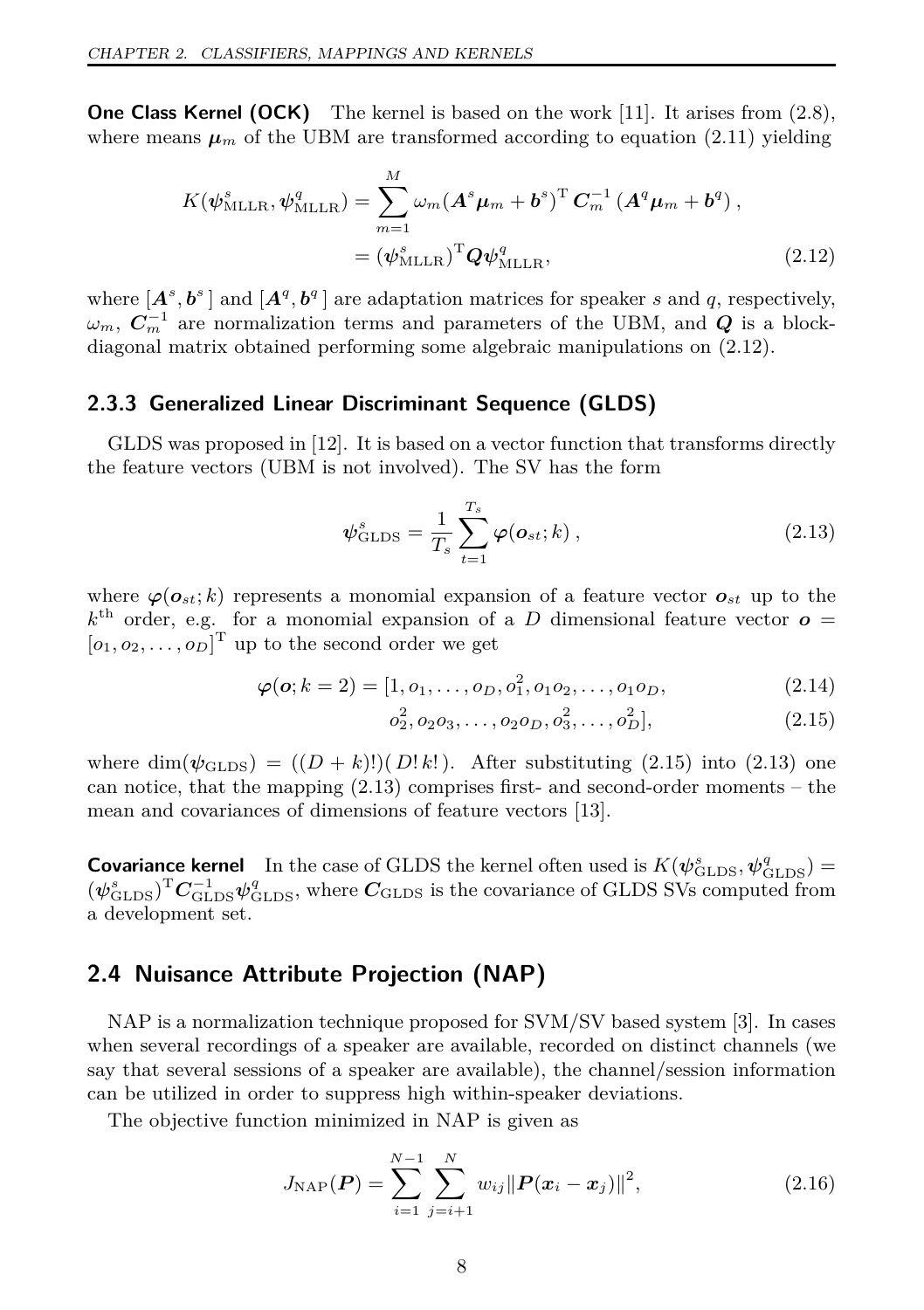**One Class Kernel (OCK)** The kernel is based on the work [11]. It arises from (2.8), where means $\boldsymbol{\mu}_m$ of the UBM are transformed according to equation (2.11) yielding

$$
\begin{aligned}
K(\boldsymbol{\psi}^s_{\mathrm{MLLR}}, \boldsymbol{\psi}^q_{\mathrm{MLLR}}) &= \sum_{m=1}^{M} \omega_m (\boldsymbol{A}^s \boldsymbol{\mu}_m + \boldsymbol{b}^s)^{\mathrm{T}} \boldsymbol{C}_m^{-1} (\boldsymbol{A}^q \boldsymbol{\mu}_m + \boldsymbol{b}^q)\,, \\
&= (\boldsymbol{\psi}^s_{\mathrm{MLLR}})^{\mathrm{T}} \boldsymbol{Q} \boldsymbol{\psi}^q_{\mathrm{MLLR}},
\end{aligned} \tag{2.12}
$$

where $[\boldsymbol{A}^s, \boldsymbol{b}^s]$ and $[\boldsymbol{A}^q, \boldsymbol{b}^q]$ are adaptation matrices for speaker $s$ and $q$, respectively, $\omega_m$, $\boldsymbol{C}_m^{-1}$ are normalization terms and parameters of the UBM, and $\boldsymbol{Q}$ is a block-diagonal matrix obtained performing some algebraic manipulations on (2.12).

### 2.3.3 Generalized Linear Discriminant Sequence (GLDS)

GLDS was proposed in [12]. It is based on a vector function that transforms directly the feature vectors (UBM is not involved). The SV has the form

$$
\boldsymbol{\psi}^s_{\mathrm{GLDS}} = \frac{1}{T_s} \sum_{t=1}^{T_s} \boldsymbol{\varphi}(\boldsymbol{o}_{st}; k)\,, \tag{2.13}
$$

where $\boldsymbol{\varphi}(\boldsymbol{o}_{st}; k)$ represents a monomial expansion of a feature vector $\boldsymbol{o}_{st}$ up to the $k^{\mathrm{th}}$ order, e.g. for a monomial expansion of a $D$ dimensional feature vector $\boldsymbol{o} = [o_1, o_2, \ldots, o_D]^{\mathrm{T}}$ up to the second order we get

$$
\boldsymbol{\varphi}(\boldsymbol{o}; k=2) = [1, o_1, \ldots, o_D, o_1^2, o_1 o_2, \ldots, o_1 o_D, \tag{2.14}
$$

$$
o_2^2, o_2 o_3, \ldots, o_2 o_D, o_3^2, \ldots, o_D^2], \tag{2.15}
$$

where $\dim(\boldsymbol{\psi}_{\mathrm{GLDS}}) = ((D+k)!)(\,D!\,k!\,)$. After substituting (2.15) into (2.13) one can notice, that the mapping (2.13) comprises first- and second-order moments – the mean and covariances of dimensions of feature vectors [13].

**Covariance kernel** In the case of GLDS the kernel often used is $K(\boldsymbol{\psi}^s_{\mathrm{GLDS}}, \boldsymbol{\psi}^q_{\mathrm{GLDS}}) = (\boldsymbol{\psi}^s_{\mathrm{GLDS}})^{\mathrm{T}} \boldsymbol{C}^{-1}_{\mathrm{GLDS}} \boldsymbol{\psi}^q_{\mathrm{GLDS}}$, where $\boldsymbol{C}_{\mathrm{GLDS}}$ is the covariance of GLDS SVs computed from a development set.

## 2.4 Nuisance Attribute Projection (NAP)

NAP is a normalization technique proposed for SVM/SV based system [3]. In cases when several recordings of a speaker are available, recorded on distinct channels (we say that several sessions of a speaker are available), the channel/session information can be utilized in order to suppress high within-speaker deviations.

The objective function minimized in NAP is given as

$$
J_{\mathrm{NAP}}(\boldsymbol{P}) = \sum_{i=1}^{N-1} \sum_{j=i+1}^{N} w_{ij} \|\boldsymbol{P}(\boldsymbol{x}_i - \boldsymbol{x}_j)\|^2, \tag{2.16}
$$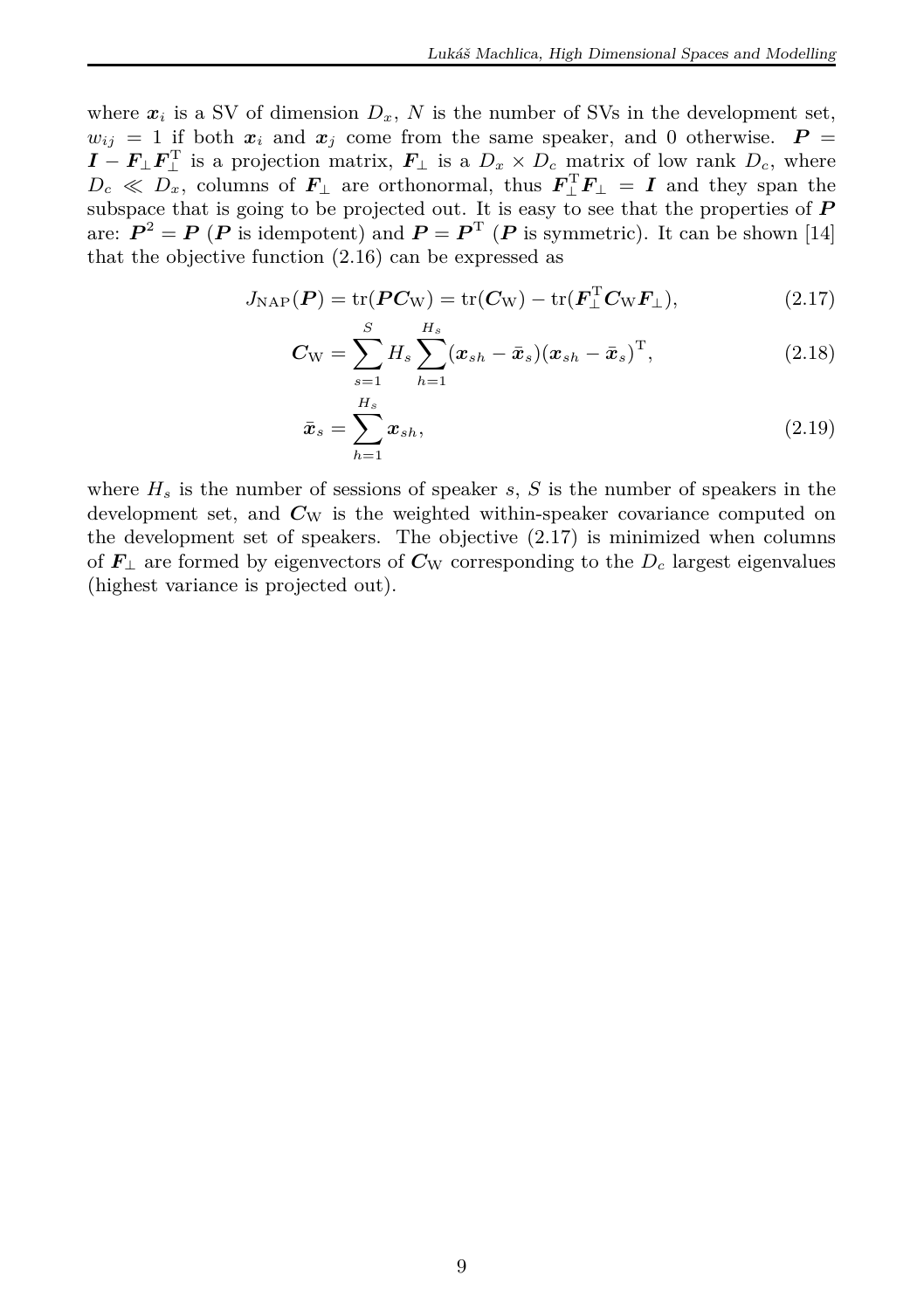where $\boldsymbol{x}_i$ is a SV of dimension $D_x$, $N$ is the number of SVs in the development set, $w_{ij} = 1$ if both $\boldsymbol{x}_i$ and $\boldsymbol{x}_j$ come from the same speaker, and 0 otherwise. $\boldsymbol{P} = \boldsymbol{I} - \boldsymbol{F}_\perp \boldsymbol{F}_\perp^{\mathrm{T}}$ is a projection matrix, $\boldsymbol{F}_\perp$ is a $D_x \times D_c$ matrix of low rank $D_c$, where $D_c \ll D_x$, columns of $\boldsymbol{F}_\perp$ are orthonormal, thus $\boldsymbol{F}_\perp^{\mathrm{T}} \boldsymbol{F}_\perp = \boldsymbol{I}$ and they span the subspace that is going to be projected out. It is easy to see that the properties of $\boldsymbol{P}$ are: $\boldsymbol{P}^2 = \boldsymbol{P}$ ($\boldsymbol{P}$ is idempotent) and $\boldsymbol{P} = \boldsymbol{P}^{\mathrm{T}}$ ($\boldsymbol{P}$ is symmetric). It can be shown [14] that the objective function (2.16) can be expressed as

$$J_{\mathrm{NAP}}(\boldsymbol{P}) = \mathrm{tr}(\boldsymbol{P}\boldsymbol{C}_{\mathrm{W}}) = \mathrm{tr}(\boldsymbol{C}_{\mathrm{W}}) - \mathrm{tr}(\boldsymbol{F}_\perp^{\mathrm{T}} \boldsymbol{C}_{\mathrm{W}} \boldsymbol{F}_\perp), \tag{2.17}$$

$$\boldsymbol{C}_{\mathrm{W}} = \sum_{s=1}^{S} H_s \sum_{h=1}^{H_s} (\boldsymbol{x}_{sh} - \bar{\boldsymbol{x}}_s)(\boldsymbol{x}_{sh} - \bar{\boldsymbol{x}}_s)^{\mathrm{T}}, \tag{2.18}$$

$$\bar{\boldsymbol{x}}_s = \sum_{h=1}^{H_s} \boldsymbol{x}_{sh}, \tag{2.19}$$

where $H_s$ is the number of sessions of speaker $s$, $S$ is the number of speakers in the development set, and $\boldsymbol{C}_{\mathrm{W}}$ is the weighted within-speaker covariance computed on the development set of speakers. The objective (2.17) is minimized when columns of $\boldsymbol{F}_\perp$ are formed by eigenvectors of $\boldsymbol{C}_{\mathrm{W}}$ corresponding to the $D_c$ largest eigenvalues (highest variance is projected out).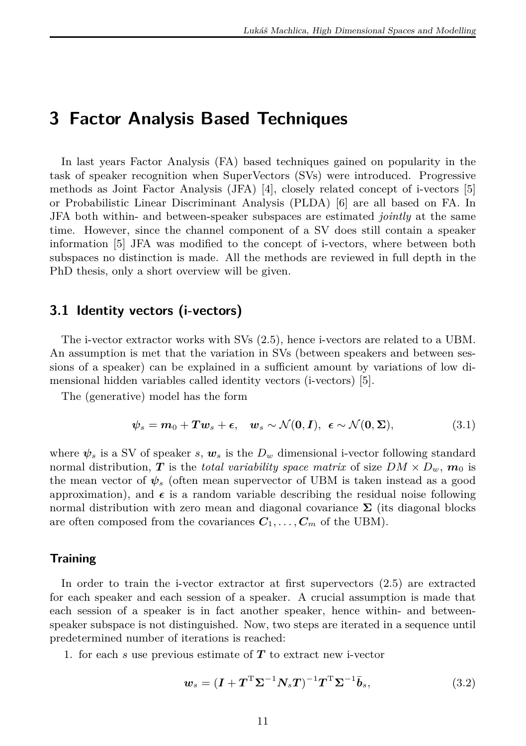#  3 Factor Analysis Based Techniques

In last years Factor Analysis (FA) based techniques gained on popularity in the task of speaker recognition when SuperVectors (SVs) were introduced. Progressive methods as Joint Factor Analysis (JFA) [4], closely related concept of i-vectors [5] or Probabilistic Linear Discriminant Analysis (PLDA) [6] are all based on FA. In JFA both within- and between-speaker subspaces are estimated *jointly* at the same time. However, since the channel component of a SV does still contain a speaker information [5] JFA was modified to the concept of i-vectors, where between both subspaces no distinction is made. All the methods are reviewed in full depth in the PhD thesis, only a short overview will be given.

## 3.1 Identity vectors (i-vectors)

The i-vector extractor works with SVs (2.5), hence i-vectors are related to a UBM. An assumption is met that the variation in SVs (between speakers and between sessions of a speaker) can be explained in a sufficient amount by variations of low dimensional hidden variables called identity vectors (i-vectors) [5].

The (generative) model has the form

$$\boldsymbol{\psi}_s = \boldsymbol{m}_0 + \boldsymbol{T}\boldsymbol{w}_s + \boldsymbol{\epsilon}, \quad \boldsymbol{w}_s \sim \mathcal{N}(\boldsymbol{0}, \boldsymbol{I}), \;\; \boldsymbol{\epsilon} \sim \mathcal{N}(\boldsymbol{0}, \boldsymbol{\Sigma}), \tag{3.1}$$

where $\boldsymbol{\psi}_s$ is a SV of speaker $s$, $\boldsymbol{w}_s$ is the $D_w$ dimensional i-vector following standard normal distribution, $\boldsymbol{T}$ is the *total variability space matrix* of size $DM \times D_w$, $\boldsymbol{m}_0$ is the mean vector of $\boldsymbol{\psi}_s$ (often mean supervector of UBM is taken instead as a good approximation), and $\boldsymbol{\epsilon}$ is a random variable describing the residual noise following normal distribution with zero mean and diagonal covariance $\boldsymbol{\Sigma}$ (its diagonal blocks are often composed from the covariances $\boldsymbol{C}_1, \ldots, \boldsymbol{C}_m$ of the UBM).

### Training

In order to train the i-vector extractor at first supervectors (2.5) are extracted for each speaker and each session of a speaker. A crucial assumption is made that each session of a speaker is in fact another speaker, hence within- and between-speaker subspace is not distinguished. Now, two steps are iterated in a sequence until predetermined number of iterations is reached:

1. for each $s$ use previous estimate of $\boldsymbol{T}$ to extract new i-vector

$$\boldsymbol{w}_s = (\boldsymbol{I} + \boldsymbol{T}^{\mathrm{T}}\boldsymbol{\Sigma}^{-1}\boldsymbol{N}_s\boldsymbol{T})^{-1}\boldsymbol{T}^{\mathrm{T}}\boldsymbol{\Sigma}^{-1}\bar{\boldsymbol{b}}_s, \tag{3.2}$$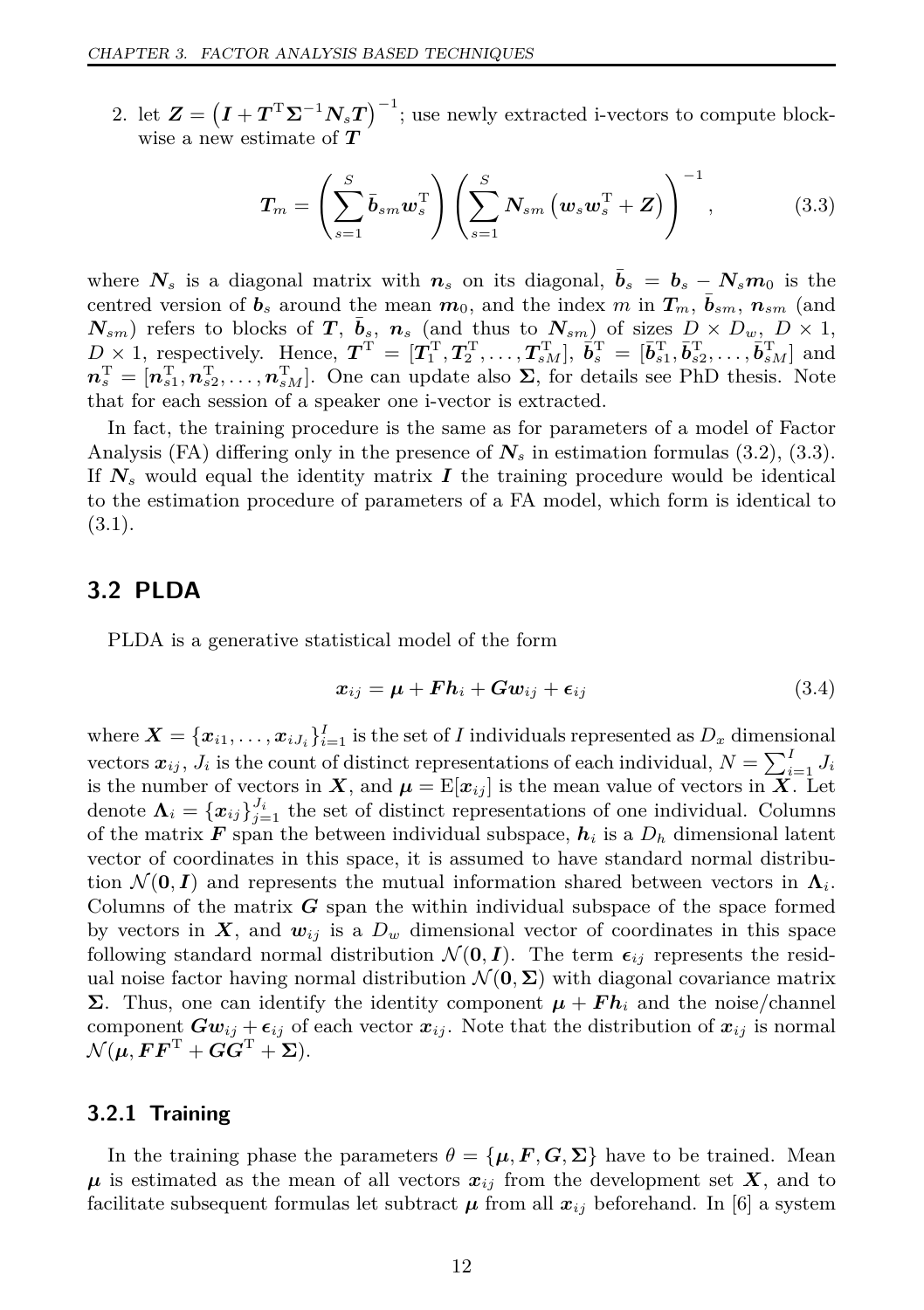2. let $\boldsymbol{Z} = \left(\boldsymbol{I} + \boldsymbol{T}^{\mathrm{T}}\boldsymbol{\Sigma}^{-1}\boldsymbol{N}_s\boldsymbol{T}\right)^{-1}$; use newly extracted i-vectors to compute blockwise a new estimate of $\boldsymbol{T}$

$$\boldsymbol{T}_m = \left(\sum_{s=1}^{S} \bar{\boldsymbol{b}}_{sm}\boldsymbol{w}_s^{\mathrm{T}}\right)\left(\sum_{s=1}^{S} \boldsymbol{N}_{sm}\left(\boldsymbol{w}_s\boldsymbol{w}_s^{\mathrm{T}} + \boldsymbol{Z}\right)\right)^{-1}, \tag{3.3}$$

where $\boldsymbol{N}_s$ is a diagonal matrix with $\boldsymbol{n}_s$ on its diagonal, $\bar{\boldsymbol{b}}_s = \boldsymbol{b}_s - \boldsymbol{N}_s\boldsymbol{m}_0$ is the centred version of $\boldsymbol{b}_s$ around the mean $\boldsymbol{m}_0$, and the index $m$ in $\boldsymbol{T}_m$, $\bar{\boldsymbol{b}}_{sm}$, $\boldsymbol{n}_{sm}$ (and $\boldsymbol{N}_{sm}$) refers to blocks of $\boldsymbol{T}$, $\bar{\boldsymbol{b}}_s$, $\boldsymbol{n}_s$ (and thus to $\boldsymbol{N}_{sm}$) of sizes $D \times D_w$, $D \times 1$, $D \times 1$, respectively. Hence, $\boldsymbol{T}^{\mathrm{T}} = [\boldsymbol{T}_1^{\mathrm{T}}, \boldsymbol{T}_2^{\mathrm{T}}, \ldots, \boldsymbol{T}_{sM}^{\mathrm{T}}]$, $\bar{\boldsymbol{b}}_s^{\mathrm{T}} = [\bar{\boldsymbol{b}}_{s1}^{\mathrm{T}}, \bar{\boldsymbol{b}}_{s2}^{\mathrm{T}}, \ldots, \bar{\boldsymbol{b}}_{sM}^{\mathrm{T}}]$ and $\boldsymbol{n}_s^{\mathrm{T}} = [\boldsymbol{n}_{s1}^{\mathrm{T}}, \boldsymbol{n}_{s2}^{\mathrm{T}}, \ldots, \boldsymbol{n}_{sM}^{\mathrm{T}}]$. One can update also $\boldsymbol{\Sigma}$, for details see PhD thesis. Note that for each session of a speaker one i-vector is extracted.

In fact, the training procedure is the same as for parameters of a model of Factor Analysis (FA) differing only in the presence of $\boldsymbol{N}_s$ in estimation formulas (3.2), (3.3). If $\boldsymbol{N}_s$ would equal the identity matrix $\boldsymbol{I}$ the training procedure would be identical to the estimation procedure of parameters of a FA model, which form is identical to (3.1).

## 3.2 PLDA

PLDA is a generative statistical model of the form

$$\boldsymbol{x}_{ij} = \boldsymbol{\mu} + \boldsymbol{F}\boldsymbol{h}_i + \boldsymbol{G}\boldsymbol{w}_{ij} + \boldsymbol{\epsilon}_{ij} \tag{3.4}$$

where $\boldsymbol{X} = \{\boldsymbol{x}_{i1}, \ldots, \boldsymbol{x}_{iJ_i}\}_{i=1}^{I}$ is the set of $I$ individuals represented as $D_x$ dimensional vectors $\boldsymbol{x}_{ij}$, $J_i$ is the count of distinct representations of each individual, $N = \sum_{i=1}^{I} J_i$ is the number of vectors in $\boldsymbol{X}$, and $\boldsymbol{\mu} = \mathrm{E}[\boldsymbol{x}_{ij}]$ is the mean value of vectors in $\boldsymbol{X}$. Let denote $\boldsymbol{\Lambda}_i = \{\boldsymbol{x}_{ij}\}_{j=1}^{J_i}$ the set of distinct representations of one individual. Columns of the matrix $\boldsymbol{F}$ span the between individual subspace, $\boldsymbol{h}_i$ is a $D_h$ dimensional latent vector of coordinates in this space, it is assumed to have standard normal distribution $\mathcal{N}(\boldsymbol{0}, \boldsymbol{I})$ and represents the mutual information shared between vectors in $\boldsymbol{\Lambda}_i$. Columns of the matrix $\boldsymbol{G}$ span the within individual subspace of the space formed by vectors in $\boldsymbol{X}$, and $\boldsymbol{w}_{ij}$ is a $D_w$ dimensional vector of coordinates in this space following standard normal distribution $\mathcal{N}(\boldsymbol{0}, \boldsymbol{I})$. The term $\boldsymbol{\epsilon}_{ij}$ represents the residual noise factor having normal distribution $\mathcal{N}(\boldsymbol{0}, \boldsymbol{\Sigma})$ with diagonal covariance matrix $\boldsymbol{\Sigma}$. Thus, one can identify the identity component $\boldsymbol{\mu} + \boldsymbol{F}\boldsymbol{h}_i$ and the noise/channel component $\boldsymbol{G}\boldsymbol{w}_{ij} + \boldsymbol{\epsilon}_{ij}$ of each vector $\boldsymbol{x}_{ij}$. Note that the distribution of $\boldsymbol{x}_{ij}$ is normal $\mathcal{N}(\boldsymbol{\mu}, \boldsymbol{F}\boldsymbol{F}^{\mathrm{T}} + \boldsymbol{G}\boldsymbol{G}^{\mathrm{T}} + \boldsymbol{\Sigma})$.

### 3.2.1 Training

In the training phase the parameters $\theta = \{\boldsymbol{\mu}, \boldsymbol{F}, \boldsymbol{G}, \boldsymbol{\Sigma}\}$ have to be trained. Mean $\boldsymbol{\mu}$ is estimated as the mean of all vectors $\boldsymbol{x}_{ij}$ from the development set $\boldsymbol{X}$, and to facilitate subsequent formulas let subtract $\boldsymbol{\mu}$ from all $\boldsymbol{x}_{ij}$ beforehand. In [6] a system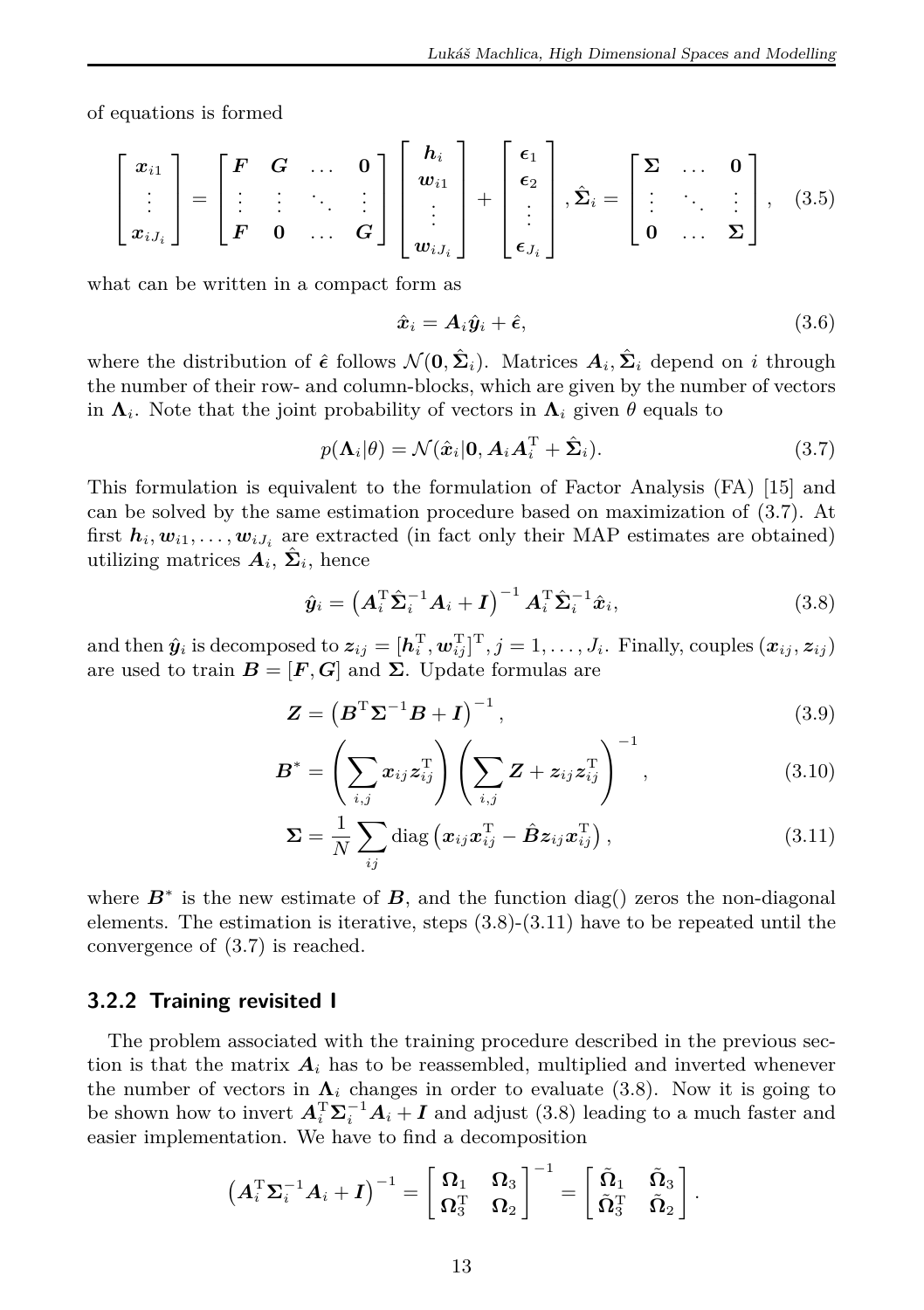of equations is formed

$$
\begin{bmatrix} \boldsymbol{x}_{i1} \\ \vdots \\ \boldsymbol{x}_{iJ_i} \end{bmatrix} = \begin{bmatrix} \boldsymbol{F} & \boldsymbol{G} & \dots & \boldsymbol{0} \\ \vdots & \vdots & \ddots & \vdots \\ \boldsymbol{F} & \boldsymbol{0} & \dots & \boldsymbol{G} \end{bmatrix} \begin{bmatrix} \boldsymbol{h}_i \\ \boldsymbol{w}_{i1} \\ \vdots \\ \boldsymbol{w}_{iJ_i} \end{bmatrix} + \begin{bmatrix} \boldsymbol{\epsilon}_1 \\ \boldsymbol{\epsilon}_2 \\ \vdots \\ \boldsymbol{\epsilon}_{J_i} \end{bmatrix}, \hat{\boldsymbol{\Sigma}}_i = \begin{bmatrix} \boldsymbol{\Sigma} & \dots & \boldsymbol{0} \\ \vdots & \ddots & \vdots \\ \boldsymbol{0} & \dots & \boldsymbol{\Sigma} \end{bmatrix}, \quad (3.5)
$$

what can be written in a compact form as

$$
\hat{\boldsymbol{x}}_i = \boldsymbol{A}_i \hat{\boldsymbol{y}}_i + \hat{\boldsymbol{\epsilon}}, \quad (3.6)
$$

where the distribution of $\hat{\boldsymbol{\epsilon}}$ follows $\mathcal{N}(\boldsymbol{0}, \hat{\boldsymbol{\Sigma}}_i)$. Matrices $\boldsymbol{A}_i, \hat{\boldsymbol{\Sigma}}_i$ depend on $i$ through the number of their row- and column-blocks, which are given by the number of vectors in $\boldsymbol{\Lambda}_i$. Note that the joint probability of vectors in $\boldsymbol{\Lambda}_i$ given $\theta$ equals to

$$
p(\boldsymbol{\Lambda}_i|\theta) = \mathcal{N}(\hat{\boldsymbol{x}}_i|\boldsymbol{0}, \boldsymbol{A}_i\boldsymbol{A}_i^{\mathrm{T}} + \hat{\boldsymbol{\Sigma}}_i). \quad (3.7)
$$

This formulation is equivalent to the formulation of Factor Analysis (FA) [15] and can be solved by the same estimation procedure based on maximization of (3.7). At first $\boldsymbol{h}_i, \boldsymbol{w}_{i1}, \dots, \boldsymbol{w}_{iJ_i}$ are extracted (in fact only their MAP estimates are obtained) utilizing matrices $\boldsymbol{A}_i$, $\hat{\boldsymbol{\Sigma}}_i$, hence

$$
\hat{\boldsymbol{y}}_i = \left(\boldsymbol{A}_i^{\mathrm{T}}\hat{\boldsymbol{\Sigma}}_i^{-1}\boldsymbol{A}_i + \boldsymbol{I}\right)^{-1}\boldsymbol{A}_i^{\mathrm{T}}\hat{\boldsymbol{\Sigma}}_i^{-1}\hat{\boldsymbol{x}}_i, \quad (3.8)
$$

and then $\hat{\boldsymbol{y}}_i$ is decomposed to $\boldsymbol{z}_{ij} = [\boldsymbol{h}_i^{\mathrm{T}}, \boldsymbol{w}_{ij}^{\mathrm{T}}]^{\mathrm{T}}, j = 1, \dots, J_i$. Finally, couples $(\boldsymbol{x}_{ij}, \boldsymbol{z}_{ij})$ are used to train $\boldsymbol{B} = [\boldsymbol{F}, \boldsymbol{G}]$ and $\boldsymbol{\Sigma}$. Update formulas are

$$
\boldsymbol{Z} = \left(\boldsymbol{B}^{\mathrm{T}}\boldsymbol{\Sigma}^{-1}\boldsymbol{B} + \boldsymbol{I}\right)^{-1}, \quad (3.9)
$$

$$
\boldsymbol{B}^* = \left(\sum_{i,j}\boldsymbol{x}_{ij}\boldsymbol{z}_{ij}^{\mathrm{T}}\right)\left(\sum_{i,j}\boldsymbol{Z} + \boldsymbol{z}_{ij}\boldsymbol{z}_{ij}^{\mathrm{T}}\right)^{-1}, \quad (3.10)
$$

$$
\boldsymbol{\Sigma} = \frac{1}{N}\sum_{ij}\mathrm{diag}\left(\boldsymbol{x}_{ij}\boldsymbol{x}_{ij}^{\mathrm{T}} - \hat{\boldsymbol{B}}\boldsymbol{z}_{ij}\boldsymbol{x}_{ij}^{\mathrm{T}}\right), \quad (3.11)
$$

where $\boldsymbol{B}^*$ is the new estimate of $\boldsymbol{B}$, and the function diag() zeros the non-diagonal elements. The estimation is iterative, steps (3.8)-(3.11) have to be repeated until the convergence of (3.7) is reached.

### 3.2.2 Training revisited I

The problem associated with the training procedure described in the previous section is that the matrix $\boldsymbol{A}_i$ has to be reassembled, multiplied and inverted whenever the number of vectors in $\boldsymbol{\Lambda}_i$ changes in order to evaluate (3.8). Now it is going to be shown how to invert $\boldsymbol{A}_i^{\mathrm{T}}\boldsymbol{\Sigma}_i^{-1}\boldsymbol{A}_i + \boldsymbol{I}$ and adjust (3.8) leading to a much faster and easier implementation. We have to find a decomposition

$$
\left(\boldsymbol{A}_i^{\mathrm{T}}\boldsymbol{\Sigma}_i^{-1}\boldsymbol{A}_i + \boldsymbol{I}\right)^{-1} = \begin{bmatrix} \boldsymbol{\Omega}_1 & \boldsymbol{\Omega}_3 \\ \boldsymbol{\Omega}_3^{\mathrm{T}} & \boldsymbol{\Omega}_2 \end{bmatrix}^{-1} = \begin{bmatrix} \tilde{\boldsymbol{\Omega}}_1 & \tilde{\boldsymbol{\Omega}}_3 \\ \tilde{\boldsymbol{\Omega}}_3^{\mathrm{T}} & \tilde{\boldsymbol{\Omega}}_2 \end{bmatrix}.
$$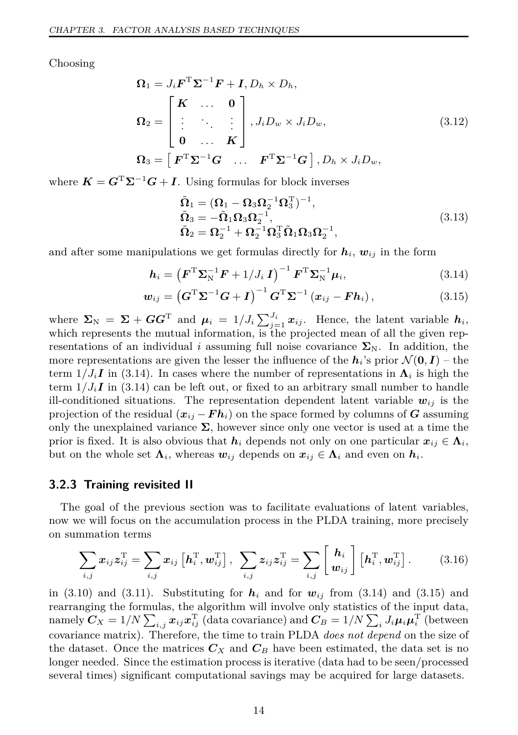Choosing

$$
\begin{aligned}
\boldsymbol{\Omega}_1 &= J_i \boldsymbol{F}^{\mathrm{T}} \boldsymbol{\Sigma}^{-1} \boldsymbol{F} + \boldsymbol{I}, D_h \times D_h, \\
\boldsymbol{\Omega}_2 &= \begin{bmatrix} \boldsymbol{K} & \dots & \boldsymbol{0} \\ \vdots & \ddots & \vdots \\ \boldsymbol{0} & \dots & \boldsymbol{K} \end{bmatrix}, J_i D_w \times J_i D_w, \\
\boldsymbol{\Omega}_3 &= \begin{bmatrix} \boldsymbol{F}^{\mathrm{T}} \boldsymbol{\Sigma}^{-1} \boldsymbol{G} & \dots & \boldsymbol{F}^{\mathrm{T}} \boldsymbol{\Sigma}^{-1} \boldsymbol{G} \end{bmatrix}, D_h \times J_i D_w,
\end{aligned}
\tag{3.12}
$$

where $\boldsymbol{K} = \boldsymbol{G}^{\mathrm{T}} \boldsymbol{\Sigma}^{-1} \boldsymbol{G} + \boldsymbol{I}$. Using formulas for block inverses

$$
\begin{aligned}
\tilde{\boldsymbol{\Omega}}_1 &= (\boldsymbol{\Omega}_1 - \boldsymbol{\Omega}_3 \boldsymbol{\Omega}_2^{-1} \boldsymbol{\Omega}_3^{\mathrm{T}})^{-1}, \\
\tilde{\boldsymbol{\Omega}}_3 &= -\tilde{\boldsymbol{\Omega}}_1 \boldsymbol{\Omega}_3 \boldsymbol{\Omega}_2^{-1}, \\
\tilde{\boldsymbol{\Omega}}_2 &= \boldsymbol{\Omega}_2^{-1} + \boldsymbol{\Omega}_2^{-1} \boldsymbol{\Omega}_3^{\mathrm{T}} \tilde{\boldsymbol{\Omega}}_1 \boldsymbol{\Omega}_3 \boldsymbol{\Omega}_2^{-1},
\end{aligned}
\tag{3.13}
$$

and after some manipulations we get formulas directly for $\boldsymbol{h}_i$, $\boldsymbol{w}_{ij}$ in the form

$$
\boldsymbol{h}_i = \left( \boldsymbol{F}^{\mathrm{T}} \boldsymbol{\Sigma}_{\mathrm{N}}^{-1} \boldsymbol{F} + 1/J_i \, \boldsymbol{I} \right)^{-1} \boldsymbol{F}^{\mathrm{T}} \boldsymbol{\Sigma}_{\mathrm{N}}^{-1} \boldsymbol{\mu}_i, \tag{3.14}
$$

$$
\boldsymbol{w}_{ij} = \left( \boldsymbol{G}^{\mathrm{T}} \boldsymbol{\Sigma}^{-1} \boldsymbol{G} + \boldsymbol{I} \right)^{-1} \boldsymbol{G}^{\mathrm{T}} \boldsymbol{\Sigma}^{-1} \left( \boldsymbol{x}_{ij} - \boldsymbol{F} \boldsymbol{h}_i \right), \tag{3.15}
$$

where $\boldsymbol{\Sigma}_{\mathrm{N}} = \boldsymbol{\Sigma} + \boldsymbol{G}\boldsymbol{G}^{\mathrm{T}}$ and $\boldsymbol{\mu}_i = 1/J_i \sum_{j=1}^{J_i} \boldsymbol{x}_{ij}$. Hence, the latent variable $\boldsymbol{h}_i$, which represents the mutual information, is the projected mean of all the given representations of an individual $i$ assuming full noise covariance $\boldsymbol{\Sigma}_{\mathrm{N}}$. In addition, the more representations are given the lesser the influence of the $\boldsymbol{h}_i$'s prior $\mathcal{N}(\boldsymbol{0}, \boldsymbol{I})$ – the term $1/J_i \boldsymbol{I}$ in (3.14). In cases where the number of representations in $\boldsymbol{\Lambda}_i$ is high the term $1/J_i \boldsymbol{I}$ in (3.14) can be left out, or fixed to an arbitrary small number to handle ill-conditioned situations. The representation dependent latent variable $\boldsymbol{w}_{ij}$ is the projection of the residual $(\boldsymbol{x}_{ij} - \boldsymbol{F}\boldsymbol{h}_i)$ on the space formed by columns of $\boldsymbol{G}$ assuming only the unexplained variance $\boldsymbol{\Sigma}$, however since only one vector is used at a time the prior is fixed. It is also obvious that $\boldsymbol{h}_i$ depends not only on one particular $\boldsymbol{x}_{ij} \in \boldsymbol{\Lambda}_i$, but on the whole set $\boldsymbol{\Lambda}_i$, whereas $\boldsymbol{w}_{ij}$ depends on $\boldsymbol{x}_{ij} \in \boldsymbol{\Lambda}_i$ and even on $\boldsymbol{h}_i$.

### 3.2.3 Training revisited II

The goal of the previous section was to facilitate evaluations of latent variables, now we will focus on the accumulation process in the PLDA training, more precisely on summation terms

$$
\sum_{i,j} \boldsymbol{x}_{ij} \boldsymbol{z}_{ij}^{\mathrm{T}} = \sum_{i,j} \boldsymbol{x}_{ij} \left[ \boldsymbol{h}_i^{\mathrm{T}}, \boldsymbol{w}_{ij}^{\mathrm{T}} \right], \; \sum_{i,j} \boldsymbol{z}_{ij} \boldsymbol{z}_{ij}^{\mathrm{T}} = \sum_{i,j} \begin{bmatrix} \boldsymbol{h}_i \\ \boldsymbol{w}_{ij} \end{bmatrix} \left[ \boldsymbol{h}_i^{\mathrm{T}}, \boldsymbol{w}_{ij}^{\mathrm{T}} \right]. \tag{3.16}
$$

in (3.10) and (3.11). Substituting for $\boldsymbol{h}_i$ and for $\boldsymbol{w}_{ij}$ from (3.14) and (3.15) and rearranging the formulas, the algorithm will involve only statistics of the input data, namely $\boldsymbol{C}_X = 1/N \sum_{i,j} \boldsymbol{x}_{ij} \boldsymbol{x}_{ij}^{\mathrm{T}}$ (data covariance) and $\boldsymbol{C}_B = 1/N \sum_i J_i \boldsymbol{\mu}_i \boldsymbol{\mu}_i^{\mathrm{T}}$ (between covariance matrix). Therefore, the time to train PLDA *does not depend* on the size of the dataset. Once the matrices $\boldsymbol{C}_X$ and $\boldsymbol{C}_B$ have been estimated, the data set is no longer needed. Since the estimation process is iterative (data had to be seen/processed several times) significant computational savings may be acquired for large datasets.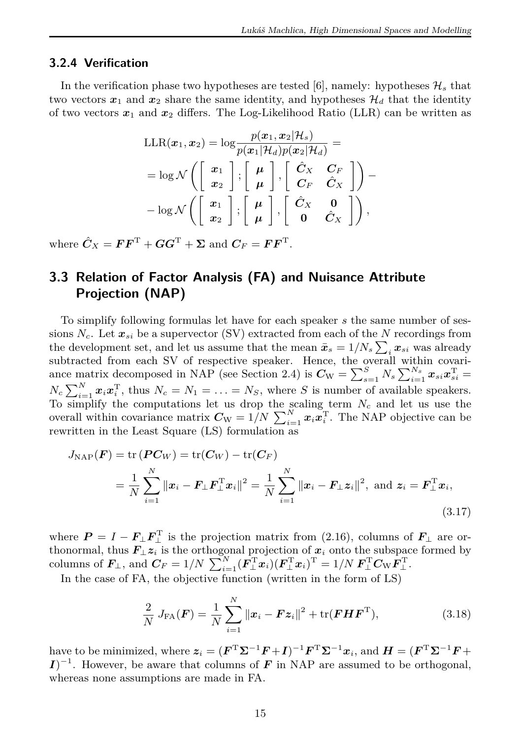### 3.2.4 Verification

In the verification phase two hypotheses are tested [6], namely: hypotheses $\mathcal{H}_s$ that two vectors $\boldsymbol{x}_1$ and $\boldsymbol{x}_2$ share the same identity, and hypotheses $\mathcal{H}_d$ that the identity of two vectors $\boldsymbol{x}_1$ and $\boldsymbol{x}_2$ differs. The Log-Likelihood Ratio (LLR) can be written as

$$
\begin{aligned}
\mathrm{LLR}(\boldsymbol{x}_1, \boldsymbol{x}_2) &= \log \frac{p(\boldsymbol{x}_1, \boldsymbol{x}_2 | \mathcal{H}_s)}{p(\boldsymbol{x}_1 | \mathcal{H}_d) p(\boldsymbol{x}_2 | \mathcal{H}_d)} = \\
&= \log \mathcal{N}\left( \begin{bmatrix} \boldsymbol{x}_1 \\ \boldsymbol{x}_2 \end{bmatrix} ; \begin{bmatrix} \boldsymbol{\mu} \\ \boldsymbol{\mu} \end{bmatrix}, \begin{bmatrix} \hat{\boldsymbol{C}}_X & \boldsymbol{C}_F \\ \boldsymbol{C}_F & \hat{\boldsymbol{C}}_X \end{bmatrix} \right) - \\
&- \log \mathcal{N}\left( \begin{bmatrix} \boldsymbol{x}_1 \\ \boldsymbol{x}_2 \end{bmatrix} ; \begin{bmatrix} \boldsymbol{\mu} \\ \boldsymbol{\mu} \end{bmatrix}, \begin{bmatrix} \hat{\boldsymbol{C}}_X & \boldsymbol{0} \\ \boldsymbol{0} & \hat{\boldsymbol{C}}_X \end{bmatrix} \right),
\end{aligned}
$$

where $\hat{\boldsymbol{C}}_X = \boldsymbol{F}\boldsymbol{F}^{\mathrm{T}} + \boldsymbol{G}\boldsymbol{G}^{\mathrm{T}} + \boldsymbol{\Sigma}$ and $\boldsymbol{C}_F = \boldsymbol{F}\boldsymbol{F}^{\mathrm{T}}$.

## 3.3 Relation of Factor Analysis (FA) and Nuisance Attribute Projection (NAP)

To simplify following formulas let have for each speaker $s$ the same number of sessions $N_c$. Let $\boldsymbol{x}_{si}$ be a supervector (SV) extracted from each of the $N$ recordings from the development set, and let us assume that the mean $\bar{\boldsymbol{x}}_s = 1/N_s \sum_i \boldsymbol{x}_{si}$ was already subtracted from each SV of respective speaker. Hence, the overall within covariance matrix decomposed in NAP (see Section 2.4) is $\boldsymbol{C}_{\mathrm{W}} = \sum_{s=1}^{S} N_s \sum_{i=1}^{N_s} \boldsymbol{x}_{si}\boldsymbol{x}_{si}^{\mathrm{T}} = N_c \sum_{i=1}^{N} \boldsymbol{x}_i \boldsymbol{x}_i^{\mathrm{T}}$, thus $N_c = N_1 = \ldots = N_S$, where $S$ is number of available speakers. To simplify the computations let us drop the scaling term $N_c$ and let us use the overall within covariance matrix $\boldsymbol{C}_{\mathrm{W}} = 1/N \sum_{i=1}^{N} \boldsymbol{x}_i \boldsymbol{x}_i^{\mathrm{T}}$. The NAP objective can be rewritten in the Least Square (LS) formulation as

$$
\begin{aligned}
J_{\mathrm{NAP}}(\boldsymbol{F}) &= \mathrm{tr}\left(\boldsymbol{P}\boldsymbol{C}_W\right) = \mathrm{tr}(\boldsymbol{C}_W) - \mathrm{tr}(\boldsymbol{C}_F) \\
&= \frac{1}{N} \sum_{i=1}^{N} \|\boldsymbol{x}_i - \boldsymbol{F}_{\perp}\boldsymbol{F}_{\perp}^{\mathrm{T}}\boldsymbol{x}_i\|^2 = \frac{1}{N} \sum_{i=1}^{N} \|\boldsymbol{x}_i - \boldsymbol{F}_{\perp}\boldsymbol{z}_i\|^2, \text{ and } \boldsymbol{z}_i = \boldsymbol{F}_{\perp}^{\mathrm{T}}\boldsymbol{x}_i,
\end{aligned}
\tag{3.17}
$$

where $\boldsymbol{P} = I - \boldsymbol{F}_{\perp}\boldsymbol{F}_{\perp}^{\mathrm{T}}$ is the projection matrix from (2.16), columns of $\boldsymbol{F}_{\perp}$ are orthonormal, thus $\boldsymbol{F}_{\perp}\boldsymbol{z}_i$ is the orthogonal projection of $\boldsymbol{x}_i$ onto the subspace formed by columns of $\boldsymbol{F}_{\perp}$, and $\boldsymbol{C}_F = 1/N \sum_{i=1}^{N} (\boldsymbol{F}_{\perp}^{\mathrm{T}}\boldsymbol{x}_i)(\boldsymbol{F}_{\perp}^{\mathrm{T}}\boldsymbol{x}_i)^{\mathrm{T}} = 1/N\, \boldsymbol{F}_{\perp}^{\mathrm{T}}\boldsymbol{C}_{\mathrm{W}}\boldsymbol{F}_{\perp}^{\mathrm{T}}$.

In the case of FA, the objective function (written in the form of LS)

$$
\frac{2}{N} J_{\mathrm{FA}}(\boldsymbol{F}) = \frac{1}{N} \sum_{i=1}^{N} \|\boldsymbol{x}_i - \boldsymbol{F}\boldsymbol{z}_i\|^2 + \mathrm{tr}(\boldsymbol{F}\boldsymbol{H}\boldsymbol{F}^{\mathrm{T}}),
\tag{3.18}
$$

have to be minimized, where $\boldsymbol{z}_i = (\boldsymbol{F}^{\mathrm{T}}\boldsymbol{\Sigma}^{-1}\boldsymbol{F} + \boldsymbol{I})^{-1}\boldsymbol{F}^{\mathrm{T}}\boldsymbol{\Sigma}^{-1}\boldsymbol{x}_i$, and $\boldsymbol{H} = (\boldsymbol{F}^{\mathrm{T}}\boldsymbol{\Sigma}^{-1}\boldsymbol{F} + \boldsymbol{I})^{-1}$. However, be aware that columns of $\boldsymbol{F}$ in NAP are assumed to be orthogonal, whereas none assumptions are made in FA.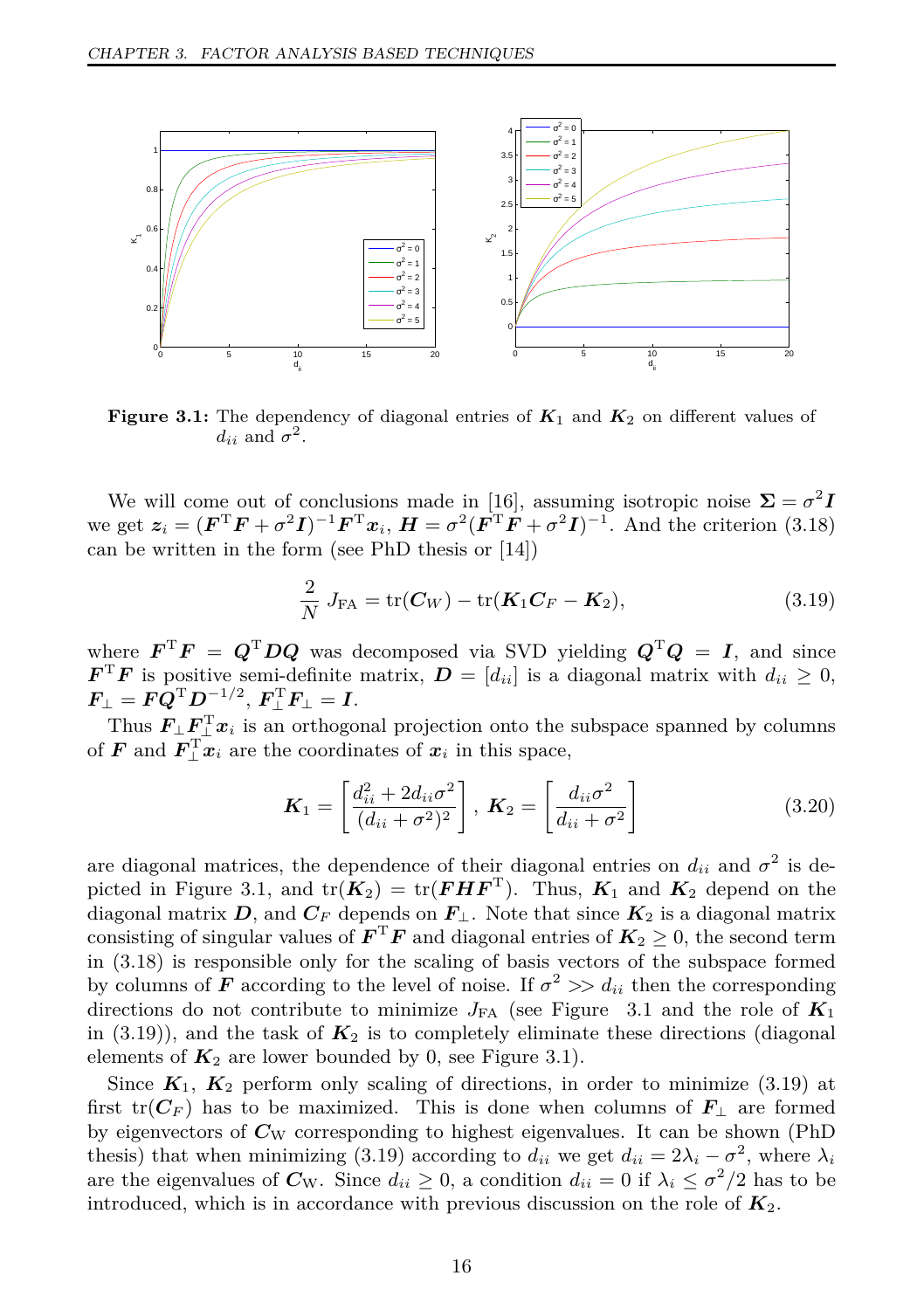**Figure 3.1:** The dependency of diagonal entries of $\boldsymbol{K}_1$ and $\boldsymbol{K}_2$ on different values of $d_{ii}$ and $\sigma^2$.

We will come out of conclusions made in [16], assuming isotropic noise $\boldsymbol{\Sigma} = \sigma^2 \boldsymbol{I}$ we get $\boldsymbol{z}_i = (\boldsymbol{F}^{\mathrm{T}}\boldsymbol{F} + \sigma^2 \boldsymbol{I})^{-1}\boldsymbol{F}^{\mathrm{T}}\boldsymbol{x}_i$, $\boldsymbol{H} = \sigma^2(\boldsymbol{F}^{\mathrm{T}}\boldsymbol{F} + \sigma^2\boldsymbol{I})^{-1}$. And the criterion (3.18) can be written in the form (see PhD thesis or [14])

$$\frac{2}{N} J_{\mathrm{FA}} = \mathrm{tr}(\boldsymbol{C}_W) - \mathrm{tr}(\boldsymbol{K}_1\boldsymbol{C}_F - \boldsymbol{K}_2), \tag{3.19}$$

where $\boldsymbol{F}^{\mathrm{T}}\boldsymbol{F} = \boldsymbol{Q}^{\mathrm{T}}\boldsymbol{D}\boldsymbol{Q}$ was decomposed via SVD yielding $\boldsymbol{Q}^{\mathrm{T}}\boldsymbol{Q} = \boldsymbol{I}$, and since $\boldsymbol{F}^{\mathrm{T}}\boldsymbol{F}$ is positive semi-definite matrix, $\boldsymbol{D} = [d_{ii}]$ is a diagonal matrix with $d_{ii} \geq 0$, $\boldsymbol{F}_{\perp} = \boldsymbol{F}\boldsymbol{Q}^{\mathrm{T}}\boldsymbol{D}^{-1/2}$, $\boldsymbol{F}_{\perp}^{\mathrm{T}}\boldsymbol{F}_{\perp} = \boldsymbol{I}$.

Thus $\boldsymbol{F}_{\perp}\boldsymbol{F}_{\perp}^{\mathrm{T}}\boldsymbol{x}_i$ is an orthogonal projection onto the subspace spanned by columns of $\boldsymbol{F}$ and $\boldsymbol{F}_{\perp}^{\mathrm{T}}\boldsymbol{x}_i$ are the coordinates of $\boldsymbol{x}_i$ in this space,

$$\boldsymbol{K}_1 = \left[\frac{d_{ii}^2 + 2d_{ii}\sigma^2}{(d_{ii} + \sigma^2)^2}\right],\ \boldsymbol{K}_2 = \left[\frac{d_{ii}\sigma^2}{d_{ii} + \sigma^2}\right] \tag{3.20}$$

are diagonal matrices, the dependence of their diagonal entries on $d_{ii}$ and $\sigma^2$ is depicted in Figure 3.1, and $\mathrm{tr}(\boldsymbol{K}_2) = \mathrm{tr}(\boldsymbol{F}\boldsymbol{H}\boldsymbol{F}^{\mathrm{T}})$. Thus, $\boldsymbol{K}_1$ and $\boldsymbol{K}_2$ depend on the diagonal matrix $\boldsymbol{D}$, and $\boldsymbol{C}_F$ depends on $\boldsymbol{F}_{\perp}$. Note that since $\boldsymbol{K}_2$ is a diagonal matrix consisting of singular values of $\boldsymbol{F}^{\mathrm{T}}\boldsymbol{F}$ and diagonal entries of $\boldsymbol{K}_2 \geq 0$, the second term in (3.18) is responsible only for the scaling of basis vectors of the subspace formed by columns of $\boldsymbol{F}$ according to the level of noise. If $\sigma^2 >> d_{ii}$ then the corresponding directions do not contribute to minimize $J_{\mathrm{FA}}$ (see Figure 3.1 and the role of $\boldsymbol{K}_1$ in (3.19)), and the task of $\boldsymbol{K}_2$ is to completely eliminate these directions (diagonal elements of $\boldsymbol{K}_2$ are lower bounded by 0, see Figure 3.1).

Since $\boldsymbol{K}_1$, $\boldsymbol{K}_2$ perform only scaling of directions, in order to minimize (3.19) at first $\mathrm{tr}(\boldsymbol{C}_F)$ has to be maximized. This is done when columns of $\boldsymbol{F}_{\perp}$ are formed by eigenvectors of $\boldsymbol{C}_{\mathrm{W}}$ corresponding to highest eigenvalues. It can be shown (PhD thesis) that when minimizing (3.19) according to $d_{ii}$ we get $d_{ii} = 2\lambda_i - \sigma^2$, where $\lambda_i$ are the eigenvalues of $\boldsymbol{C}_{\mathrm{W}}$. Since $d_{ii} \geq 0$, a condition $d_{ii} = 0$ if $\lambda_i \leq \sigma^2/2$ has to be introduced, which is in accordance with previous discussion on the role of $\boldsymbol{K}_2$.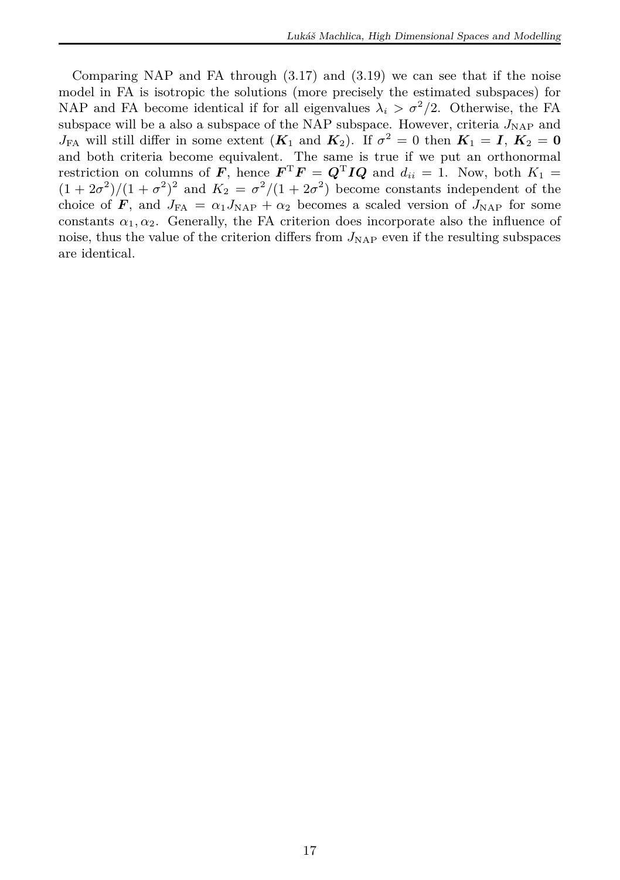Comparing NAP and FA through (3.17) and (3.19) we can see that if the noise model in FA is isotropic the solutions (more precisely the estimated subspaces) for NAP and FA become identical if for all eigenvalues $\lambda_i > \sigma^2/2$. Otherwise, the FA subspace will be a also a subspace of the NAP subspace. However, criteria $J_{\text{NAP}}$ and $J_{\text{FA}}$ will still differ in some extent ($\boldsymbol{K}_1$ and $\boldsymbol{K}_2$). If $\sigma^2 = 0$ then $\boldsymbol{K}_1 = \boldsymbol{I}$, $\boldsymbol{K}_2 = \boldsymbol{0}$ and both criteria become equivalent. The same is true if we put an orthonormal restriction on columns of $\boldsymbol{F}$, hence $\boldsymbol{F}^{\mathrm{T}}\boldsymbol{F} = \boldsymbol{Q}^{\mathrm{T}}\boldsymbol{I}\boldsymbol{Q}$ and $d_{ii} = 1$. Now, both $K_1 = (1+2\sigma^2)/(1+\sigma^2)^2$ and $K_2 = \sigma^2/(1+2\sigma^2)$ become constants independent of the choice of $\boldsymbol{F}$, and $J_{\text{FA}} = \alpha_1 J_{\text{NAP}} + \alpha_2$ becomes a scaled version of $J_{\text{NAP}}$ for some constants $\alpha_1, \alpha_2$. Generally, the FA criterion does incorporate also the influence of noise, thus the value of the criterion differs from $J_{\text{NAP}}$ even if the resulting subspaces are identical.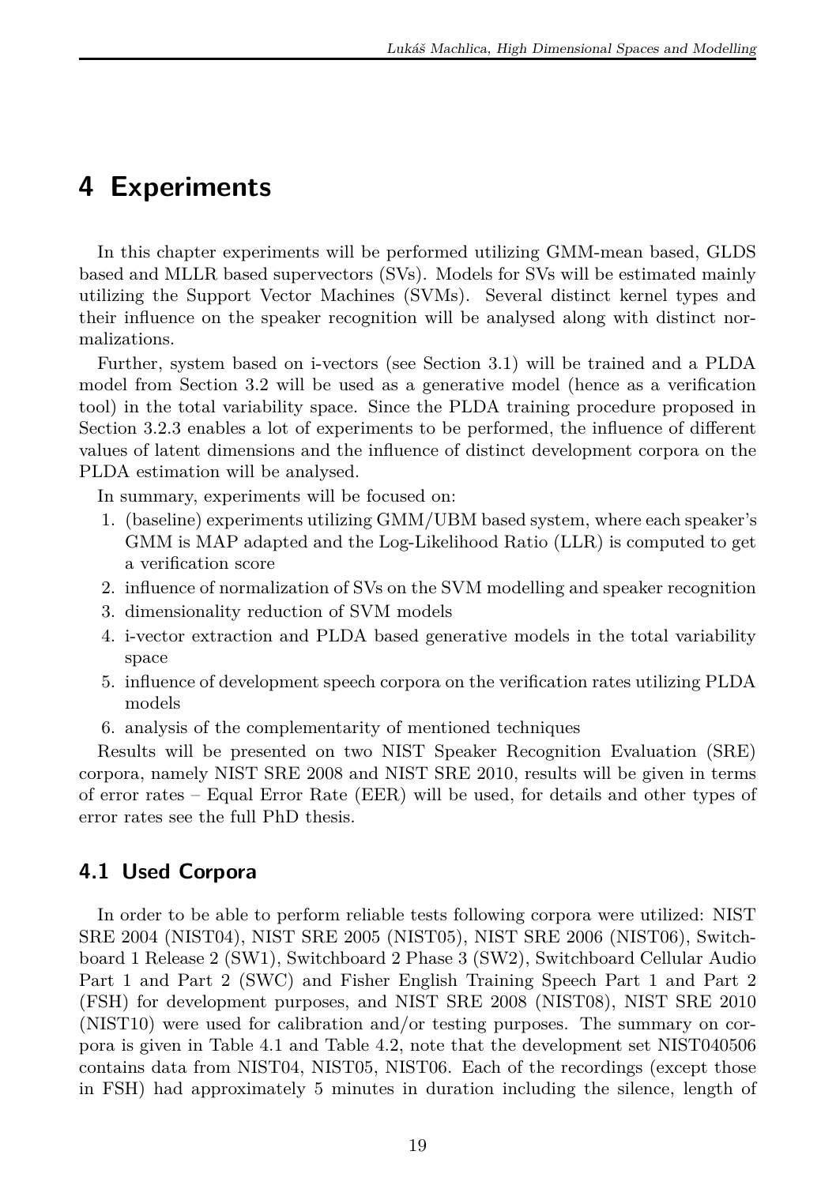# 4 Experiments

In this chapter experiments will be performed utilizing GMM-mean based, GLDS based and MLLR based supervectors (SVs). Models for SVs will be estimated mainly utilizing the Support Vector Machines (SVMs). Several distinct kernel types and their influence on the speaker recognition will be analysed along with distinct normalizations.

Further, system based on i-vectors (see Section 3.1) will be trained and a PLDA model from Section 3.2 will be used as a generative model (hence as a verification tool) in the total variability space. Since the PLDA training procedure proposed in Section 3.2.3 enables a lot of experiments to be performed, the influence of different values of latent dimensions and the influence of distinct development corpora on the PLDA estimation will be analysed.

In summary, experiments will be focused on:

1. (baseline) experiments utilizing GMM/UBM based system, where each speaker's GMM is MAP adapted and the Log-Likelihood Ratio (LLR) is computed to get a verification score
2. influence of normalization of SVs on the SVM modelling and speaker recognition
3. dimensionality reduction of SVM models
4. i-vector extraction and PLDA based generative models in the total variability space
5. influence of development speech corpora on the verification rates utilizing PLDA models
6. analysis of the complementarity of mentioned techniques

Results will be presented on two NIST Speaker Recognition Evaluation (SRE) corpora, namely NIST SRE 2008 and NIST SRE 2010, results will be given in terms of error rates – Equal Error Rate (EER) will be used, for details and other types of error rates see the full PhD thesis.

## 4.1 Used Corpora

In order to be able to perform reliable tests following corpora were utilized: NIST SRE 2004 (NIST04), NIST SRE 2005 (NIST05), NIST SRE 2006 (NIST06), Switchboard 1 Release 2 (SW1), Switchboard 2 Phase 3 (SW2), Switchboard Cellular Audio Part 1 and Part 2 (SWC) and Fisher English Training Speech Part 1 and Part 2 (FSH) for development purposes, and NIST SRE 2008 (NIST08), NIST SRE 2010 (NIST10) were used for calibration and/or testing purposes. The summary on corpora is given in Table 4.1 and Table 4.2, note that the development set NIST040506 contains data from NIST04, NIST05, NIST06. Each of the recordings (except those in FSH) had approximately 5 minutes in duration including the silence, length of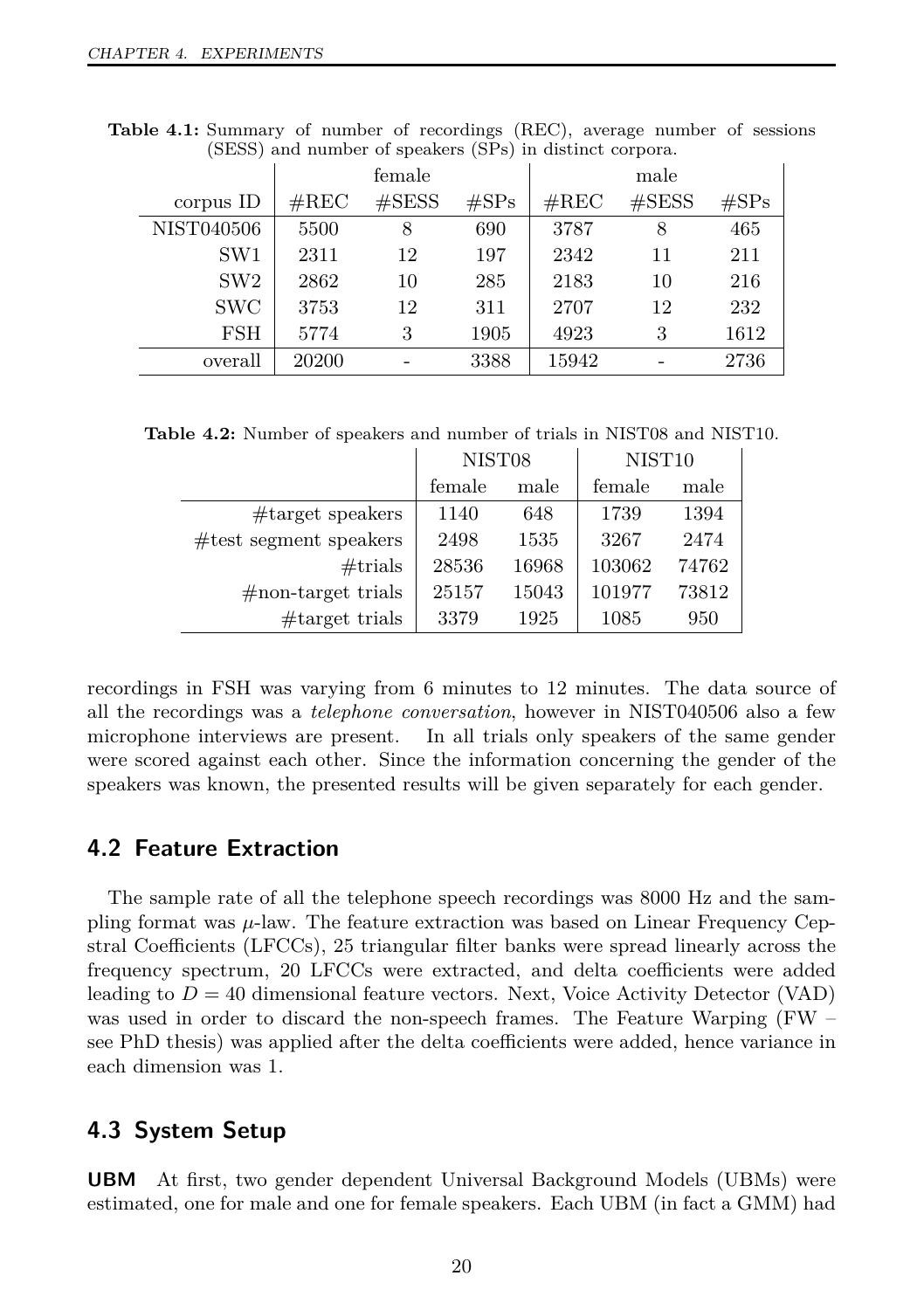**Table 4.1:** Summary of number of recordings (REC), average number of sessions (SESS) and number of speakers (SPs) in distinct corpora.

| | female | | | male | | |
|---|---|---|---|---|---|---|
| corpus ID | #REC | #SESS | #SPs | #REC | #SESS | #SPs |
| NIST040506 | 5500 | 8 | 690 | 3787 | 8 | 465 |
| SW1 | 2311 | 12 | 197 | 2342 | 11 | 211 |
| SW2 | 2862 | 10 | 285 | 2183 | 10 | 216 |
| SWC | 3753 | 12 | 311 | 2707 | 12 | 232 |
| FSH | 5774 | 3 | 1905 | 4923 | 3 | 1612 |
| overall | 20200 | - | 3388 | 15942 | - | 2736 |

**Table 4.2:** Number of speakers and number of trials in NIST08 and NIST10.

| | NIST08 | | NIST10 | |
|---|---|---|---|---|
| | female | male | female | male |
| #target speakers | 1140 | 648 | 1739 | 1394 |
| #test segment speakers | 2498 | 1535 | 3267 | 2474 |
| #trials | 28536 | 16968 | 103062 | 74762 |
| #non-target trials | 25157 | 15043 | 101977 | 73812 |
| #target trials | 3379 | 1925 | 1085 | 950 |

recordings in FSH was varying from 6 minutes to 12 minutes. The data source of all the recordings was a *telephone conversation*, however in NIST040506 also a few microphone interviews are present. In all trials only speakers of the same gender were scored against each other. Since the information concerning the gender of the speakers was known, the presented results will be given separately for each gender.

## 4.2 Feature Extraction

The sample rate of all the telephone speech recordings was 8000 Hz and the sampling format was $\mu$-law. The feature extraction was based on Linear Frequency Cepstral Coefficients (LFCCs), 25 triangular filter banks were spread linearly across the frequency spectrum, 20 LFCCs were extracted, and delta coefficients were added leading to $D = 40$ dimensional feature vectors. Next, Voice Activity Detector (VAD) was used in order to discard the non-speech frames. The Feature Warping (FW – see PhD thesis) was applied after the delta coefficients were added, hence variance in each dimension was 1.

## 4.3 System Setup

**UBM** At first, two gender dependent Universal Background Models (UBMs) were estimated, one for male and one for female speakers. Each UBM (in fact a GMM) had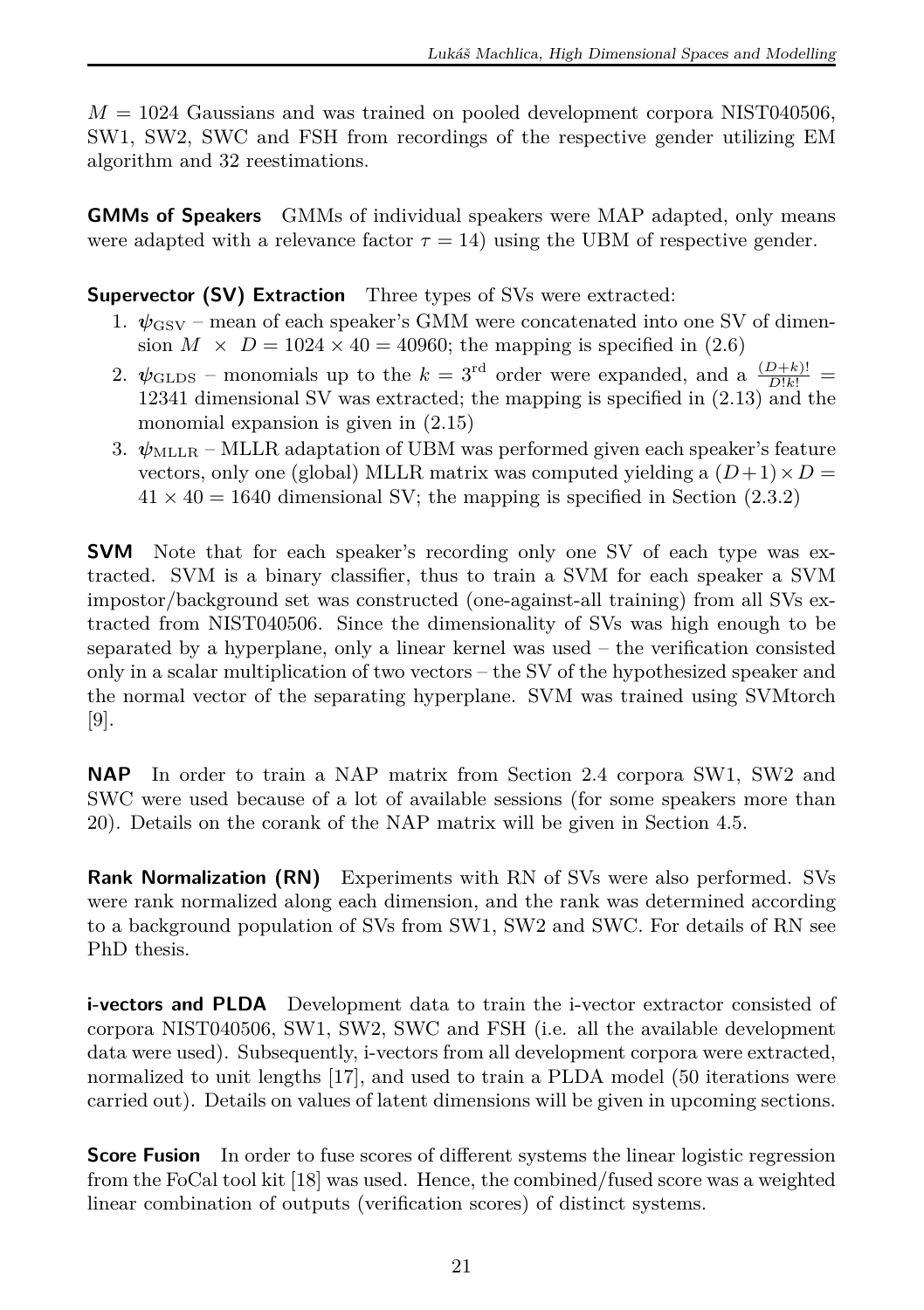$M = 1024$ Gaussians and was trained on pooled development corpora NIST040506, SW1, SW2, SWC and FSH from recordings of the respective gender utilizing EM algorithm and 32 reestimations.

**GMMs of Speakers** GMMs of individual speakers were MAP adapted, only means were adapted with a relevance factor $\tau = 14$) using the UBM of respective gender.

**Supervector (SV) Extraction** Three types of SVs were extracted:

1. $\boldsymbol{\psi}_{\text{GSV}}$ – mean of each speaker's GMM were concatenated into one SV of dimension $M \times D = 1024 \times 40 = 40960$; the mapping is specified in (2.6)
2. $\boldsymbol{\psi}_{\text{GLDS}}$ – monomials up to the $k = 3^{\text{rd}}$ order were expanded, and a $\frac{(D+k)!}{D!k!} =$ 12341 dimensional SV was extracted; the mapping is specified in (2.13) and the monomial expansion is given in (2.15)
3. $\boldsymbol{\psi}_{\text{MLLR}}$ – MLLR adaptation of UBM was performed given each speaker's feature vectors, only one (global) MLLR matrix was computed yielding a $(D+1) \times D = 41 \times 40 = 1640$ dimensional SV; the mapping is specified in Section (2.3.2)

**SVM** Note that for each speaker's recording only one SV of each type was extracted. SVM is a binary classifier, thus to train a SVM for each speaker a SVM impostor/background set was constructed (one-against-all training) from all SVs extracted from NIST040506. Since the dimensionality of SVs was high enough to be separated by a hyperplane, only a linear kernel was used – the verification consisted only in a scalar multiplication of two vectors – the SV of the hypothesized speaker and the normal vector of the separating hyperplane. SVM was trained using SVMtorch [9].

**NAP** In order to train a NAP matrix from Section 2.4 corpora SW1, SW2 and SWC were used because of a lot of available sessions (for some speakers more than 20). Details on the corank of the NAP matrix will be given in Section 4.5.

**Rank Normalization (RN)** Experiments with RN of SVs were also performed. SVs were rank normalized along each dimension, and the rank was determined according to a background population of SVs from SW1, SW2 and SWC. For details of RN see PhD thesis.

**i-vectors and PLDA** Development data to train the i-vector extractor consisted of corpora NIST040506, SW1, SW2, SWC and FSH (i.e. all the available development data were used). Subsequently, i-vectors from all development corpora were extracted, normalized to unit lengths [17], and used to train a PLDA model (50 iterations were carried out). Details on values of latent dimensions will be given in upcoming sections.

**Score Fusion** In order to fuse scores of different systems the linear logistic regression from the FoCal tool kit [18] was used. Hence, the combined/fused score was a weighted linear combination of outputs (verification scores) of distinct systems.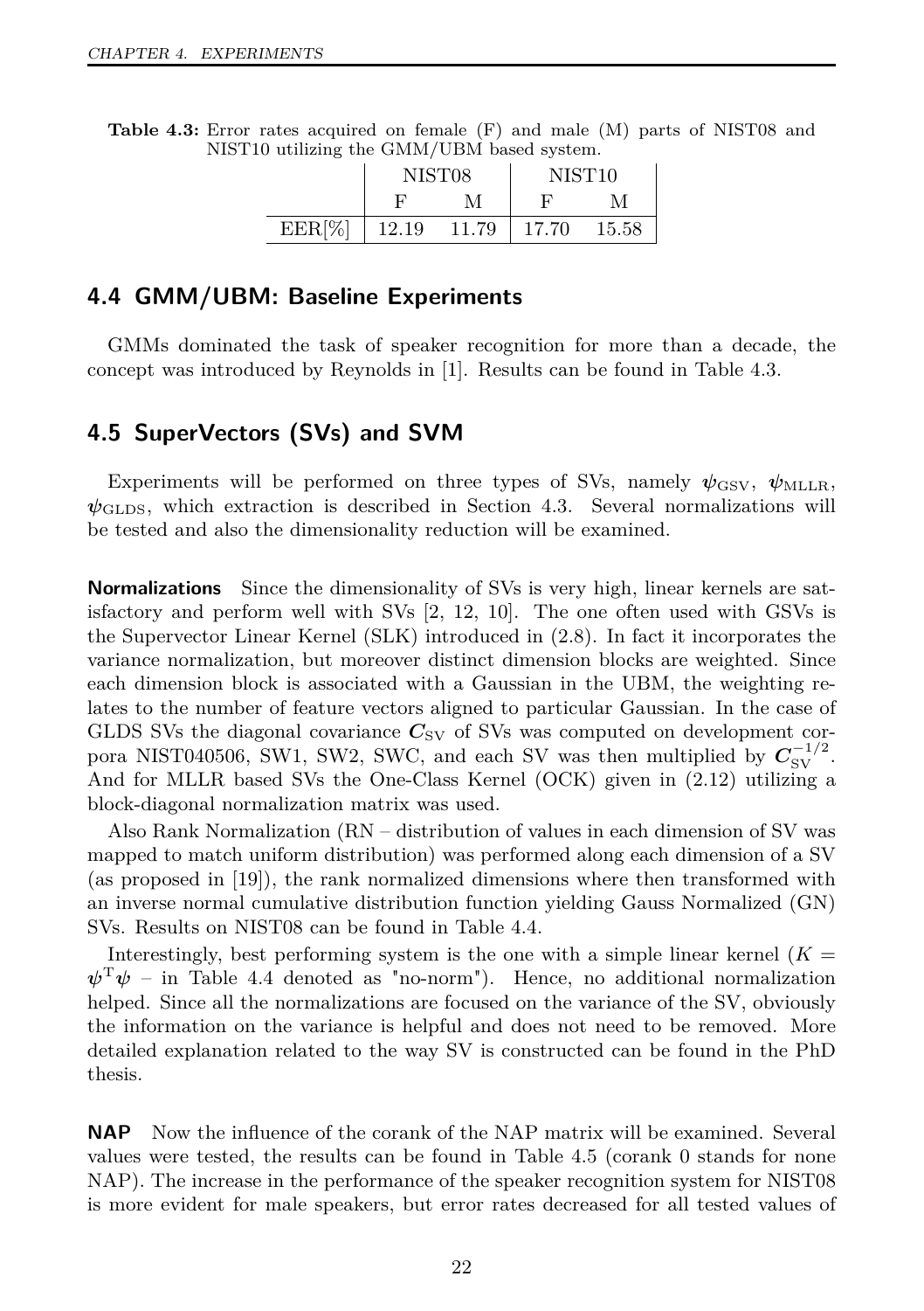**Table 4.3:** Error rates acquired on female (F) and male (M) parts of NIST08 and NIST10 utilizing the GMM/UBM based system.

| | NIST08 | | NIST10 | |
|---|---|---|---|---|
| | F | M | F | M |
| EER[%] | 12.19 | 11.79 | 17.70 | 15.58 |

## 4.4 GMM/UBM: Baseline Experiments

GMMs dominated the task of speaker recognition for more than a decade, the concept was introduced by Reynolds in [1]. Results can be found in Table 4.3.

## 4.5 SuperVectors (SVs) and SVM

Experiments will be performed on three types of SVs, namely $\boldsymbol{\psi}_{\mathrm{GSV}}$, $\boldsymbol{\psi}_{\mathrm{MLLR}}$, $\boldsymbol{\psi}_{\mathrm{GLDS}}$, which extraction is described in Section 4.3. Several normalizations will be tested and also the dimensionality reduction will be examined.

**Normalizations** Since the dimensionality of SVs is very high, linear kernels are satisfactory and perform well with SVs [2, 12, 10]. The one often used with GSVs is the Supervector Linear Kernel (SLK) introduced in (2.8). In fact it incorporates the variance normalization, but moreover distinct dimension blocks are weighted. Since each dimension block is associated with a Gaussian in the UBM, the weighting relates to the number of feature vectors aligned to particular Gaussian. In the case of GLDS SVs the diagonal covariance $\boldsymbol{C}_{\mathrm{SV}}$ of SVs was computed on development corpora NIST040506, SW1, SW2, SWC, and each SV was then multiplied by $\boldsymbol{C}_{\mathrm{SV}}^{-1/2}$. And for MLLR based SVs the One-Class Kernel (OCK) given in (2.12) utilizing a block-diagonal normalization matrix was used.

Also Rank Normalization (RN – distribution of values in each dimension of SV was mapped to match uniform distribution) was performed along each dimension of a SV (as proposed in [19]), the rank normalized dimensions where then transformed with an inverse normal cumulative distribution function yielding Gauss Normalized (GN) SVs. Results on NIST08 can be found in Table 4.4.

Interestingly, best performing system is the one with a simple linear kernel ($K = \boldsymbol{\psi}^{\mathrm{T}}\boldsymbol{\psi}$ – in Table 4.4 denoted as "no-norm"). Hence, no additional normalization helped. Since all the normalizations are focused on the variance of the SV, obviously the information on the variance is helpful and does not need to be removed. More detailed explanation related to the way SV is constructed can be found in the PhD thesis.

**NAP** Now the influence of the corank of the NAP matrix will be examined. Several values were tested, the results can be found in Table 4.5 (corank 0 stands for none NAP). The increase in the performance of the speaker recognition system for NIST08 is more evident for male speakers, but error rates decreased for all tested values of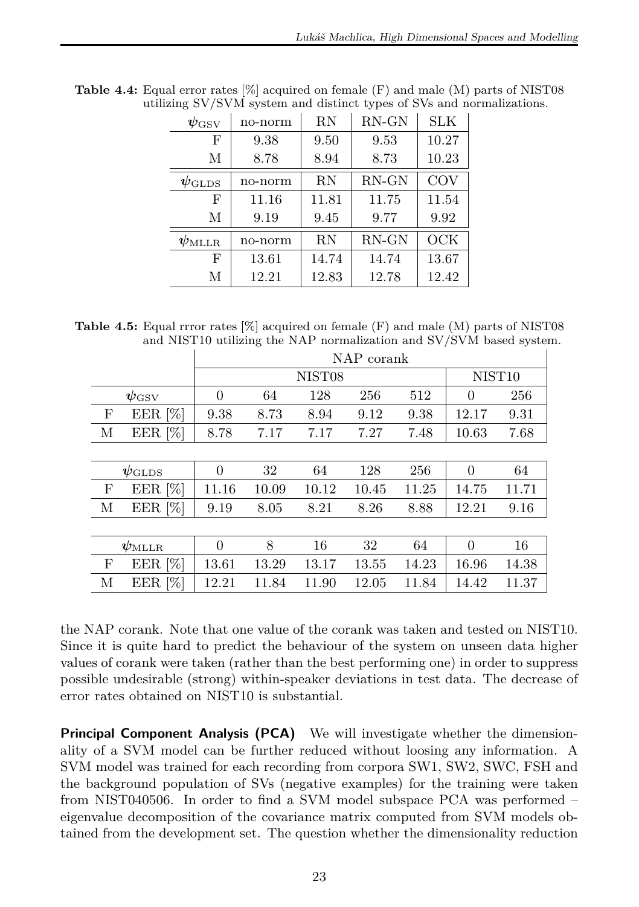**Table 4.4:** Equal error rates [%] acquired on female (F) and male (M) parts of NIST08 utilizing SV/SVM system and distinct types of SVs and normalizations.

| $\boldsymbol{\psi}_{\mathrm{GSV}}$ | no-norm | RN | RN-GN | SLK |
|---|---|---|---|---|
| F | 9.38 | 9.50 | 9.53 | 10.27 |
| M | 8.78 | 8.94 | 8.73 | 10.23 |
| $\boldsymbol{\psi}_{\mathrm{GLDS}}$ | no-norm | RN | RN-GN | COV |
| F | 11.16 | 11.81 | 11.75 | 11.54 |
| M | 9.19 | 9.45 | 9.77 | 9.92 |
| $\boldsymbol{\psi}_{\mathrm{MLLR}}$ | no-norm | RN | RN-GN | OCK |
| F | 13.61 | 14.74 | 14.74 | 13.67 |
| M | 12.21 | 12.83 | 12.78 | 12.42 |

**Table 4.5:** Equal rrror rates [%] acquired on female (F) and male (M) parts of NIST08 and NIST10 utilizing the NAP normalization and SV/SVM based system.

| | | NAP corank | | | | | | |
|---|---|---|---|---|---|---|---|---|
| | | NIST08 | | | | | NIST10 | |
| $\boldsymbol{\psi}_{\mathrm{GSV}}$ | | 0 | 64 | 128 | 256 | 512 | 0 | 256 |
| F | EER [%] | 9.38 | 8.73 | 8.94 | 9.12 | 9.38 | 12.17 | 9.31 |
| M | EER [%] | 8.78 | 7.17 | 7.17 | 7.27 | 7.48 | 10.63 | 7.68 |
| $\boldsymbol{\psi}_{\mathrm{GLDS}}$ | | 0 | 32 | 64 | 128 | 256 | 0 | 64 |
| F | EER [%] | 11.16 | 10.09 | 10.12 | 10.45 | 11.25 | 14.75 | 11.71 |
| M | EER [%] | 9.19 | 8.05 | 8.21 | 8.26 | 8.88 | 12.21 | 9.16 |
| $\boldsymbol{\psi}_{\mathrm{MLLR}}$ | | 0 | 8 | 16 | 32 | 64 | 0 | 16 |
| F | EER [%] | 13.61 | 13.29 | 13.17 | 13.55 | 14.23 | 16.96 | 14.38 |
| M | EER [%] | 12.21 | 11.84 | 11.90 | 12.05 | 11.84 | 14.42 | 11.37 |

the NAP corank. Note that one value of the corank was taken and tested on NIST10. Since it is quite hard to predict the behaviour of the system on unseen data higher values of corank were taken (rather than the best performing one) in order to suppress possible undesirable (strong) within-speaker deviations in test data. The decrease of error rates obtained on NIST10 is substantial.

**Principal Component Analysis (PCA)** We will investigate whether the dimensionality of a SVM model can be further reduced without loosing any information. A SVM model was trained for each recording from corpora SW1, SW2, SWC, FSH and the background population of SVs (negative examples) for the training were taken from NIST040506. In order to find a SVM model subspace PCA was performed – eigenvalue decomposition of the covariance matrix computed from SVM models obtained from the development set. The question whether the dimensionality reduction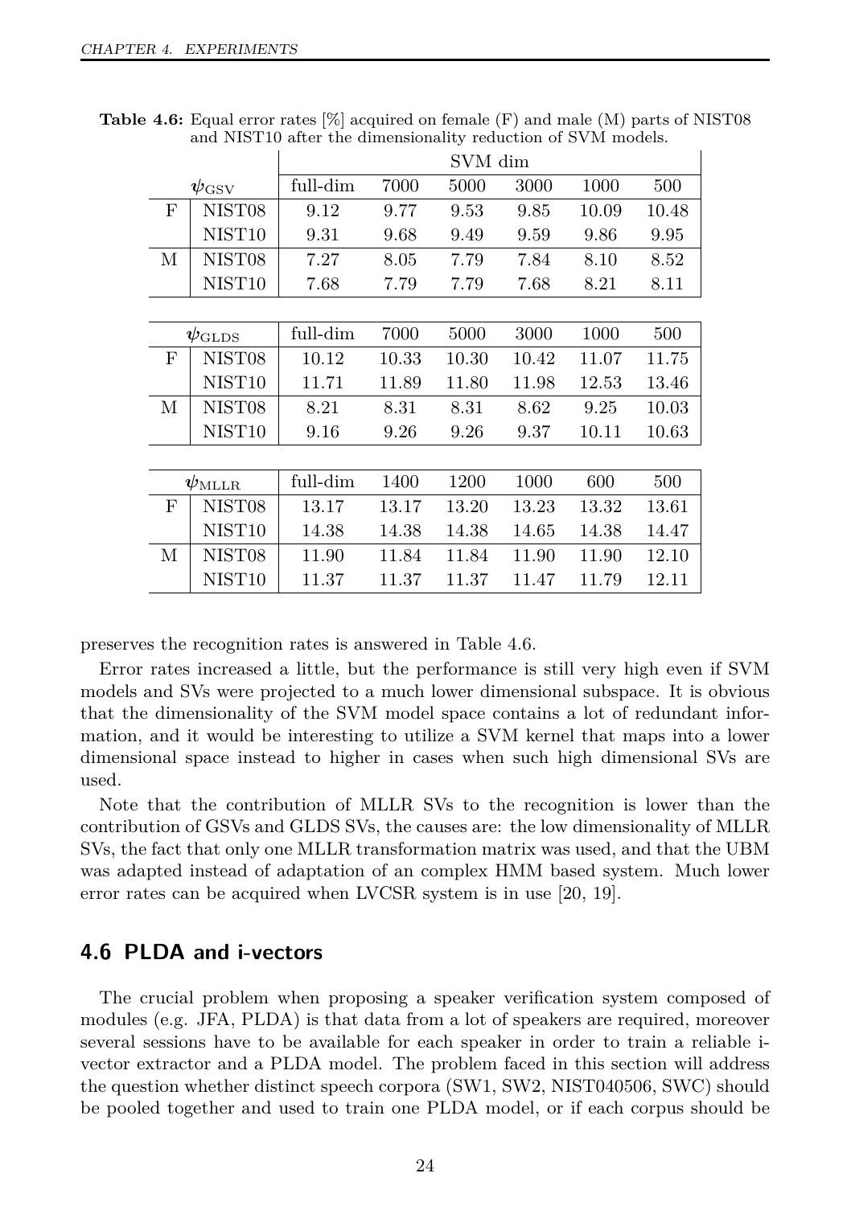**Table 4.6:** Equal error rates [%] acquired on female (F) and male (M) parts of NIST08 and NIST10 after the dimensionality reduction of SVM models.

| | | SVM dim | | | | | |
|---|---|---|---|---|---|---|---|
| $\psi_{GSV}$ | | full-dim | 7000 | 5000 | 3000 | 1000 | 500 |
| F | NIST08 | 9.12 | 9.77 | 9.53 | 9.85 | 10.09 | 10.48 |
| | NIST10 | 9.31 | 9.68 | 9.49 | 9.59 | 9.86 | 9.95 |
| M | NIST08 | 7.27 | 8.05 | 7.79 | 7.84 | 8.10 | 8.52 |
| | NIST10 | 7.68 | 7.79 | 7.79 | 7.68 | 8.21 | 8.11 |
| $\psi_{GLDS}$ | | full-dim | 7000 | 5000 | 3000 | 1000 | 500 |
| F | NIST08 | 10.12 | 10.33 | 10.30 | 10.42 | 11.07 | 11.75 |
| | NIST10 | 11.71 | 11.89 | 11.80 | 11.98 | 12.53 | 13.46 |
| M | NIST08 | 8.21 | 8.31 | 8.31 | 8.62 | 9.25 | 10.03 |
| | NIST10 | 9.16 | 9.26 | 9.26 | 9.37 | 10.11 | 10.63 |
| $\psi_{MLLR}$ | | full-dim | 1400 | 1200 | 1000 | 600 | 500 |
| F | NIST08 | 13.17 | 13.17 | 13.20 | 13.23 | 13.32 | 13.61 |
| | NIST10 | 14.38 | 14.38 | 14.38 | 14.65 | 14.38 | 14.47 |
| M | NIST08 | 11.90 | 11.84 | 11.84 | 11.90 | 11.90 | 12.10 |
| | NIST10 | 11.37 | 11.37 | 11.37 | 11.47 | 11.79 | 12.11 |

preserves the recognition rates is answered in Table 4.6.

Error rates increased a little, but the performance is still very high even if SVM models and SVs were projected to a much lower dimensional subspace. It is obvious that the dimensionality of the SVM model space contains a lot of redundant information, and it would be interesting to utilize a SVM kernel that maps into a lower dimensional space instead to higher in cases when such high dimensional SVs are used.

Note that the contribution of MLLR SVs to the recognition is lower than the contribution of GSVs and GLDS SVs, the causes are: the low dimensionality of MLLR SVs, the fact that only one MLLR transformation matrix was used, and that the UBM was adapted instead of adaptation of an complex HMM based system. Much lower error rates can be acquired when LVCSR system is in use [20, 19].

## 4.6 PLDA and i-vectors

The crucial problem when proposing a speaker verification system composed of modules (e.g. JFA, PLDA) is that data from a lot of speakers are required, moreover several sessions have to be available for each speaker in order to train a reliable i-vector extractor and a PLDA model. The problem faced in this section will address the question whether distinct speech corpora (SW1, SW2, NIST040506, SWC) should be pooled together and used to train one PLDA model, or if each corpus should be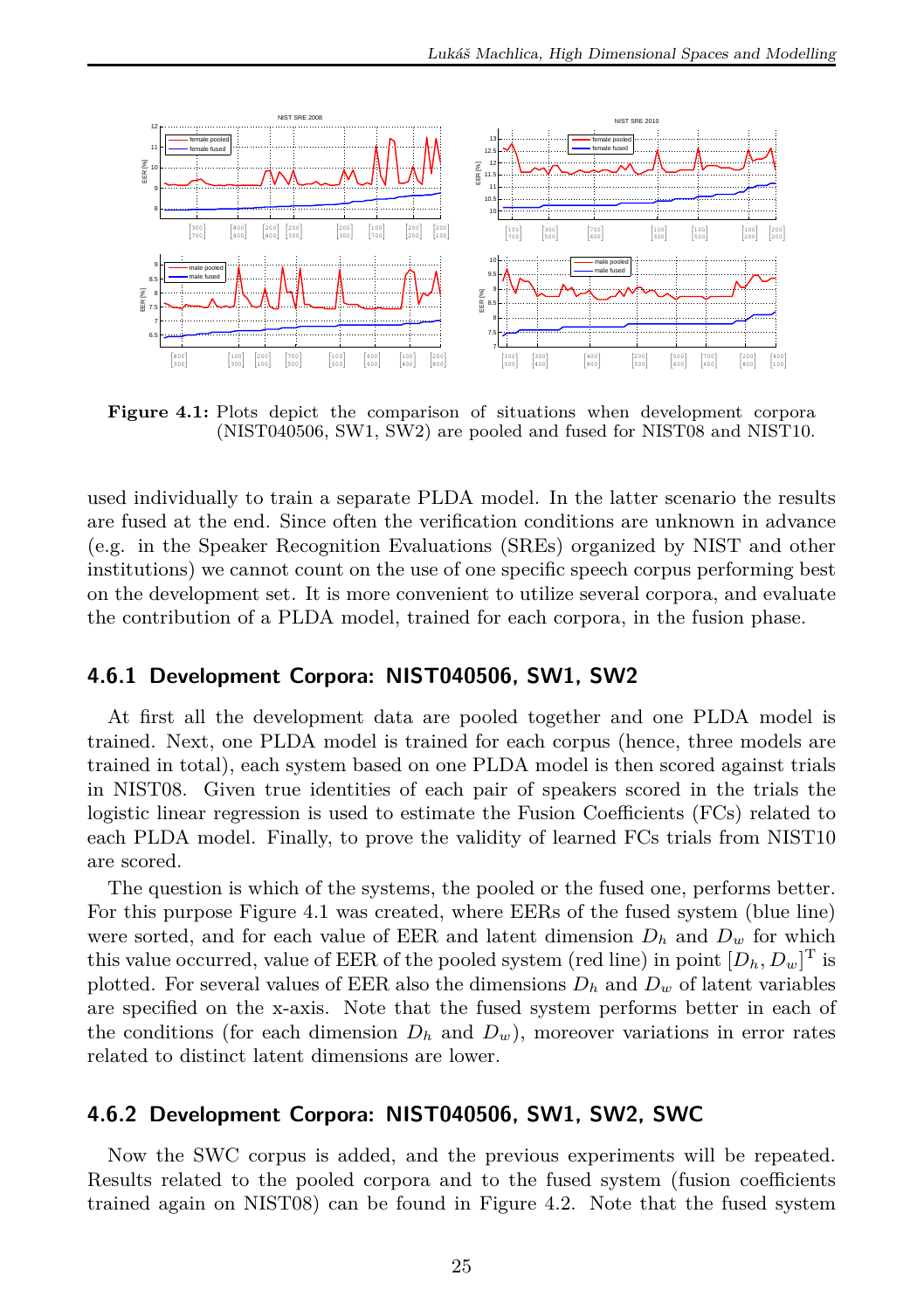**Figure 4.1:** Plots depict the comparison of situations when development corpora (NIST040506, SW1, SW2) are pooled and fused for NIST08 and NIST10.

used individually to train a separate PLDA model. In the latter scenario the results are fused at the end. Since often the verification conditions are unknown in advance (e.g. in the Speaker Recognition Evaluations (SREs) organized by NIST and other institutions) we cannot count on the use of one specific speech corpus performing best on the development set. It is more convenient to utilize several corpora, and evaluate the contribution of a PLDA model, trained for each corpora, in the fusion phase.

### 4.6.1 Development Corpora: NIST040506, SW1, SW2

At first all the development data are pooled together and one PLDA model is trained. Next, one PLDA model is trained for each corpus (hence, three models are trained in total), each system based on one PLDA model is then scored against trials in NIST08. Given true identities of each pair of speakers scored in the trials the logistic linear regression is used to estimate the Fusion Coefficients (FCs) related to each PLDA model. Finally, to prove the validity of learned FCs trials from NIST10 are scored.

The question is which of the systems, the pooled or the fused one, performs better. For this purpose Figure 4.1 was created, where EERs of the fused system (blue line) were sorted, and for each value of EER and latent dimension $D_h$ and $D_w$ for which this value occurred, value of EER of the pooled system (red line) in point $[D_h, D_w]^{\mathrm{T}}$ is plotted. For several values of EER also the dimensions $D_h$ and $D_w$ of latent variables are specified on the x-axis. Note that the fused system performs better in each of the conditions (for each dimension $D_h$ and $D_w$), moreover variations in error rates related to distinct latent dimensions are lower.

### 4.6.2 Development Corpora: NIST040506, SW1, SW2, SWC

Now the SWC corpus is added, and the previous experiments will be repeated. Results related to the pooled corpora and to the fused system (fusion coefficients trained again on NIST08) can be found in Figure 4.2. Note that the fused system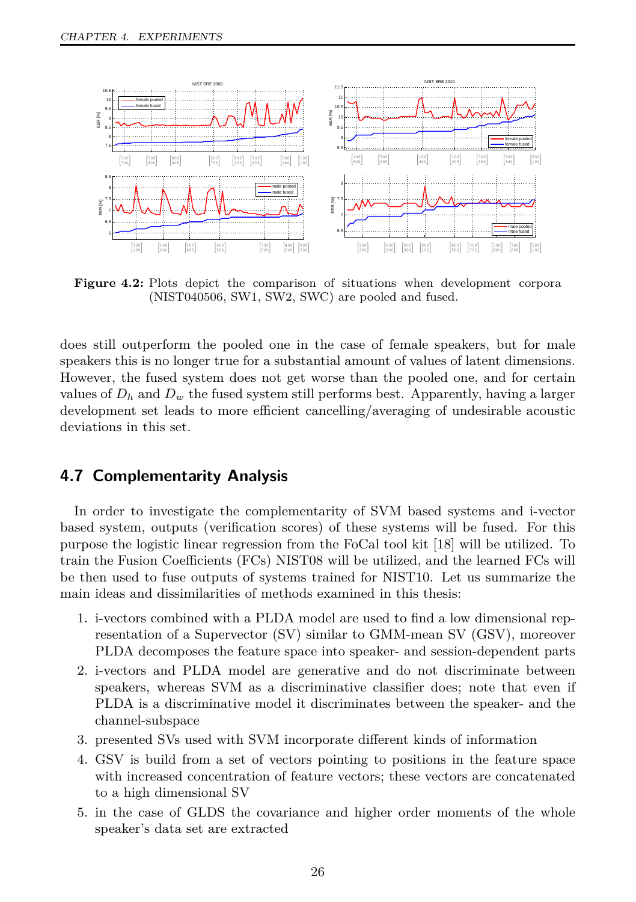**Figure 4.2:** Plots depict the comparison of situations when development corpora (NIST040506, SW1, SW2, SWC) are pooled and fused.

does still outperform the pooled one in the case of female speakers, but for male speakers this is no longer true for a substantial amount of values of latent dimensions. However, the fused system does not get worse than the pooled one, and for certain values of $D_h$ and $D_w$ the fused system still performs best. Apparently, having a larger development set leads to more efficient cancelling/averaging of undesirable acoustic deviations in this set.

## 4.7 Complementarity Analysis

In order to investigate the complementarity of SVM based systems and i-vector based system, outputs (verification scores) of these systems will be fused. For this purpose the logistic linear regression from the FoCal tool kit [18] will be utilized. To train the Fusion Coefficients (FCs) NIST08 will be utilized, and the learned FCs will be then used to fuse outputs of systems trained for NIST10. Let us summarize the main ideas and dissimilarities of methods examined in this thesis:

1. i-vectors combined with a PLDA model are used to find a low dimensional representation of a Supervector (SV) similar to GMM-mean SV (GSV), moreover PLDA decomposes the feature space into speaker- and session-dependent parts
2. i-vectors and PLDA model are generative and do not discriminate between speakers, whereas SVM as a discriminative classifier does; note that even if PLDA is a discriminative model it discriminates between the speaker- and the channel-subspace
3. presented SVs used with SVM incorporate different kinds of information
4. GSV is build from a set of vectors pointing to positions in the feature space with increased concentration of feature vectors; these vectors are concatenated to a high dimensional SV
5. in the case of GLDS the covariance and higher order moments of the whole speaker's data set are extracted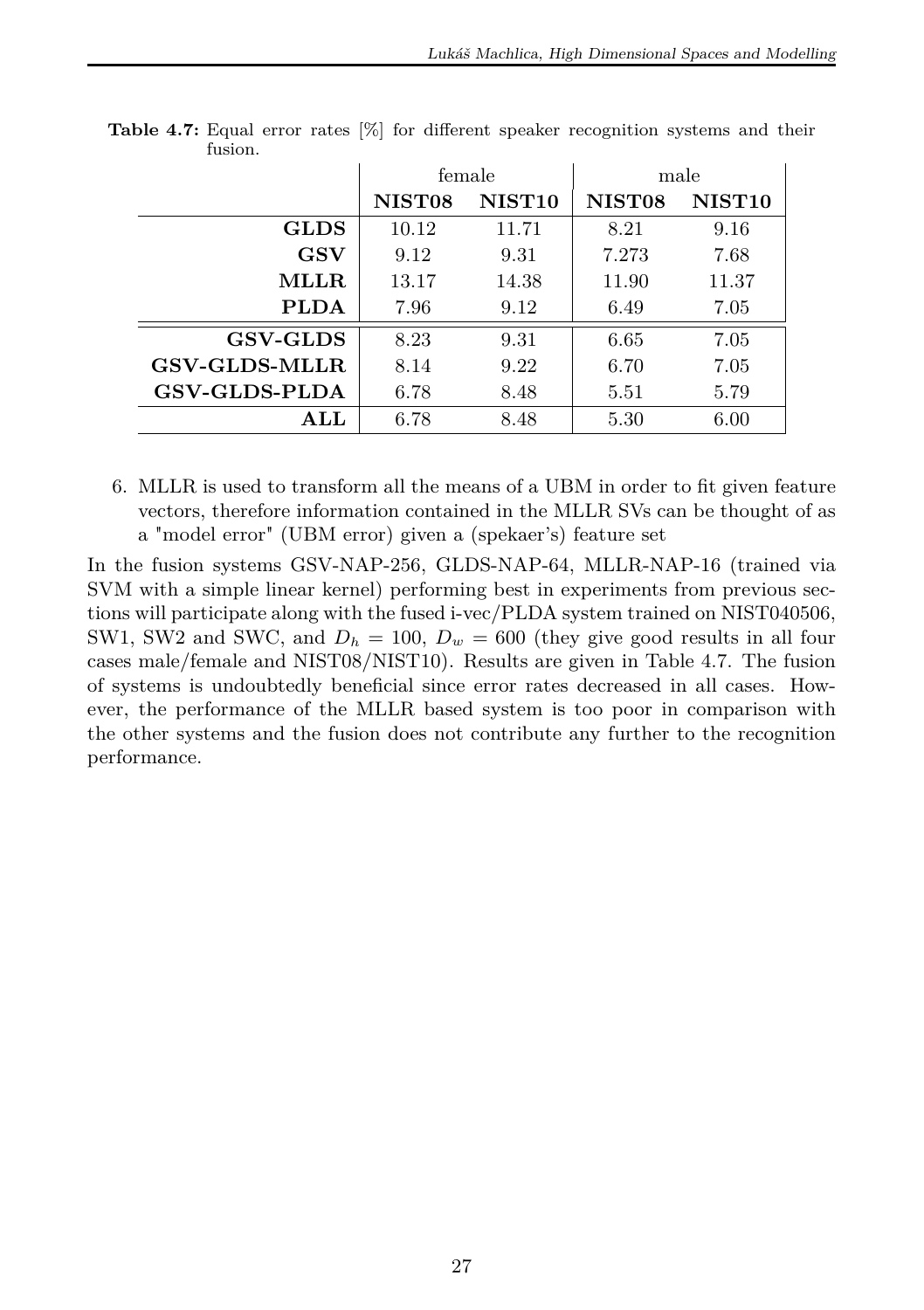**Table 4.7:** Equal error rates [%] for different speaker recognition systems and their fusion.

| | female | | male | |
|---|---|---|---|---|
| | **NIST08** | **NIST10** | **NIST08** | **NIST10** |
| **GLDS** | 10.12 | 11.71 | 8.21 | 9.16 |
| **GSV** | 9.12 | 9.31 | 7.273 | 7.68 |
| **MLLR** | 13.17 | 14.38 | 11.90 | 11.37 |
| **PLDA** | 7.96 | 9.12 | 6.49 | 7.05 |
| **GSV-GLDS** | 8.23 | 9.31 | 6.65 | 7.05 |
| **GSV-GLDS-MLLR** | 8.14 | 9.22 | 6.70 | 7.05 |
| **GSV-GLDS-PLDA** | 6.78 | 8.48 | 5.51 | 5.79 |
| **ALL** | 6.78 | 8.48 | 5.30 | 6.00 |

6. MLLR is used to transform all the means of a UBM in order to fit given feature vectors, therefore information contained in the MLLR SVs can be thought of as a "model error" (UBM error) given a (spekaer's) feature set

In the fusion systems GSV-NAP-256, GLDS-NAP-64, MLLR-NAP-16 (trained via SVM with a simple linear kernel) performing best in experiments from previous sections will participate along with the fused i-vec/PLDA system trained on NIST040506, SW1, SW2 and SWC, and $D_h = 100$, $D_w = 600$ (they give good results in all four cases male/female and NIST08/NIST10). Results are given in Table 4.7. The fusion of systems is undoubtedly beneficial since error rates decreased in all cases. However, the performance of the MLLR based system is too poor in comparison with the other systems and the fusion does not contribute any further to the recognition performance.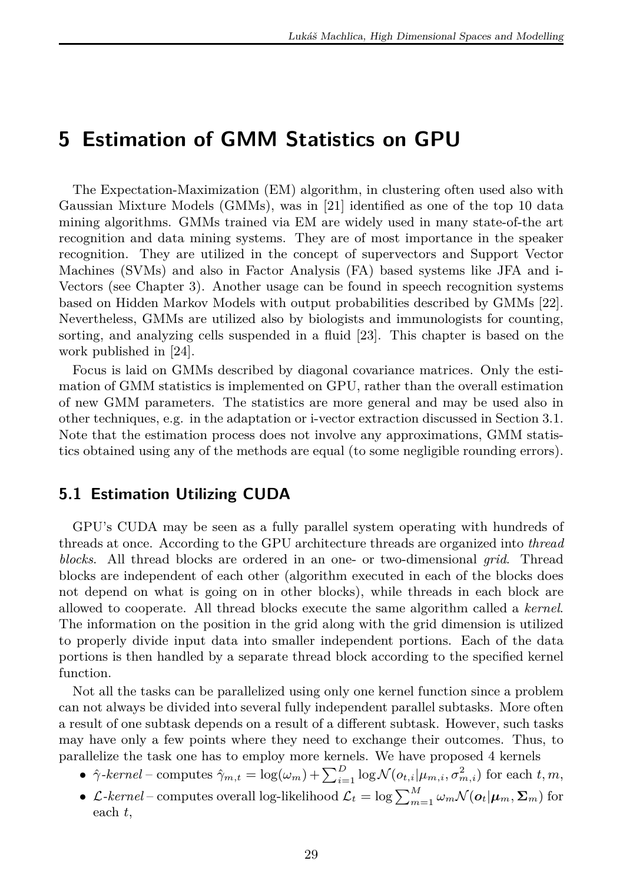# 5 Estimation of GMM Statistics on GPU

The Expectation-Maximization (EM) algorithm, in clustering often used also with Gaussian Mixture Models (GMMs), was in [21] identified as one of the top 10 data mining algorithms. GMMs trained via EM are widely used in many state-of-the art recognition and data mining systems. They are of most importance in the speaker recognition. They are utilized in the concept of supervectors and Support Vector Machines (SVMs) and also in Factor Analysis (FA) based systems like JFA and i-Vectors (see Chapter 3). Another usage can be found in speech recognition systems based on Hidden Markov Models with output probabilities described by GMMs [22]. Nevertheless, GMMs are utilized also by biologists and immunologists for counting, sorting, and analyzing cells suspended in a fluid [23]. This chapter is based on the work published in [24].

Focus is laid on GMMs described by diagonal covariance matrices. Only the estimation of GMM statistics is implemented on GPU, rather than the overall estimation of new GMM parameters. The statistics are more general and may be used also in other techniques, e.g. in the adaptation or i-vector extraction discussed in Section 3.1. Note that the estimation process does not involve any approximations, GMM statistics obtained using any of the methods are equal (to some negligible rounding errors).

## 5.1 Estimation Utilizing CUDA

GPU's CUDA may be seen as a fully parallel system operating with hundreds of threads at once. According to the GPU architecture threads are organized into *thread blocks*. All thread blocks are ordered in an one- or two-dimensional *grid*. Thread blocks are independent of each other (algorithm executed in each of the blocks does not depend on what is going on in other blocks), while threads in each block are allowed to cooperate. All thread blocks execute the same algorithm called a *kernel*. The information on the position in the grid along with the grid dimension is utilized to properly divide input data into smaller independent portions. Each of the data portions is then handled by a separate thread block according to the specified kernel function.

Not all the tasks can be parallelized using only one kernel function since a problem can not always be divided into several fully independent parallel subtasks. More often a result of one subtask depends on a result of a different subtask. However, such tasks may have only a few points where they need to exchange their outcomes. Thus, to parallelize the task one has to employ more kernels. We have proposed 4 kernels

- $\hat{\gamma}$-*kernel* – computes $\hat{\gamma}_{m,t} = \log(\omega_m) + \sum_{i=1}^{D} \log \mathcal{N}(o_{t,i}|\mu_{m,i}, \sigma^2_{m,i})$ for each $t, m$,
- $\mathcal{L}$-*kernel* – computes overall log-likelihood $\mathcal{L}_t = \log \sum_{m=1}^{M} \omega_m \mathcal{N}(\boldsymbol{o}_t|\boldsymbol{\mu}_m, \boldsymbol{\Sigma}_m)$ for each $t$,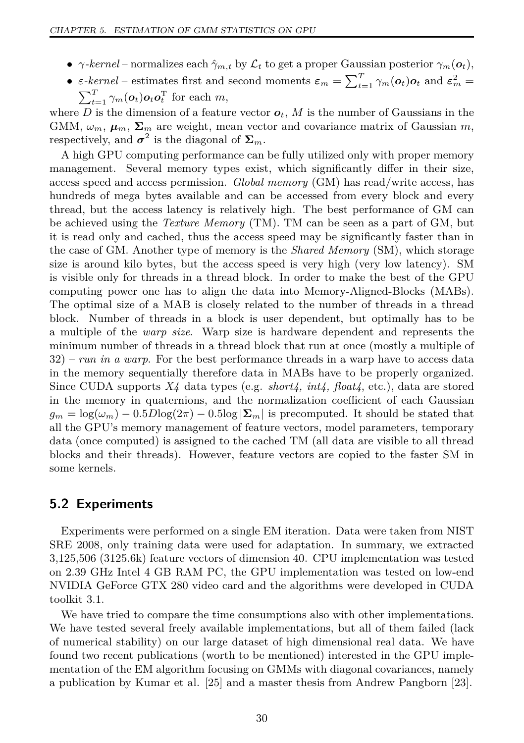- $\gamma$-*kernel* – normalizes each $\hat{\gamma}_{m,t}$ by $\mathcal{L}_t$ to get a proper Gaussian posterior $\gamma_m(\boldsymbol{o}_t)$,
- $\varepsilon$-*kernel* – estimates first and second moments $\boldsymbol{\varepsilon}_m = \sum_{t=1}^{T} \gamma_m(\boldsymbol{o}_t)\boldsymbol{o}_t$ and $\boldsymbol{\varepsilon}_m^2 = \sum_{t=1}^{T} \gamma_m(\boldsymbol{o}_t)\boldsymbol{o}_t\boldsymbol{o}_t^{\mathrm{T}}$ for each $m$,

where $D$ is the dimension of a feature vector $\boldsymbol{o}_t$, $M$ is the number of Gaussians in the GMM, $\omega_m$, $\boldsymbol{\mu}_m$, $\boldsymbol{\Sigma}_m$ are weight, mean vector and covariance matrix of Gaussian $m$, respectively, and $\boldsymbol{\sigma}^2$ is the diagonal of $\boldsymbol{\Sigma}_m$.

A high GPU computing performance can be fully utilized only with proper memory management. Several memory types exist, which significantly differ in their size, access speed and access permission. *Global memory* (GM) has read/write access, has hundreds of mega bytes available and can be accessed from every block and every thread, but the access latency is relatively high. The best performance of GM can be achieved using the *Texture Memory* (TM). TM can be seen as a part of GM, but it is read only and cached, thus the access speed may be significantly faster than in the case of GM. Another type of memory is the *Shared Memory* (SM), which storage size is around kilo bytes, but the access speed is very high (very low latency). SM is visible only for threads in a thread block. In order to make the best of the GPU computing power one has to align the data into Memory-Aligned-Blocks (MABs). The optimal size of a MAB is closely related to the number of threads in a thread block. Number of threads in a block is user dependent, but optimally has to be a multiple of the *warp size*. Warp size is hardware dependent and represents the minimum number of threads in a thread block that run at once (mostly a multiple of 32) – *run in a warp*. For the best performance threads in a warp have to access data in the memory sequentially therefore data in MABs have to be properly organized. Since CUDA supports *X4* data types (e.g. *short4, int4, float4*, etc.), data are stored in the memory in quaternions, and the normalization coefficient of each Gaussian $g_m = \log(\omega_m) - 0.5D\log(2\pi) - 0.5\log|\boldsymbol{\Sigma}_m|$ is precomputed. It should be stated that all the GPU's memory management of feature vectors, model parameters, temporary data (once computed) is assigned to the cached TM (all data are visible to all thread blocks and their threads). However, feature vectors are copied to the faster SM in some kernels.

## 5.2 Experiments

Experiments were performed on a single EM iteration. Data were taken from NIST SRE 2008, only training data were used for adaptation. In summary, we extracted 3,125,506 (3125.6k) feature vectors of dimension 40. CPU implementation was tested on 2.39 GHz Intel 4 GB RAM PC, the GPU implementation was tested on low-end NVIDIA GeForce GTX 280 video card and the algorithms were developed in CUDA toolkit 3.1.

We have tried to compare the time consumptions also with other implementations. We have tested several freely available implementations, but all of them failed (lack of numerical stability) on our large dataset of high dimensional real data. We have found two recent publications (worth to be mentioned) interested in the GPU implementation of the EM algorithm focusing on GMMs with diagonal covariances, namely a publication by Kumar et al. [25] and a master thesis from Andrew Pangborn [23].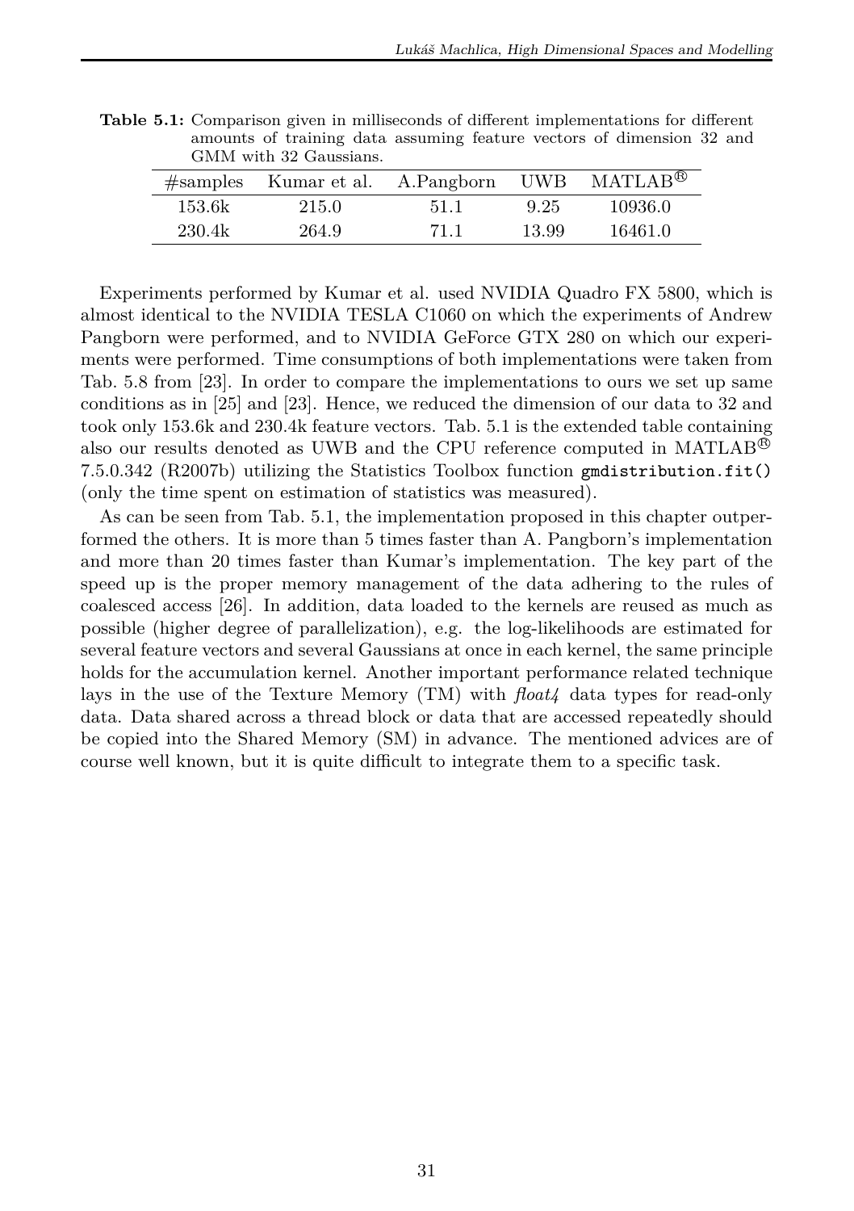**Table 5.1:** Comparison given in milliseconds of different implementations for different amounts of training data assuming feature vectors of dimension 32 and GMM with 32 Gaussians.

| #samples | Kumar et al. | A.Pangborn | UWB | MATLAB® |
|---|---|---|---|---|
| 153.6k | 215.0 | 51.1 | 9.25 | 10936.0 |
| 230.4k | 264.9 | 71.1 | 13.99 | 16461.0 |

Experiments performed by Kumar et al. used NVIDIA Quadro FX 5800, which is almost identical to the NVIDIA TESLA C1060 on which the experiments of Andrew Pangborn were performed, and to NVIDIA GeForce GTX 280 on which our experiments were performed. Time consumptions of both implementations were taken from Tab. 5.8 from [23]. In order to compare the implementations to ours we set up same conditions as in [25] and [23]. Hence, we reduced the dimension of our data to 32 and took only 153.6k and 230.4k feature vectors. Tab. 5.1 is the extended table containing also our results denoted as UWB and the CPU reference computed in MATLAB® 7.5.0.342 (R2007b) utilizing the Statistics Toolbox function `gmdistribution.fit()` (only the time spent on estimation of statistics was measured).

As can be seen from Tab. 5.1, the implementation proposed in this chapter outperformed the others. It is more than 5 times faster than A. Pangborn's implementation and more than 20 times faster than Kumar's implementation. The key part of the speed up is the proper memory management of the data adhering to the rules of coalesced access [26]. In addition, data loaded to the kernels are reused as much as possible (higher degree of parallelization), e.g. the log-likelihoods are estimated for several feature vectors and several Gaussians at once in each kernel, the same principle holds for the accumulation kernel. Another important performance related technique lays in the use of the Texture Memory (TM) with *float4* data types for read-only data. Data shared across a thread block or data that are accessed repeatedly should be copied into the Shared Memory (SM) in advance. The mentioned advices are of course well known, but it is quite difficult to integrate them to a specific task.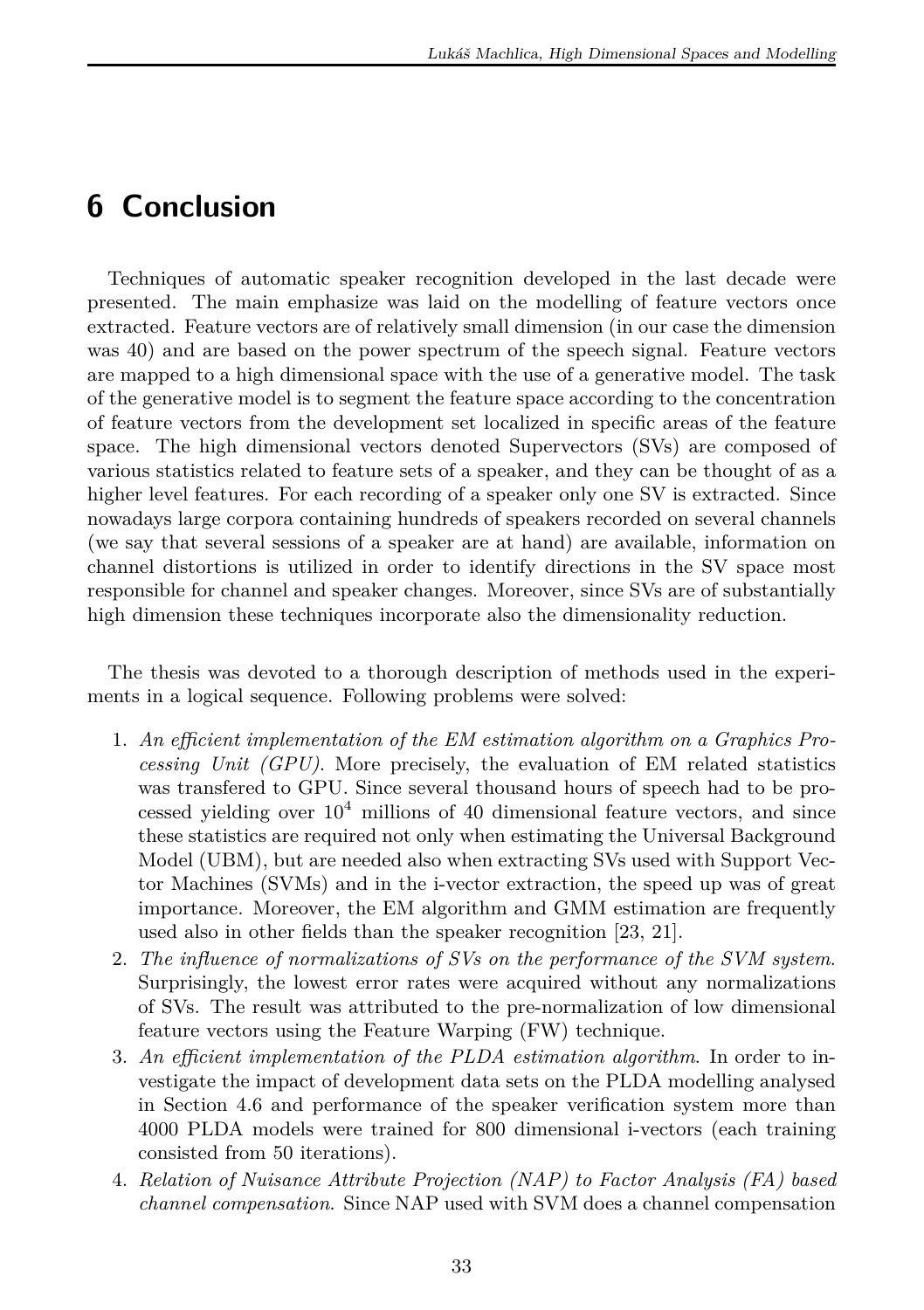# 6 Conclusion

Techniques of automatic speaker recognition developed in the last decade were presented. The main emphasize was laid on the modelling of feature vectors once extracted. Feature vectors are of relatively small dimension (in our case the dimension was 40) and are based on the power spectrum of the speech signal. Feature vectors are mapped to a high dimensional space with the use of a generative model. The task of the generative model is to segment the feature space according to the concentration of feature vectors from the development set localized in specific areas of the feature space. The high dimensional vectors denoted Supervectors (SVs) are composed of various statistics related to feature sets of a speaker, and they can be thought of as a higher level features. For each recording of a speaker only one SV is extracted. Since nowadays large corpora containing hundreds of speakers recorded on several channels (we say that several sessions of a speaker are at hand) are available, information on channel distortions is utilized in order to identify directions in the SV space most responsible for channel and speaker changes. Moreover, since SVs are of substantially high dimension these techniques incorporate also the dimensionality reduction.

The thesis was devoted to a thorough description of methods used in the experiments in a logical sequence. Following problems were solved:

1. *An efficient implementation of the EM estimation algorithm on a Graphics Processing Unit (GPU)*. More precisely, the evaluation of EM related statistics was transfered to GPU. Since several thousand hours of speech had to be processed yielding over $10^4$ millions of 40 dimensional feature vectors, and since these statistics are required not only when estimating the Universal Background Model (UBM), but are needed also when extracting SVs used with Support Vector Machines (SVMs) and in the i-vector extraction, the speed up was of great importance. Moreover, the EM algorithm and GMM estimation are frequently used also in other fields than the speaker recognition [23, 21].
2. *The influence of normalizations of SVs on the performance of the SVM system*. Surprisingly, the lowest error rates were acquired without any normalizations of SVs. The result was attributed to the pre-normalization of low dimensional feature vectors using the Feature Warping (FW) technique.
3. *An efficient implementation of the PLDA estimation algorithm*. In order to investigate the impact of development data sets on the PLDA modelling analysed in Section 4.6 and performance of the speaker verification system more than 4000 PLDA models were trained for 800 dimensional i-vectors (each training consisted from 50 iterations).
4. *Relation of Nuisance Attribute Projection (NAP) to Factor Analysis (FA) based channel compensation*. Since NAP used with SVM does a channel compensation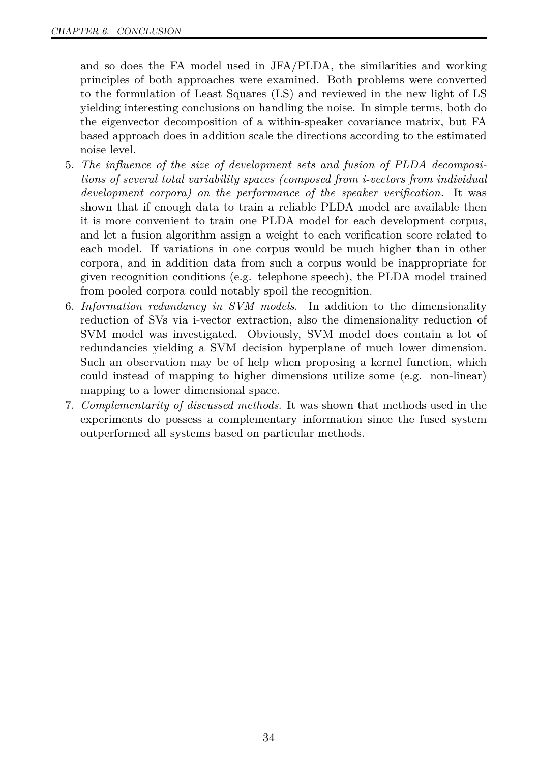and so does the FA model used in JFA/PLDA, the similarities and working principles of both approaches were examined. Both problems were converted to the formulation of Least Squares (LS) and reviewed in the new light of LS yielding interesting conclusions on handling the noise. In simple terms, both do the eigenvector decomposition of a within-speaker covariance matrix, but FA based approach does in addition scale the directions according to the estimated noise level.

5. *The influence of the size of development sets and fusion of PLDA decompositions of several total variability spaces (composed from i-vectors from individual development corpora) on the performance of the speaker verification.* It was shown that if enough data to train a reliable PLDA model are available then it is more convenient to train one PLDA model for each development corpus, and let a fusion algorithm assign a weight to each verification score related to each model. If variations in one corpus would be much higher than in other corpora, and in addition data from such a corpus would be inappropriate for given recognition conditions (e.g. telephone speech), the PLDA model trained from pooled corpora could notably spoil the recognition.
6. *Information redundancy in SVM models*. In addition to the dimensionality reduction of SVs via i-vector extraction, also the dimensionality reduction of SVM model was investigated. Obviously, SVM model does contain a lot of redundancies yielding a SVM decision hyperplane of much lower dimension. Such an observation may be of help when proposing a kernel function, which could instead of mapping to higher dimensions utilize some (e.g. non-linear) mapping to a lower dimensional space.
7. *Complementarity of discussed methods*. It was shown that methods used in the experiments do possess a complementary information since the fused system outperformed all systems based on particular methods.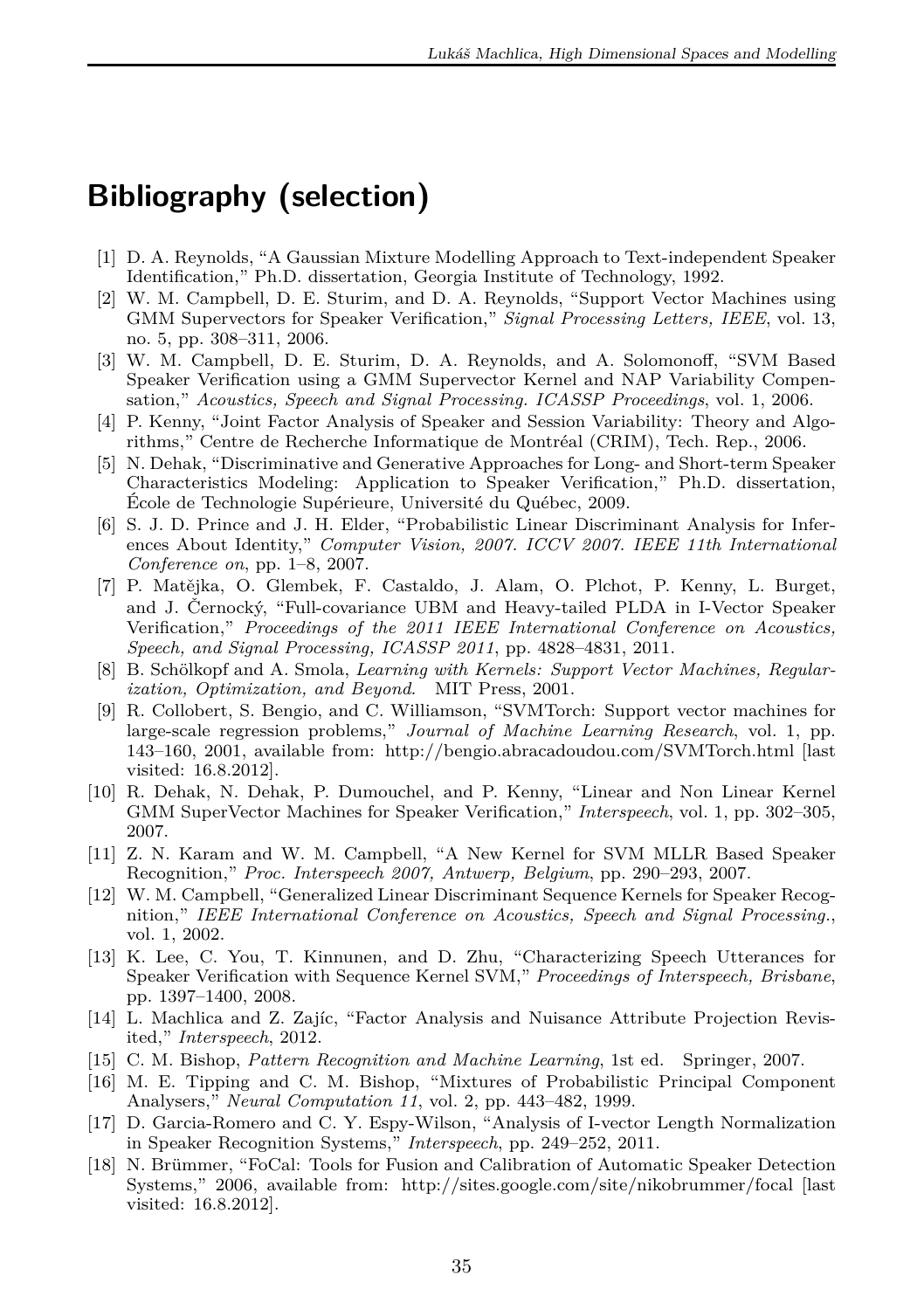# Bibliography (selection)

[1] D. A. Reynolds, "A Gaussian Mixture Modelling Approach to Text-independent Speaker Identification," Ph.D. dissertation, Georgia Institute of Technology, 1992.

[2] W. M. Campbell, D. E. Sturim, and D. A. Reynolds, "Support Vector Machines using GMM Supervectors for Speaker Verification," *Signal Processing Letters, IEEE*, vol. 13, no. 5, pp. 308–311, 2006.

[3] W. M. Campbell, D. E. Sturim, D. A. Reynolds, and A. Solomonoff, "SVM Based Speaker Verification using a GMM Supervector Kernel and NAP Variability Compensation," *Acoustics, Speech and Signal Processing. ICASSP Proceedings*, vol. 1, 2006.

[4] P. Kenny, "Joint Factor Analysis of Speaker and Session Variability: Theory and Algorithms," Centre de Recherche Informatique de Montréal (CRIM), Tech. Rep., 2006.

[5] N. Dehak, "Discriminative and Generative Approaches for Long- and Short-term Speaker Characteristics Modeling: Application to Speaker Verification," Ph.D. dissertation, École de Technologie Supérieure, Université du Québec, 2009.

[6] S. J. D. Prince and J. H. Elder, "Probabilistic Linear Discriminant Analysis for Inferences About Identity," *Computer Vision, 2007. ICCV 2007. IEEE 11th International Conference on*, pp. 1–8, 2007.

[7] P. Matějka, O. Glembek, F. Castaldo, J. Alam, O. Plchot, P. Kenny, L. Burget, and J. Černocký, "Full-covariance UBM and Heavy-tailed PLDA in I-Vector Speaker Verification," *Proceedings of the 2011 IEEE International Conference on Acoustics, Speech, and Signal Processing, ICASSP 2011*, pp. 4828–4831, 2011.

[8] B. Schölkopf and A. Smola, *Learning with Kernels: Support Vector Machines, Regularization, Optimization, and Beyond*. MIT Press, 2001.

[9] R. Collobert, S. Bengio, and C. Williamson, "SVMTorch: Support vector machines for large-scale regression problems," *Journal of Machine Learning Research*, vol. 1, pp. 143–160, 2001, available from: http://bengio.abracadoudou.com/SVMTorch.html [last visited: 16.8.2012].

[10] R. Dehak, N. Dehak, P. Dumouchel, and P. Kenny, "Linear and Non Linear Kernel GMM SuperVector Machines for Speaker Verification," *Interspeech*, vol. 1, pp. 302–305, 2007.

[11] Z. N. Karam and W. M. Campbell, "A New Kernel for SVM MLLR Based Speaker Recognition," *Proc. Interspeech 2007, Antwerp, Belgium*, pp. 290–293, 2007.

[12] W. M. Campbell, "Generalized Linear Discriminant Sequence Kernels for Speaker Recognition," *IEEE International Conference on Acoustics, Speech and Signal Processing.*, vol. 1, 2002.

[13] K. Lee, C. You, T. Kinnunen, and D. Zhu, "Characterizing Speech Utterances for Speaker Verification with Sequence Kernel SVM," *Proceedings of Interspeech, Brisbane*, pp. 1397–1400, 2008.

[14] L. Machlica and Z. Zajíc, "Factor Analysis and Nuisance Attribute Projection Revisited," *Interspeech*, 2012.

[15] C. M. Bishop, *Pattern Recognition and Machine Learning*, 1st ed. Springer, 2007.

[16] M. E. Tipping and C. M. Bishop, "Mixtures of Probabilistic Principal Component Analysers," *Neural Computation 11*, vol. 2, pp. 443–482, 1999.

[17] D. Garcia-Romero and C. Y. Espy-Wilson, "Analysis of I-vector Length Normalization in Speaker Recognition Systems," *Interspeech*, pp. 249–252, 2011.

[18] N. Brümmer, "FoCal: Tools for Fusion and Calibration of Automatic Speaker Detection Systems," 2006, available from: http://sites.google.com/site/nikobrummer/focal [last visited: 16.8.2012].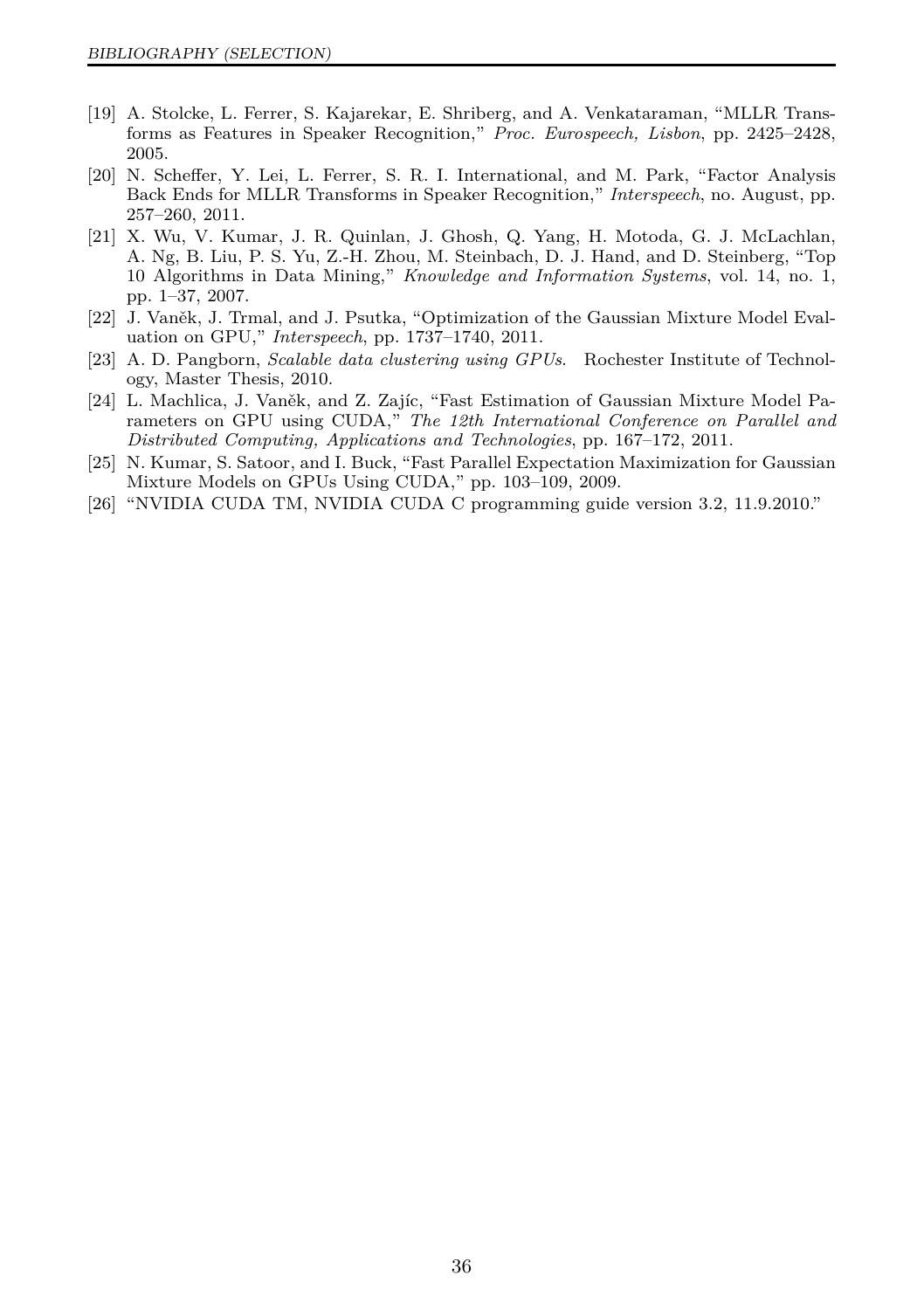[19] A. Stolcke, L. Ferrer, S. Kajarekar, E. Shriberg, and A. Venkataraman, "MLLR Transforms as Features in Speaker Recognition," *Proc. Eurospeech, Lisbon*, pp. 2425–2428, 2005.

[20] N. Scheffer, Y. Lei, L. Ferrer, S. R. I. International, and M. Park, "Factor Analysis Back Ends for MLLR Transforms in Speaker Recognition," *Interspeech*, no. August, pp. 257–260, 2011.

[21] X. Wu, V. Kumar, J. R. Quinlan, J. Ghosh, Q. Yang, H. Motoda, G. J. McLachlan, A. Ng, B. Liu, P. S. Yu, Z.-H. Zhou, M. Steinbach, D. J. Hand, and D. Steinberg, "Top 10 Algorithms in Data Mining," *Knowledge and Information Systems*, vol. 14, no. 1, pp. 1–37, 2007.

[22] J. Vaněk, J. Trmal, and J. Psutka, "Optimization of the Gaussian Mixture Model Evaluation on GPU," *Interspeech*, pp. 1737–1740, 2011.

[23] A. D. Pangborn, *Scalable data clustering using GPUs.* Rochester Institute of Technology, Master Thesis, 2010.

[24] L. Machlica, J. Vaněk, and Z. Zajíc, "Fast Estimation of Gaussian Mixture Model Parameters on GPU using CUDA," *The 12th International Conference on Parallel and Distributed Computing, Applications and Technologies*, pp. 167–172, 2011.

[25] N. Kumar, S. Satoor, and I. Buck, "Fast Parallel Expectation Maximization for Gaussian Mixture Models on GPUs Using CUDA," pp. 103–109, 2009.

[26] "NVIDIA CUDA TM, NVIDIA CUDA C programming guide version 3.2, 11.9.2010."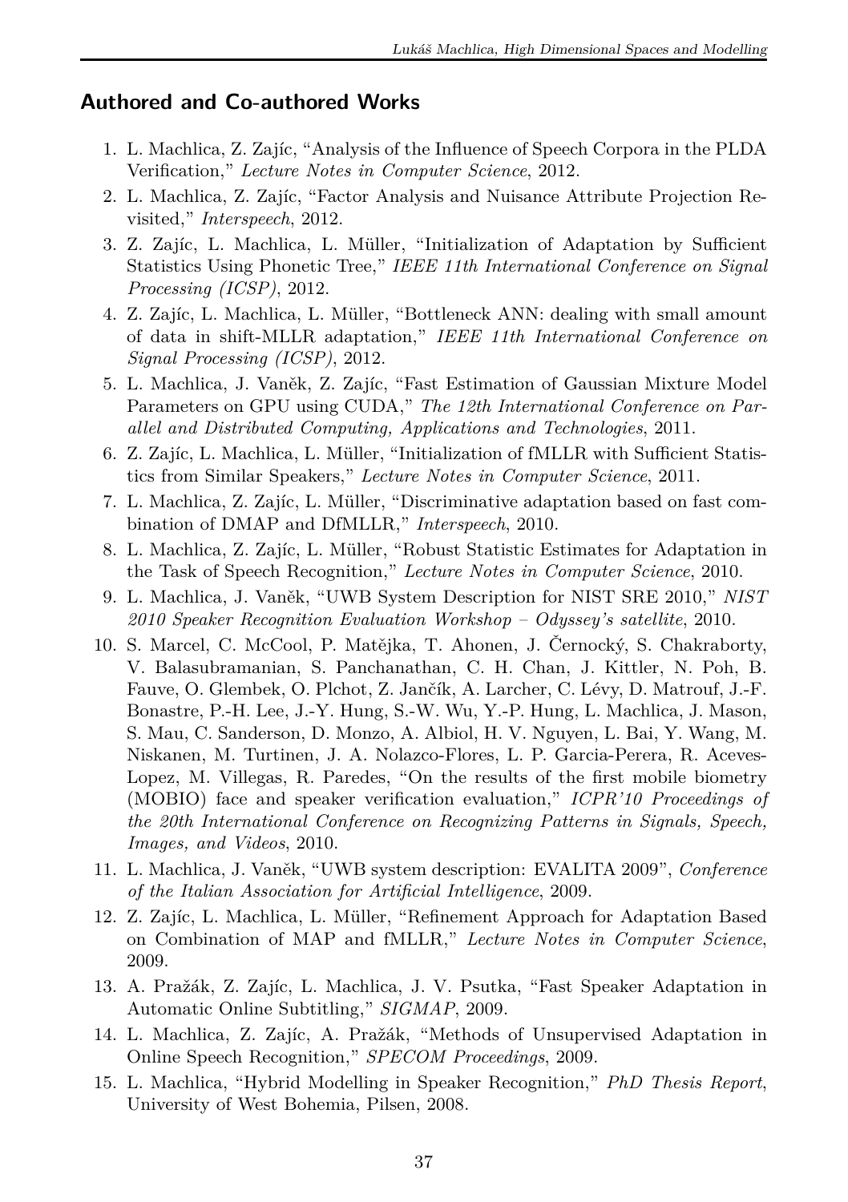## Authored and Co-authored Works

1. L. Machlica, Z. Zajíc, "Analysis of the Influence of Speech Corpora in the PLDA Verification," *Lecture Notes in Computer Science*, 2012.
2. L. Machlica, Z. Zajíc, "Factor Analysis and Nuisance Attribute Projection Revisited," *Interspeech*, 2012.
3. Z. Zajíc, L. Machlica, L. Müller, "Initialization of Adaptation by Sufficient Statistics Using Phonetic Tree," *IEEE 11th International Conference on Signal Processing (ICSP)*, 2012.
4. Z. Zajíc, L. Machlica, L. Müller, "Bottleneck ANN: dealing with small amount of data in shift-MLLR adaptation," *IEEE 11th International Conference on Signal Processing (ICSP)*, 2012.
5. L. Machlica, J. Vaněk, Z. Zajíc, "Fast Estimation of Gaussian Mixture Model Parameters on GPU using CUDA," *The 12th International Conference on Parallel and Distributed Computing, Applications and Technologies*, 2011.
6. Z. Zajíc, L. Machlica, L. Müller, "Initialization of fMLLR with Sufficient Statistics from Similar Speakers," *Lecture Notes in Computer Science*, 2011.
7. L. Machlica, Z. Zajíc, L. Müller, "Discriminative adaptation based on fast combination of DMAP and DfMLLR," *Interspeech*, 2010.
8. L. Machlica, Z. Zajíc, L. Müller, "Robust Statistic Estimates for Adaptation in the Task of Speech Recognition," *Lecture Notes in Computer Science*, 2010.
9. L. Machlica, J. Vaněk, "UWB System Description for NIST SRE 2010," *NIST 2010 Speaker Recognition Evaluation Workshop – Odyssey's satellite*, 2010.
10. S. Marcel, C. McCool, P. Matějka, T. Ahonen, J. Černocký, S. Chakraborty, V. Balasubramanian, S. Panchanathan, C. H. Chan, J. Kittler, N. Poh, B. Fauve, O. Glembek, O. Plchot, Z. Jančík, A. Larcher, C. Lévy, D. Matrouf, J.-F. Bonastre, P.-H. Lee, J.-Y. Hung, S.-W. Wu, Y.-P. Hung, L. Machlica, J. Mason, S. Mau, C. Sanderson, D. Monzo, A. Albiol, H. V. Nguyen, L. Bai, Y. Wang, M. Niskanen, M. Turtinen, J. A. Nolazco-Flores, L. P. Garcia-Perera, R. Aceves-Lopez, M. Villegas, R. Paredes, "On the results of the first mobile biometry (MOBIO) face and speaker verification evaluation," *ICPR'10 Proceedings of the 20th International Conference on Recognizing Patterns in Signals, Speech, Images, and Videos*, 2010.
11. L. Machlica, J. Vaněk, "UWB system description: EVALITA 2009", *Conference of the Italian Association for Artificial Intelligence*, 2009.
12. Z. Zajíc, L. Machlica, L. Müller, "Refinement Approach for Adaptation Based on Combination of MAP and fMLLR," *Lecture Notes in Computer Science*, 2009.
13. A. Pražák, Z. Zajíc, L. Machlica, J. V. Psutka, "Fast Speaker Adaptation in Automatic Online Subtitling," *SIGMAP*, 2009.
14. L. Machlica, Z. Zajíc, A. Pražák, "Methods of Unsupervised Adaptation in Online Speech Recognition," *SPECOM Proceedings*, 2009.
15. L. Machlica, "Hybrid Modelling in Speaker Recognition," *PhD Thesis Report*, University of West Bohemia, Pilsen, 2008.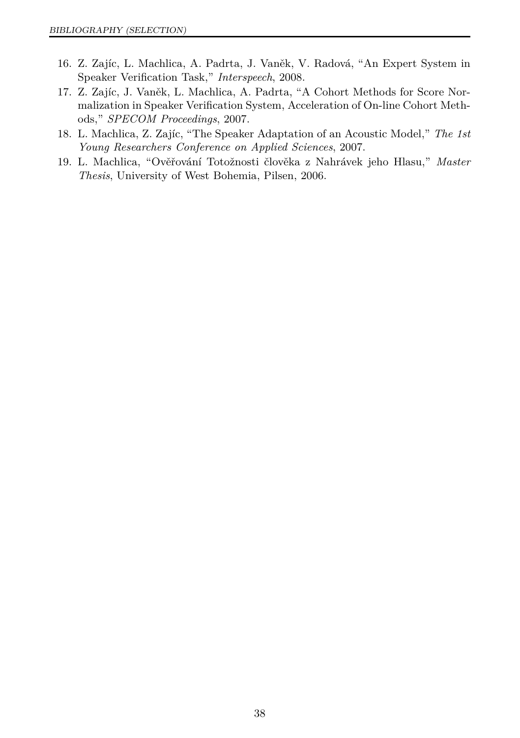16. Z. Zajíc, L. Machlica, A. Padrta, J. Vaněk, V. Radová, "An Expert System in Speaker Verification Task," *Interspeech*, 2008.
17. Z. Zajíc, J. Vaněk, L. Machlica, A. Padrta, "A Cohort Methods for Score Normalization in Speaker Verification System, Acceleration of On-line Cohort Methods," *SPECOM Proceedings*, 2007.
18. L. Machlica, Z. Zajíc, "The Speaker Adaptation of an Acoustic Model," *The 1st Young Researchers Conference on Applied Sciences*, 2007.
19. L. Machlica, "Ověřování Totožnosti člověka z Nahrávek jeho Hlasu," *Master Thesis*, University of West Bohemia, Pilsen, 2006.